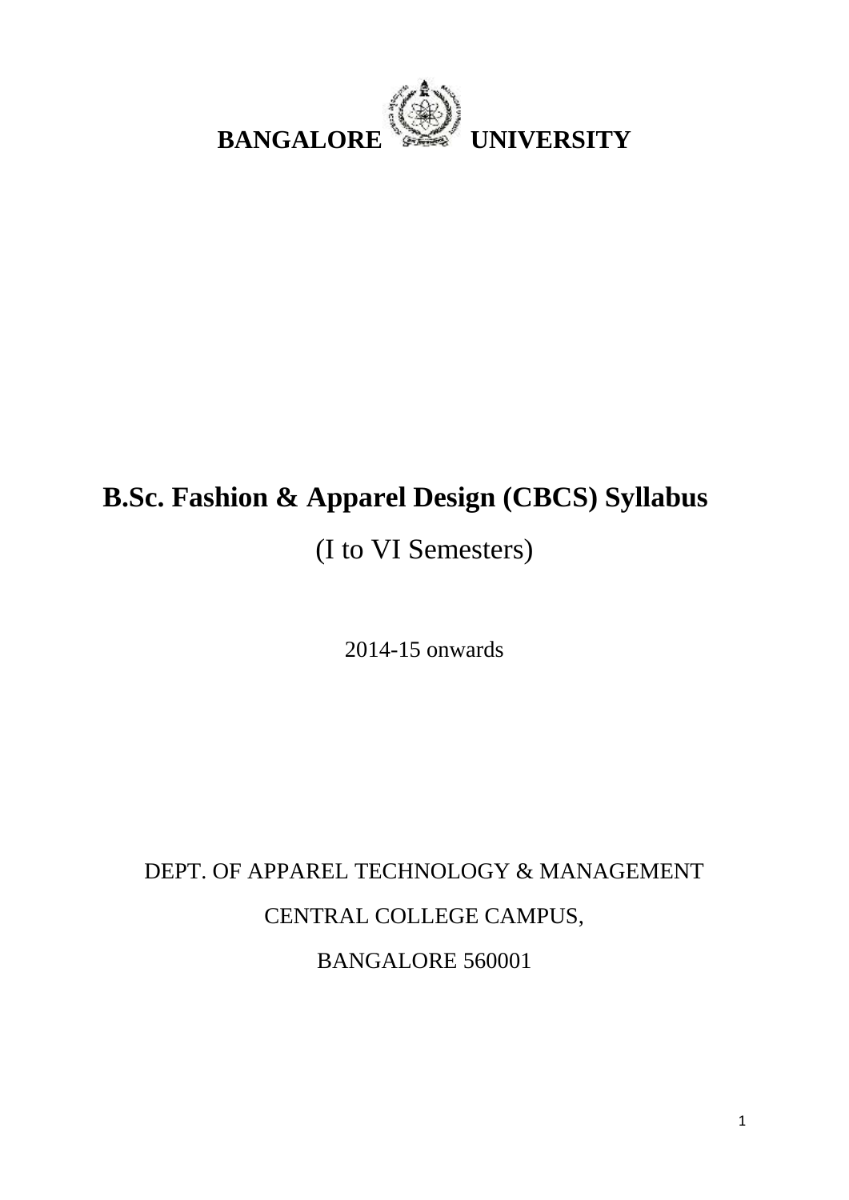# BANGALORE UNIVERSITY

# B.Sc. Fashion & Apparel Design (CBCS) Syllabus

(I to VI Semesters)

2014-15 onwards

DEPT. OF APPAREL TECHNOLOGY & MANAGEMENT

CENTRAL COLLEGE CAMPUS,

BANGALORE 560001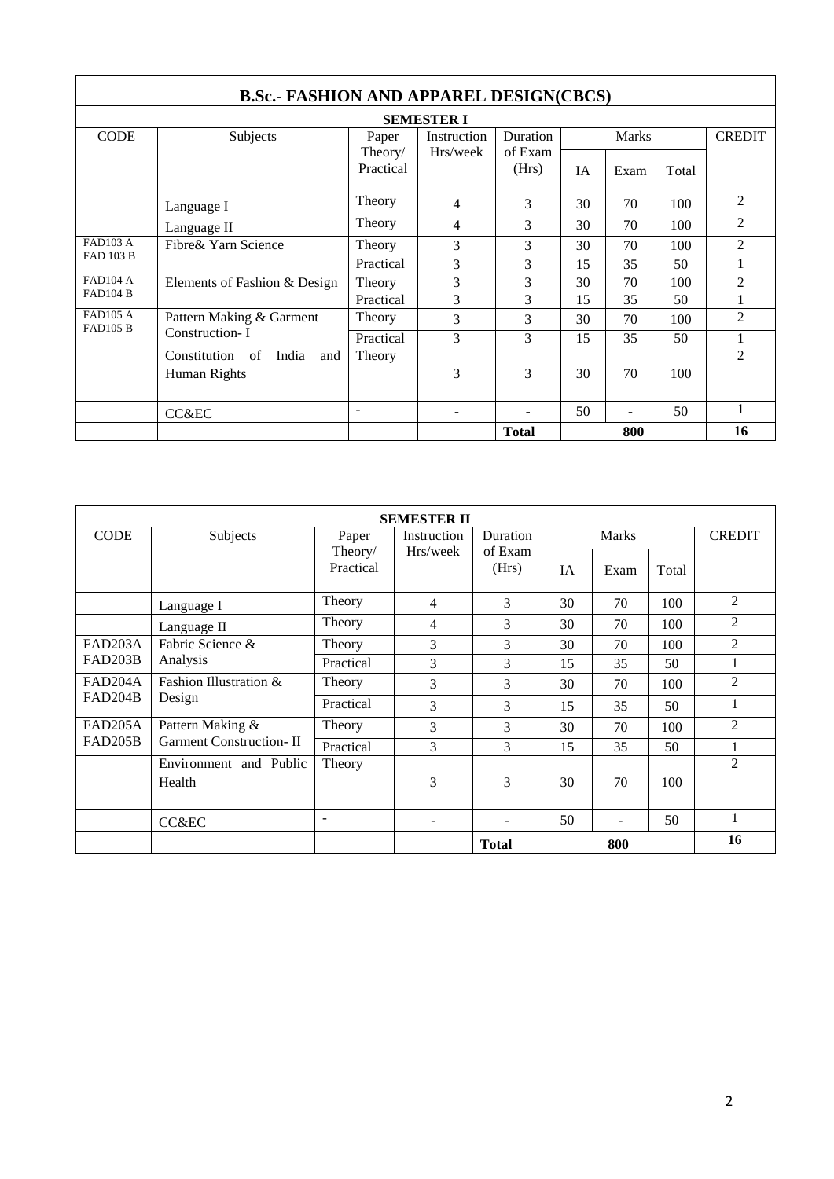## B.Sc.- FASHION AND APPAREL DESIGN(CBCS)

### SEMESTER I

| CODE | Subjects | Paper Theory/ Practical | Instruction Hrs/week | Duration of Exam (Hrs) | Marks | | | CREDIT |
|---|---|---|---|---|---|---|---|---|
| | | | | | IA | Exam | Total | |
| | Language I | Theory | 4 | 3 | 30 | 70 | 100 | 2 |
| | Language II | Theory | 4 | 3 | 30 | 70 | 100 | 2 |
| FAD103 A | Fibre& Yarn Science | Theory | 3 | 3 | 30 | 70 | 100 | 2 |
| FAD 103 B | | Practical | 3 | 3 | 15 | 35 | 50 | 1 |
| FAD104 A | Elements of Fashion & Design | Theory | 3 | 3 | 30 | 70 | 100 | 2 |
| FAD104 B | | Practical | 3 | 3 | 15 | 35 | 50 | 1 |
| FAD105 A | Pattern Making & Garment Construction- I | Theory | 3 | 3 | 30 | 70 | 100 | 2 |
| FAD105 B | | Practical | 3 | 3 | 15 | 35 | 50 | 1 |
| | Constitution of India and Human Rights | Theory | 3 | 3 | 30 | 70 | 100 | 2 |
| | CC&EC | - | - | - | 50 | - | 50 | 1 |
| | | | | **Total** | | **800** | | **16** |

### SEMESTER II

| CODE | Subjects | Paper Theory/ Practical | Instruction Hrs/week | Duration of Exam (Hrs) | Marks | | | CREDIT |
|---|---|---|---|---|---|---|---|---|
| | | | | | IA | Exam | Total | |
| | Language I | Theory | 4 | 3 | 30 | 70 | 100 | 2 |
| | Language II | Theory | 4 | 3 | 30 | 70 | 100 | 2 |
| FAD203A | Fabric Science & Analysis | Theory | 3 | 3 | 30 | 70 | 100 | 2 |
| FAD203B | | Practical | 3 | 3 | 15 | 35 | 50 | 1 |
| FAD204A | Fashion Illustration & Design | Theory | 3 | 3 | 30 | 70 | 100 | 2 |
| FAD204B | | Practical | 3 | 3 | 15 | 35 | 50 | 1 |
| FAD205A | Pattern Making & Garment Construction- II | Theory | 3 | 3 | 30 | 70 | 100 | 2 |
| FAD205B | | Practical | 3 | 3 | 15 | 35 | 50 | 1 |
| | Environment and Public Health | Theory | 3 | 3 | 30 | 70 | 100 | 2 |
| | CC&EC | - | - | - | 50 | - | 50 | 1 |
| | | | | **Total** | | **800** | | **16** |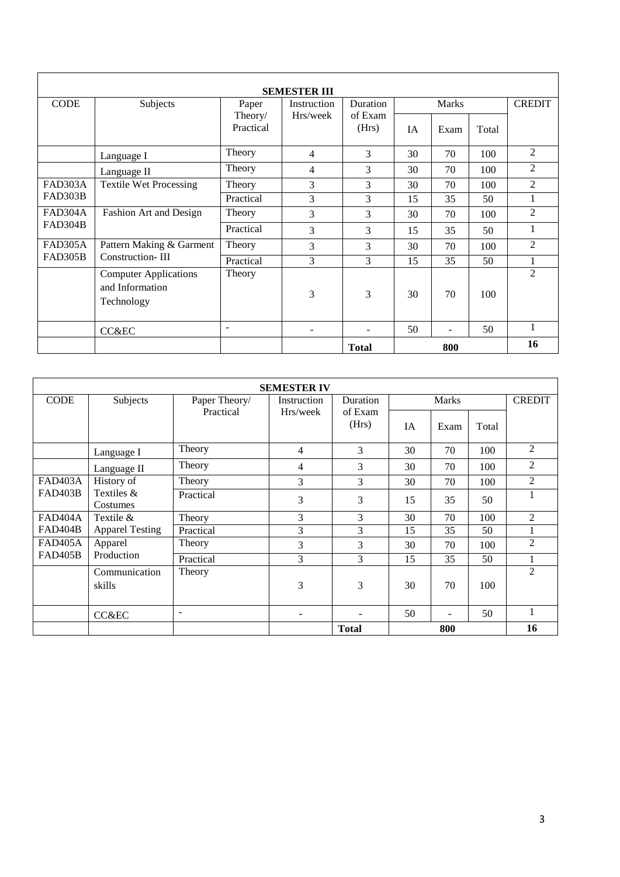| SEMESTER III | | | | | | | | |
|---|---|---|---|---|---|---|---|---|
| CODE | Subjects | Paper Theory/ Practical | Instruction Hrs/week | Duration of Exam (Hrs) | Marks | | | CREDIT |
| | | | | | IA | Exam | Total | |
| | Language I | Theory | 4 | 3 | 30 | 70 | 100 | 2 |
| | Language II | Theory | 4 | 3 | 30 | 70 | 100 | 2 |
| FAD303A | Textile Wet Processing | Theory | 3 | 3 | 30 | 70 | 100 | 2 |
| FAD303B | | Practical | 3 | 3 | 15 | 35 | 50 | 1 |
| FAD304A | Fashion Art and Design | Theory | 3 | 3 | 30 | 70 | 100 | 2 |
| FAD304B | | Practical | 3 | 3 | 15 | 35 | 50 | 1 |
| FAD305A | Pattern Making & Garment Construction- III | Theory | 3 | 3 | 30 | 70 | 100 | 2 |
| FAD305B | | Practical | 3 | 3 | 15 | 35 | 50 | 1 |
| | Computer Applications and Information Technology | Theory | 3 | 3 | 30 | 70 | 100 | 2 |
| | CC&EC | - | - | - | 50 | - | 50 | 1 |
| | | | | **Total** | **800** | | | **16** |

| SEMESTER IV | | | | | | | | |
|---|---|---|---|---|---|---|---|---|
| CODE | Subjects | Paper Theory/ Practical | Instruction Hrs/week | Duration of Exam (Hrs) | Marks | | | CREDIT |
| | | | | | IA | Exam | Total | |
| | Language I | Theory | 4 | 3 | 30 | 70 | 100 | 2 |
| | Language II | Theory | 4 | 3 | 30 | 70 | 100 | 2 |
| FAD403A | History of Textiles & Costumes | Theory | 3 | 3 | 30 | 70 | 100 | 2 |
| FAD403B | | Practical | 3 | 3 | 15 | 35 | 50 | 1 |
| FAD404A | Textile & Apparel Testing | Theory | 3 | 3 | 30 | 70 | 100 | 2 |
| FAD404B | | Practical | 3 | 3 | 15 | 35 | 50 | 1 |
| FAD405A | Apparel Production | Theory | 3 | 3 | 30 | 70 | 100 | 2 |
| FAD405B | | Practical | 3 | 3 | 15 | 35 | 50 | 1 |
| | Communication skills | Theory | 3 | 3 | 30 | 70 | 100 | 2 |
| | CC&EC | - | - | - | 50 | - | 50 | 1 |
| | | | | **Total** | **800** | | | **16** |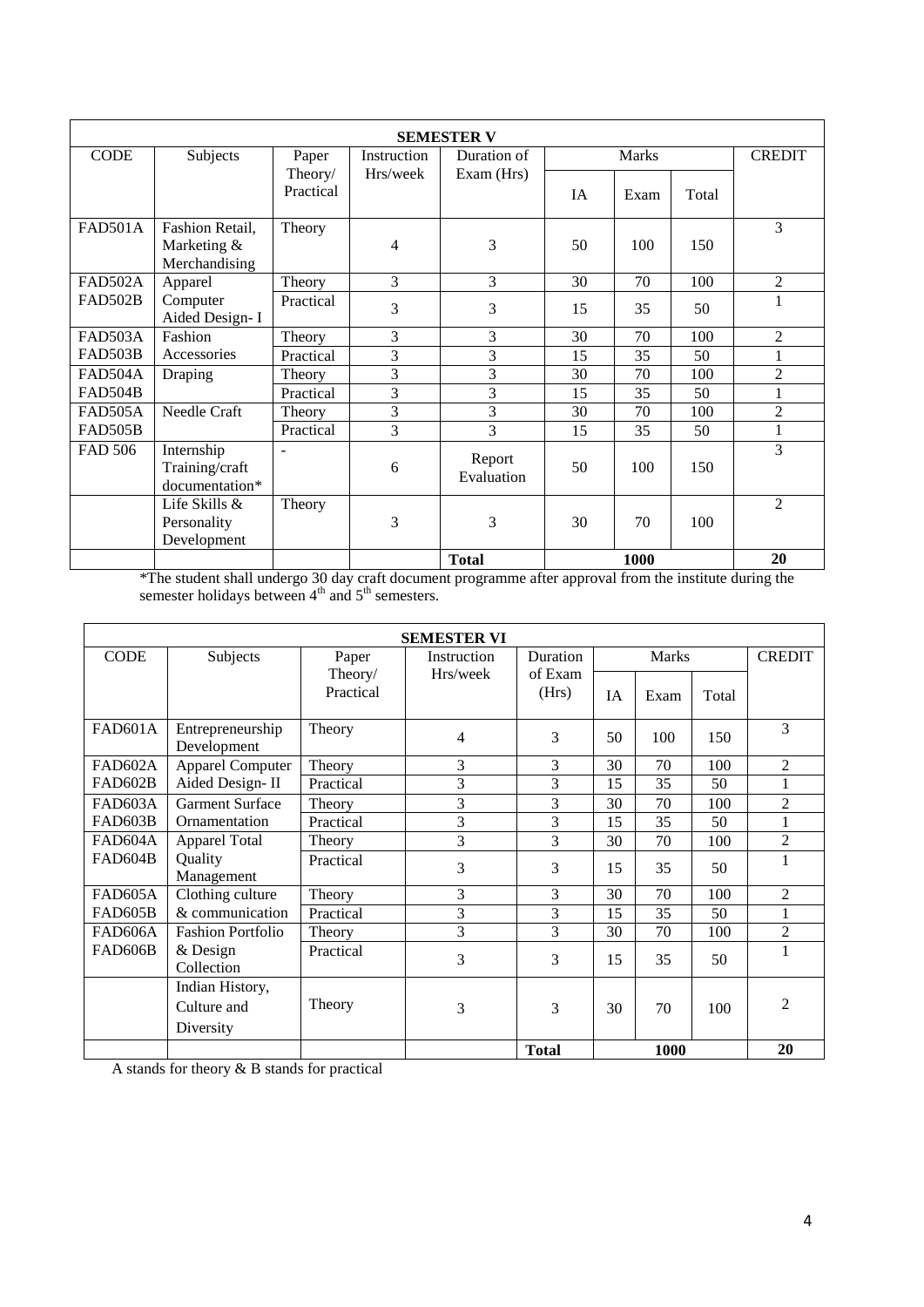| SEMESTER V | | | | | | | | |
|---|---|---|---|---|---|---|---|---|
| CODE | Subjects | Paper Theory/ Practical | Instruction Hrs/week | Duration of Exam (Hrs) | Marks | | | CREDIT |
| | | | | | IA | Exam | Total | |
| FAD501A | Fashion Retail, Marketing & Merchandising | Theory | 4 | 3 | 50 | 100 | 150 | 3 |
| FAD502A | Apparel Computer Aided Design- I | Theory | 3 | 3 | 30 | 70 | 100 | 2 |
| FAD502B | | Practical | 3 | 3 | 15 | 35 | 50 | 1 |
| FAD503A | Fashion Accessories | Theory | 3 | 3 | 30 | 70 | 100 | 2 |
| FAD503B | | Practical | 3 | 3 | 15 | 35 | 50 | 1 |
| FAD504A | Draping | Theory | 3 | 3 | 30 | 70 | 100 | 2 |
| FAD504B | | Practical | 3 | 3 | 15 | 35 | 50 | 1 |
| FAD505A | Needle Craft | Theory | 3 | 3 | 30 | 70 | 100 | 2 |
| FAD505B | | Practical | 3 | 3 | 15 | 35 | 50 | 1 |
| FAD 506 | Internship Training/craft documentation* | - | 6 | Report Evaluation | 50 | 100 | 150 | 3 |
| | Life Skills & Personality Development | Theory | 3 | 3 | 30 | 70 | 100 | 2 |
| | | | | **Total** | | **1000** | | **20** |

*The student shall undergo 30 day craft document programme after approval from the institute during the semester holidays between 4th and 5th semesters.

| SEMESTER VI | | | | | | | | |
|---|---|---|---|---|---|---|---|---|
| CODE | Subjects | Paper Theory/ Practical | Instruction Hrs/week | Duration of Exam (Hrs) | Marks | | | CREDIT |
| | | | | | IA | Exam | Total | |
| FAD601A | Entrepreneurship Development | Theory | 4 | 3 | 50 | 100 | 150 | 3 |
| FAD602A | Apparel Computer Aided Design- II | Theory | 3 | 3 | 30 | 70 | 100 | 2 |
| FAD602B | | Practical | 3 | 3 | 15 | 35 | 50 | 1 |
| FAD603A | Garment Surface Ornamentation | Theory | 3 | 3 | 30 | 70 | 100 | 2 |
| FAD603B | | Practical | 3 | 3 | 15 | 35 | 50 | 1 |
| FAD604A | Apparel Total Quality Management | Theory | 3 | 3 | 30 | 70 | 100 | 2 |
| FAD604B | | Practical | 3 | 3 | 15 | 35 | 50 | 1 |
| FAD605A | Clothing culture & communication | Theory | 3 | 3 | 30 | 70 | 100 | 2 |
| FAD605B | | Practical | 3 | 3 | 15 | 35 | 50 | 1 |
| FAD606A | Fashion Portfolio & Design Collection | Theory | 3 | 3 | 30 | 70 | 100 | 2 |
| FAD606B | | Practical | 3 | 3 | 15 | 35 | 50 | 1 |
| | Indian History, Culture and Diversity | Theory | 3 | 3 | 30 | 70 | 100 | 2 |
| | | | | **Total** | | **1000** | | **20** |

A stands for theory & B stands for practical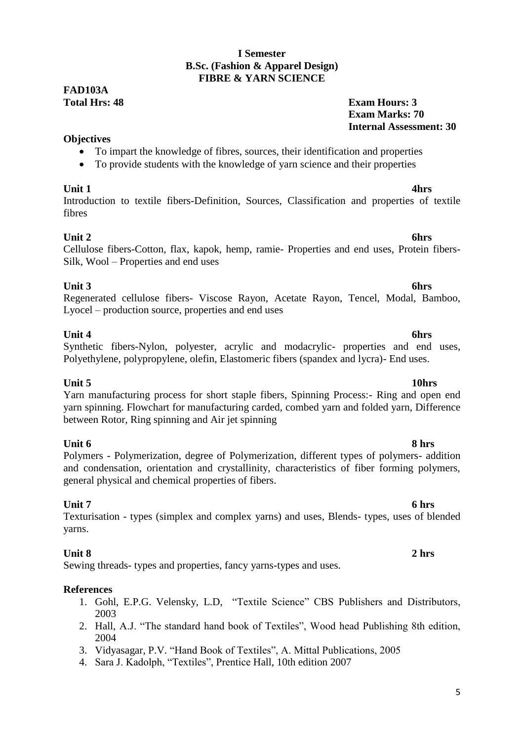**I Semester**
**B.Sc. (Fashion & Apparel Design)**
**FIBRE & YARN SCIENCE**

**FAD103A**

**Total Hrs: 48** **Exam Hours: 3**
**Exam Marks: 70**
**Internal Assessment: 30**

**Objectives**

- To impart the knowledge of fibres, sources, their identification and properties
- To provide students with the knowledge of yarn science and their properties

**Unit 1** **4hrs**

Introduction to textile fibers-Definition, Sources, Classification and properties of textile fibres

**Unit 2** **6hrs**

Cellulose fibers-Cotton, flax, kapok, hemp, ramie- Properties and end uses, Protein fibers-Silk, Wool – Properties and end uses

**Unit 3** **6hrs**

Regenerated cellulose fibers- Viscose Rayon, Acetate Rayon, Tencel, Modal, Bamboo, Lyocel – production source, properties and end uses

**Unit 4** **6hrs**

Synthetic fibers-Nylon, polyester, acrylic and modacrylic- properties and end uses, Polyethylene, polypropylene, olefin, Elastomeric fibers (spandex and lycra)- End uses.

**Unit 5** **10hrs**

Yarn manufacturing process for short staple fibers, Spinning Process:- Ring and open end yarn spinning. Flowchart for manufacturing carded, combed yarn and folded yarn, Difference between Rotor, Ring spinning and Air jet spinning

**Unit 6** **8 hrs**

Polymers - Polymerization, degree of Polymerization, different types of polymers- addition and condensation, orientation and crystallinity, characteristics of fiber forming polymers, general physical and chemical properties of fibers.

**Unit 7** **6 hrs**

Texturisation - types (simplex and complex yarns) and uses, Blends- types, uses of blended yarns.

**Unit 8** **2 hrs**

Sewing threads- types and properties, fancy yarns-types and uses.

**References**

1. Gohl, E.P.G. Velensky, L.D, "Textile Science" CBS Publishers and Distributors, 2003
2. Hall, A.J. "The standard hand book of Textiles", Wood head Publishing 8th edition, 2004
3. Vidyasagar, P.V. "Hand Book of Textiles", A. Mittal Publications, 2005
4. Sara J. Kadolph, "Textiles", Prentice Hall, 10th edition 2007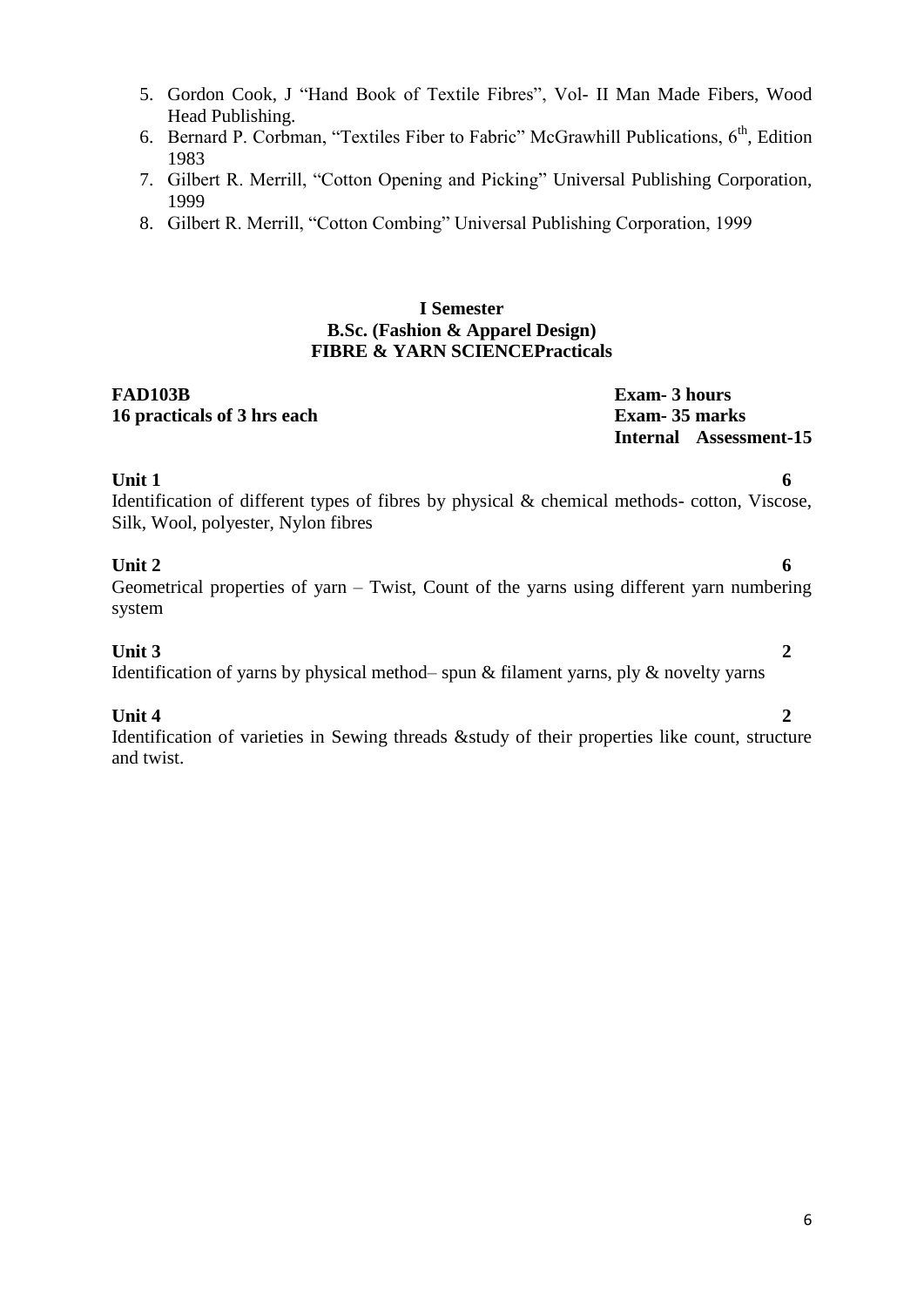5. Gordon Cook, J "Hand Book of Textile Fibres", Vol- II Man Made Fibers, Wood Head Publishing.
6. Bernard P. Corbman, "Textiles Fiber to Fabric" McGrawhill Publications, 6th, Edition 1983
7. Gilbert R. Merrill, "Cotton Opening and Picking" Universal Publishing Corporation, 1999
8. Gilbert R. Merrill, "Cotton Combing" Universal Publishing Corporation, 1999

**I Semester**
**B.Sc. (Fashion & Apparel Design)**
**FIBRE & YARN SCIENCEPracticals**

**FAD103B** — **Exam- 3 hours**
**16 practicals of 3 hrs each** — **Exam- 35 marks**
**Internal Assessment-15**

**Unit 1** — **6**

Identification of different types of fibres by physical & chemical methods- cotton, Viscose, Silk, Wool, polyester, Nylon fibres

**Unit 2** — **6**

Geometrical properties of yarn – Twist, Count of the yarns using different yarn numbering system

**Unit 3** — **2**

Identification of yarns by physical method– spun & filament yarns, ply & novelty yarns

**Unit 4** — **2**

Identification of varieties in Sewing threads &study of their properties like count, structure and twist.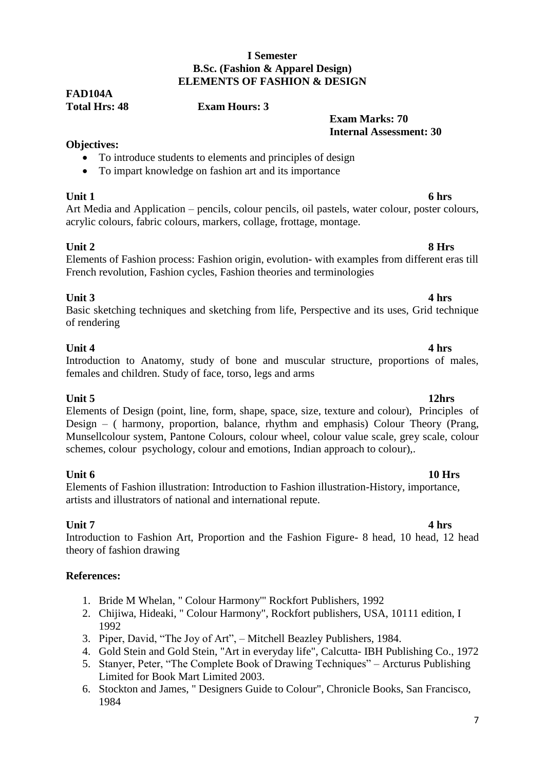**I Semester**
**B.Sc. (Fashion & Apparel Design)**
**ELEMENTS OF FASHION & DESIGN**

**FAD104A**
**Total Hrs: 48** **Exam Hours: 3**

**Exam Marks: 70**
**Internal Assessment: 30**

**Objectives:**

- To introduce students to elements and principles of design
- To impart knowledge on fashion art and its importance

**Unit 1** **6 hrs**
Art Media and Application – pencils, colour pencils, oil pastels, water colour, poster colours, acrylic colours, fabric colours, markers, collage, frottage, montage.

**Unit 2** **8 Hrs**
Elements of Fashion process: Fashion origin, evolution- with examples from different eras till French revolution, Fashion cycles, Fashion theories and terminologies

**Unit 3** **4 hrs**
Basic sketching techniques and sketching from life, Perspective and its uses, Grid technique of rendering

**Unit 4** **4 hrs**
Introduction to Anatomy, study of bone and muscular structure, proportions of males, females and children. Study of face, torso, legs and arms

**Unit 5** **12hrs**
Elements of Design (point, line, form, shape, space, size, texture and colour), Principles of Design – ( harmony, proportion, balance, rhythm and emphasis) Colour Theory (Prang, Munsellcolour system, Pantone Colours, colour wheel, colour value scale, grey scale, colour schemes, colour psychology, colour and emotions, Indian approach to colour),.

**Unit 6** **10 Hrs**
Elements of Fashion illustration: Introduction to Fashion illustration-History, importance, artists and illustrators of national and international repute.

**Unit 7** **4 hrs**
Introduction to Fashion Art, Proportion and the Fashion Figure- 8 head, 10 head, 12 head theory of fashion drawing

**References:**

1. Bride M Whelan, " Colour Harmony"' Rockfort Publishers, 1992
2. Chijiwa, Hideaki, " Colour Harmony", Rockfort publishers, USA, 10111 edition, I 1992
3. Piper, David, "The Joy of Art", – Mitchell Beazley Publishers, 1984.
4. Gold Stein and Gold Stein, "Art in everyday life", Calcutta- IBH Publishing Co., 1972
5. Stanyer, Peter, "The Complete Book of Drawing Techniques" – Arcturus Publishing Limited for Book Mart Limited 2003.
6. Stockton and James, " Designers Guide to Colour", Chronicle Books, San Francisco, 1984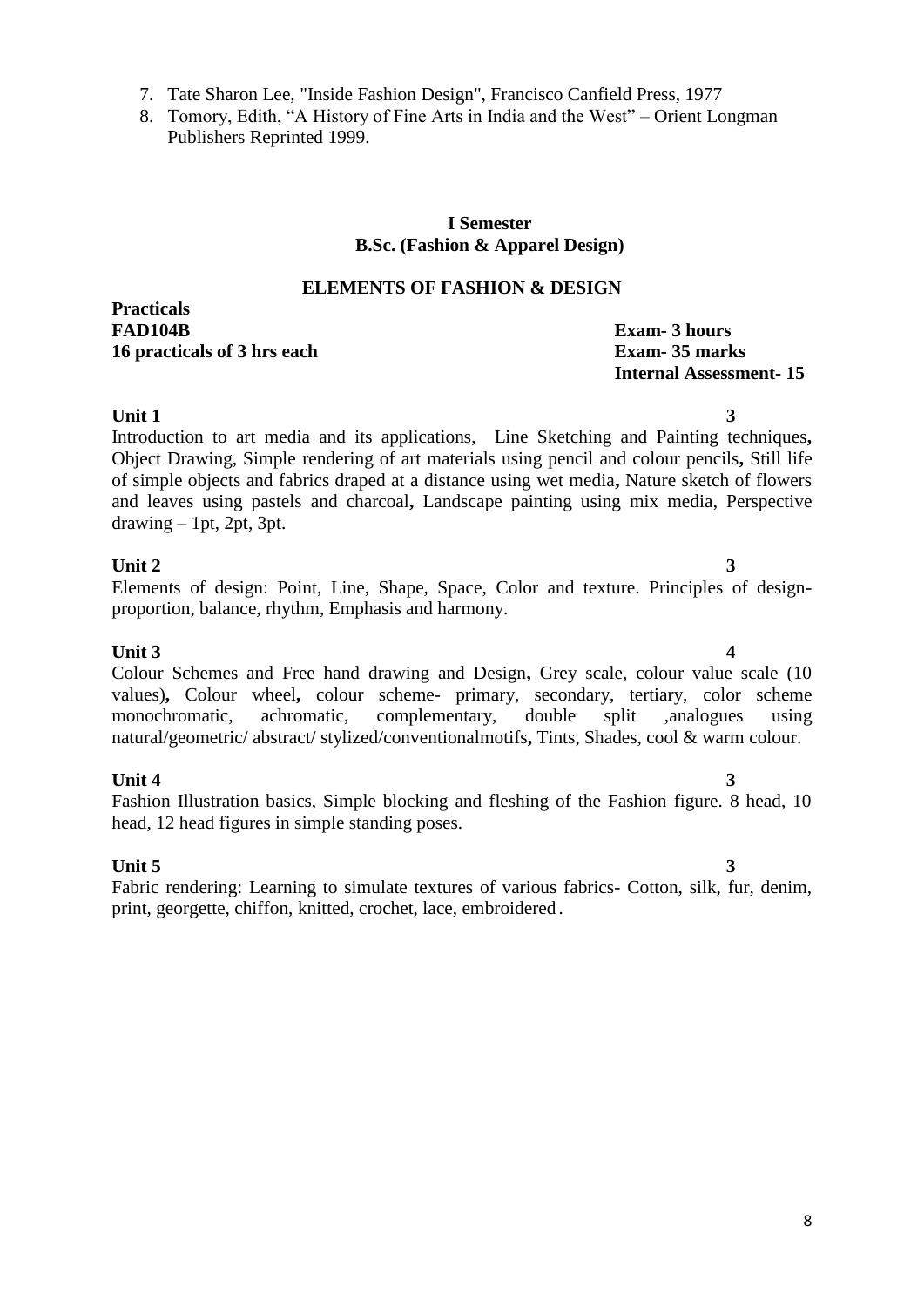7. Tate Sharon Lee, "Inside Fashion Design", Francisco Canfield Press, 1977
8. Tomory, Edith, "A History of Fine Arts in India and the West" – Orient Longman Publishers Reprinted 1999.

**I Semester**
**B.Sc. (Fashion & Apparel Design)**

## ELEMENTS OF FASHION & DESIGN

**Practicals**
**FAD104B** — **Exam- 3 hours**
**16 practicals of 3 hrs each** — **Exam- 35 marks**
**Internal Assessment- 15**

**Unit 1** — **3**

Introduction to art media and its applications, Line Sketching and Painting techniques**,** Object Drawing, Simple rendering of art materials using pencil and colour pencils**,** Still life of simple objects and fabrics draped at a distance using wet media**,** Nature sketch of flowers and leaves using pastels and charcoal**,** Landscape painting using mix media, Perspective drawing – 1pt, 2pt, 3pt.

**Unit 2** — **3**

Elements of design: Point, Line, Shape, Space, Color and texture. Principles of design- proportion, balance, rhythm, Emphasis and harmony.

**Unit 3** — **4**

Colour Schemes and Free hand drawing and Design**,** Grey scale, colour value scale (10 values)**,** Colour wheel**,** colour scheme- primary, secondary, tertiary, color scheme monochromatic, achromatic, complementary, double split ,analogues using natural/geometric/ abstract/ stylized/conventionalmotifs**,** Tints, Shades, cool & warm colour.

**Unit 4** — **3**

Fashion Illustration basics, Simple blocking and fleshing of the Fashion figure. 8 head, 10 head, 12 head figures in simple standing poses.

**Unit 5** — **3**

Fabric rendering: Learning to simulate textures of various fabrics- Cotton, silk, fur, denim, print, georgette, chiffon, knitted, crochet, lace, embroidered.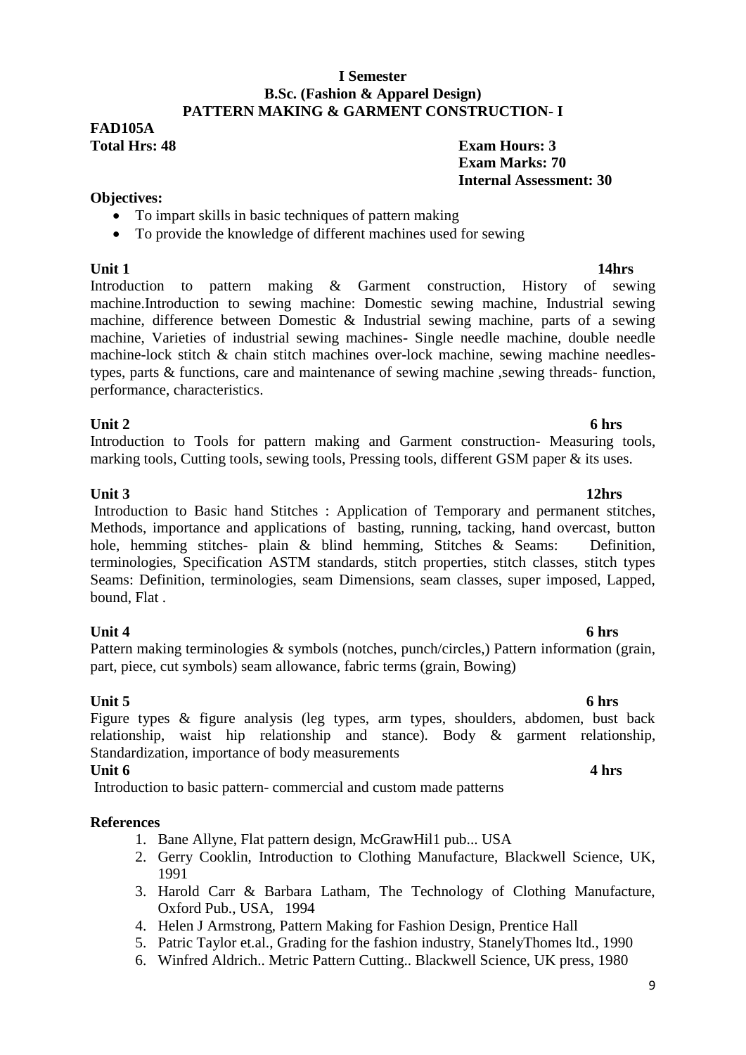**I Semester**
**B.Sc. (Fashion & Apparel Design)**
**PATTERN MAKING & GARMENT CONSTRUCTION- I**

**FAD105A**

**Total Hrs: 48**

**Exam Hours: 3**
**Exam Marks: 70**
**Internal Assessment: 30**

**Objectives:**

- To impart skills in basic techniques of pattern making
- To provide the knowledge of different machines used for sewing

**Unit 1** **14hrs**

Introduction to pattern making & Garment construction, History of sewing machine.Introduction to sewing machine: Domestic sewing machine, Industrial sewing machine, difference between Domestic & Industrial sewing machine, parts of a sewing machine, Varieties of industrial sewing machines- Single needle machine, double needle machine-lock stitch & chain stitch machines over-lock machine, sewing machine needles-types, parts & functions, care and maintenance of sewing machine ,sewing threads- function, performance, characteristics.

**Unit 2** **6 hrs**

Introduction to Tools for pattern making and Garment construction- Measuring tools, marking tools, Cutting tools, sewing tools, Pressing tools, different GSM paper & its uses.

**Unit 3** **12hrs**

Introduction to Basic hand Stitches : Application of Temporary and permanent stitches, Methods, importance and applications of basting, running, tacking, hand overcast, button hole, hemming stitches- plain & blind hemming, Stitches & Seams: Definition, terminologies, Specification ASTM standards, stitch properties, stitch classes, stitch types Seams: Definition, terminologies, seam Dimensions, seam classes, super imposed, Lapped, bound, Flat .

**Unit 4** **6 hrs**

Pattern making terminologies & symbols (notches, punch/circles,) Pattern information (grain, part, piece, cut symbols) seam allowance, fabric terms (grain, Bowing)

**Unit 5** **6 hrs**

Figure types & figure analysis (leg types, arm types, shoulders, abdomen, bust back relationship, waist hip relationship and stance). Body & garment relationship, Standardization, importance of body measurements

**Unit 6** **4 hrs**

Introduction to basic pattern- commercial and custom made patterns

**References**

1. Bane Allyne, Flat pattern design, McGrawHil1 pub... USA
2. Gerry Cooklin, Introduction to Clothing Manufacture, Blackwell Science, UK, 1991
3. Harold Carr & Barbara Latham, The Technology of Clothing Manufacture, Oxford Pub., USA, 1994
4. Helen J Armstrong, Pattern Making for Fashion Design, Prentice Hall
5. Patric Taylor et.al., Grading for the fashion industry, StanelyThomes ltd., 1990
6. Winfred Aldrich.. Metric Pattern Cutting.. Blackwell Science, UK press, 1980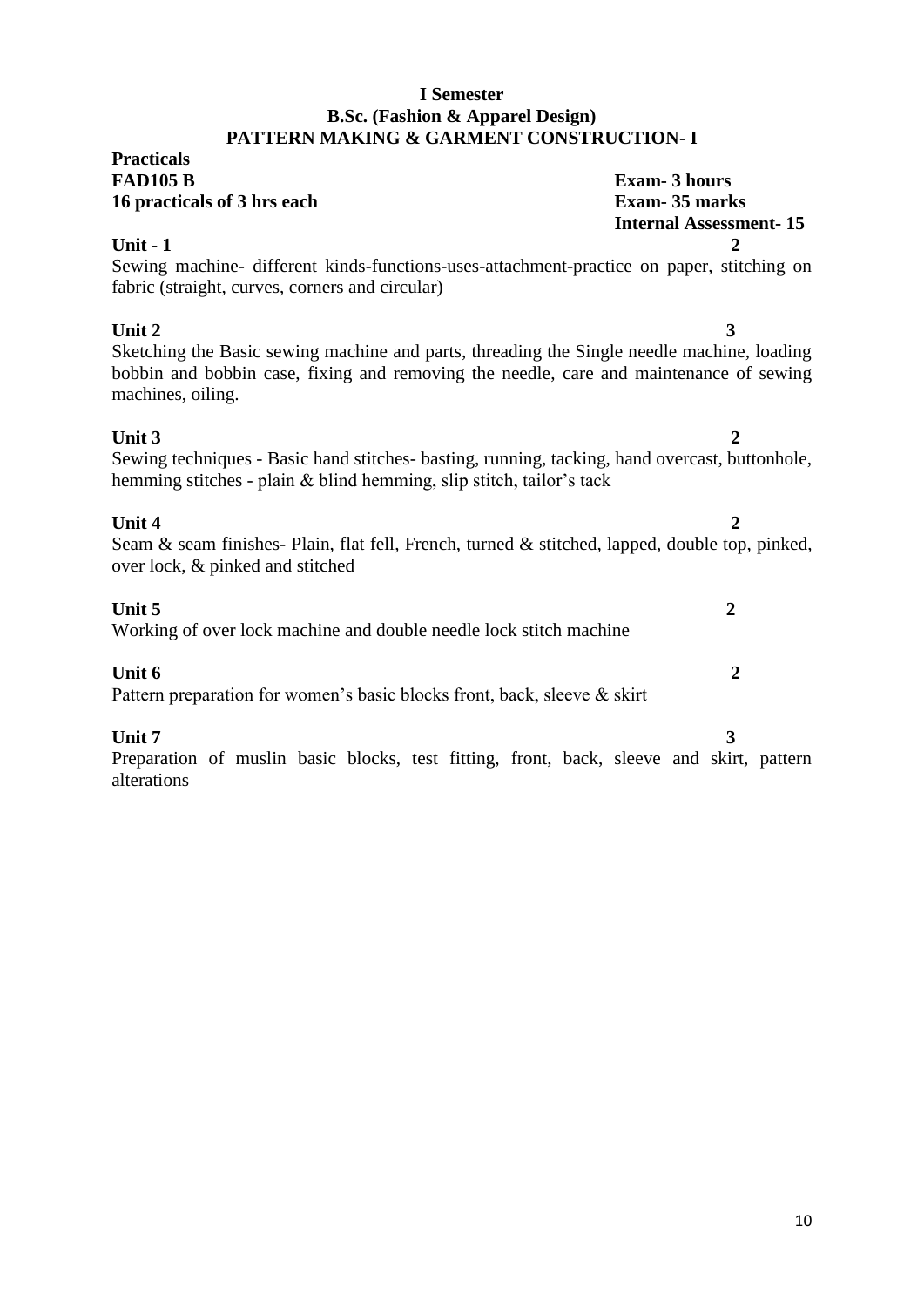**I Semester**
**B.Sc. (Fashion & Apparel Design)**
**PATTERN MAKING & GARMENT CONSTRUCTION- I**

**Practicals**
**FAD105 B** — **Exam- 3 hours**
**16 practicals of 3 hrs each** — **Exam- 35 marks**
**Internal Assessment- 15**

**Unit - 1** **2**

Sewing machine- different kinds-functions-uses-attachment-practice on paper, stitching on fabric (straight, curves, corners and circular)

**Unit 2** **3**

Sketching the Basic sewing machine and parts, threading the Single needle machine, loading bobbin and bobbin case, fixing and removing the needle, care and maintenance of sewing machines, oiling.

**Unit 3** **2**

Sewing techniques - Basic hand stitches- basting, running, tacking, hand overcast, buttonhole, hemming stitches - plain & blind hemming, slip stitch, tailor's tack

**Unit 4** **2**

Seam & seam finishes- Plain, flat fell, French, turned & stitched, lapped, double top, pinked, over lock, & pinked and stitched

**Unit 5** **2**

Working of over lock machine and double needle lock stitch machine

**Unit 6** **2**

Pattern preparation for women's basic blocks front, back, sleeve & skirt

**Unit 7** **3**

Preparation of muslin basic blocks, test fitting, front, back, sleeve and skirt, pattern alterations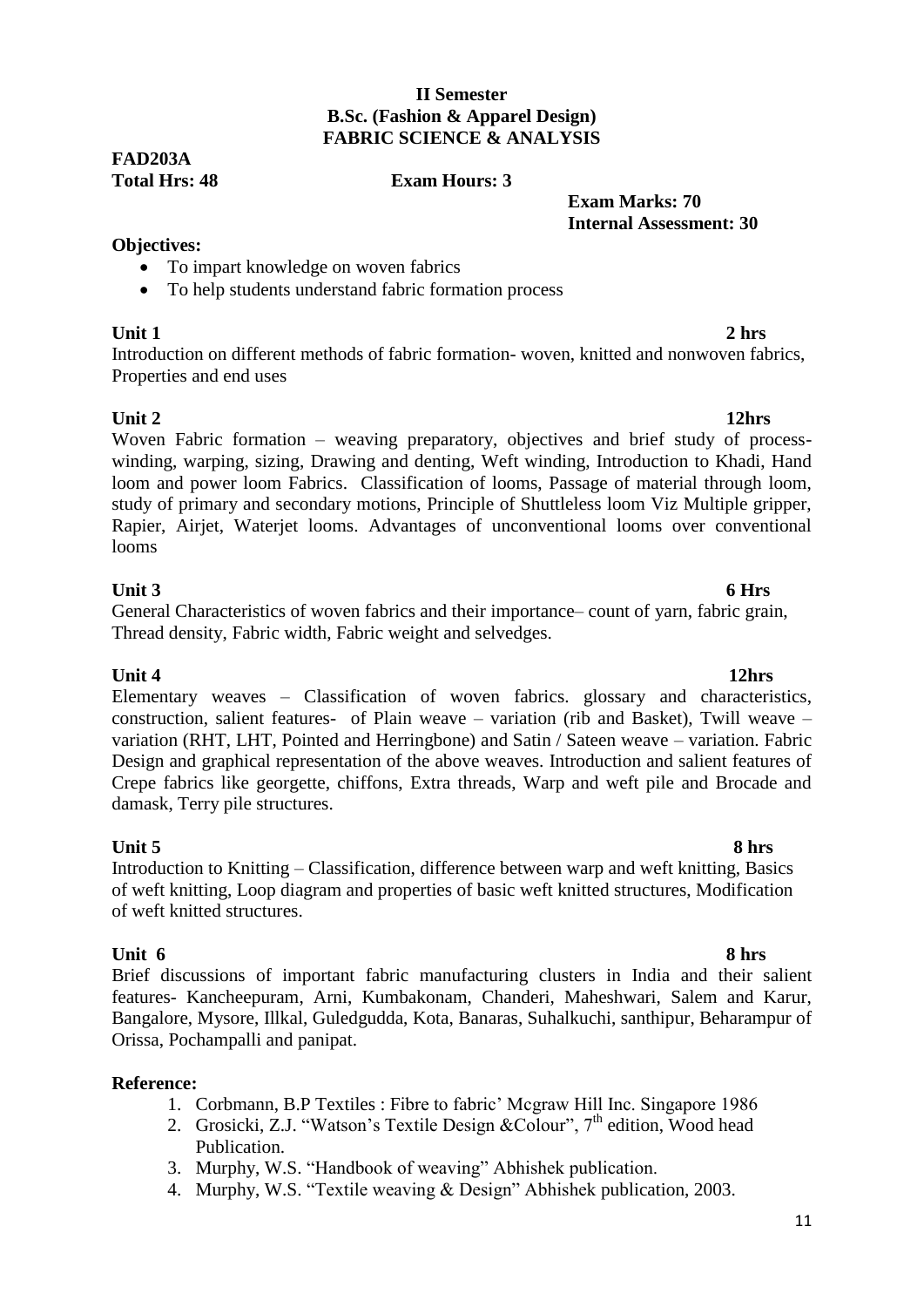**II Semester**
**B.Sc. (Fashion & Apparel Design)**
**FABRIC SCIENCE & ANALYSIS**

**FAD203A**
**Total Hrs: 48** **Exam Hours: 3**
**Exam Marks: 70**
**Internal Assessment: 30**

**Objectives:**

- To impart knowledge on woven fabrics
- To help students understand fabric formation process

**Unit 1** **2 hrs**

Introduction on different methods of fabric formation- woven, knitted and nonwoven fabrics, Properties and end uses

**Unit 2** **12hrs**

Woven Fabric formation – weaving preparatory, objectives and brief study of process- winding, warping, sizing, Drawing and denting, Weft winding, Introduction to Khadi, Hand loom and power loom Fabrics. Classification of looms, Passage of material through loom, study of primary and secondary motions, Principle of Shuttleless loom Viz Multiple gripper, Rapier, Airjet, Waterjet looms. Advantages of unconventional looms over conventional looms

**Unit 3** **6 Hrs**

General Characteristics of woven fabrics and their importance– count of yarn, fabric grain, Thread density, Fabric width, Fabric weight and selvedges.

**Unit 4** **12hrs**

Elementary weaves – Classification of woven fabrics. glossary and characteristics, construction, salient features- of Plain weave – variation (rib and Basket), Twill weave – variation (RHT, LHT, Pointed and Herringbone) and Satin / Sateen weave – variation. Fabric Design and graphical representation of the above weaves. Introduction and salient features of Crepe fabrics like georgette, chiffons, Extra threads, Warp and weft pile and Brocade and damask, Terry pile structures.

**Unit 5** **8 hrs**

Introduction to Knitting – Classification, difference between warp and weft knitting, Basics of weft knitting, Loop diagram and properties of basic weft knitted structures, Modification of weft knitted structures.

**Unit 6** **8 hrs**

Brief discussions of important fabric manufacturing clusters in India and their salient features- Kancheepuram, Arni, Kumbakonam, Chanderi, Maheshwari, Salem and Karur, Bangalore, Mysore, Illkal, Guledgudda, Kota, Banaras, Suhalkuchi, santhipur, Beharampur of Orissa, Pochampalli and panipat.

**Reference:**

1. Corbmann, B.P Textiles : Fibre to fabric' Mcgraw Hill Inc. Singapore 1986
2. Grosicki, Z.J. "Watson's Textile Design &Colour", 7th edition, Wood head Publication.
3. Murphy, W.S. "Handbook of weaving" Abhishek publication.
4. Murphy, W.S. "Textile weaving & Design" Abhishek publication, 2003.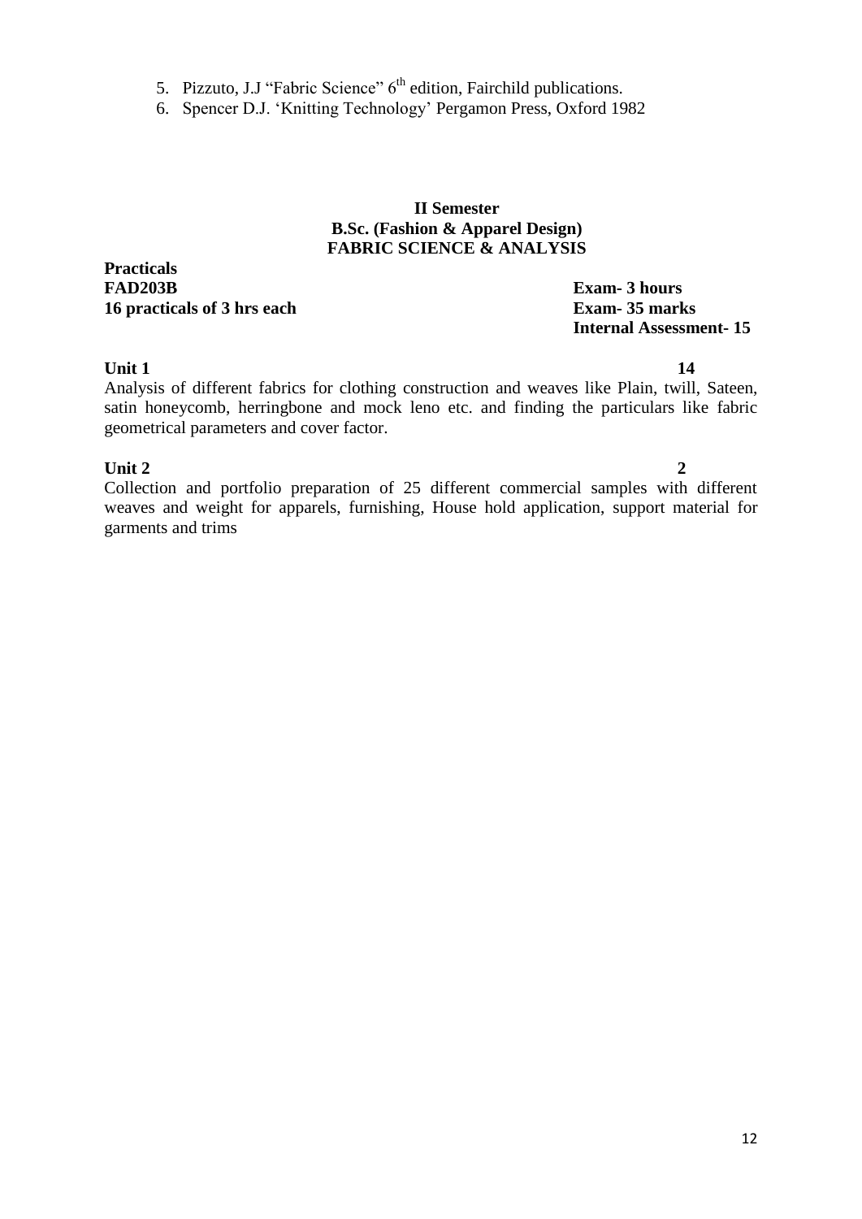5. Pizzuto, J.J "Fabric Science" 6th edition, Fairchild publications.
6. Spencer D.J. 'Knitting Technology' Pergamon Press, Oxford 1982

**II Semester**
**B.Sc. (Fashion & Apparel Design)**
**FABRIC SCIENCE & ANALYSIS**

**Practicals**
**FAD203B** — **Exam- 3 hours**
**16 practicals of 3 hrs each** — **Exam- 35 marks**
**Internal Assessment- 15**

**Unit 1** — **14**

Analysis of different fabrics for clothing construction and weaves like Plain, twill, Sateen, satin honeycomb, herringbone and mock leno etc. and finding the particulars like fabric geometrical parameters and cover factor.

**Unit 2** — **2**

Collection and portfolio preparation of 25 different commercial samples with different weaves and weight for apparels, furnishing, House hold application, support material for garments and trims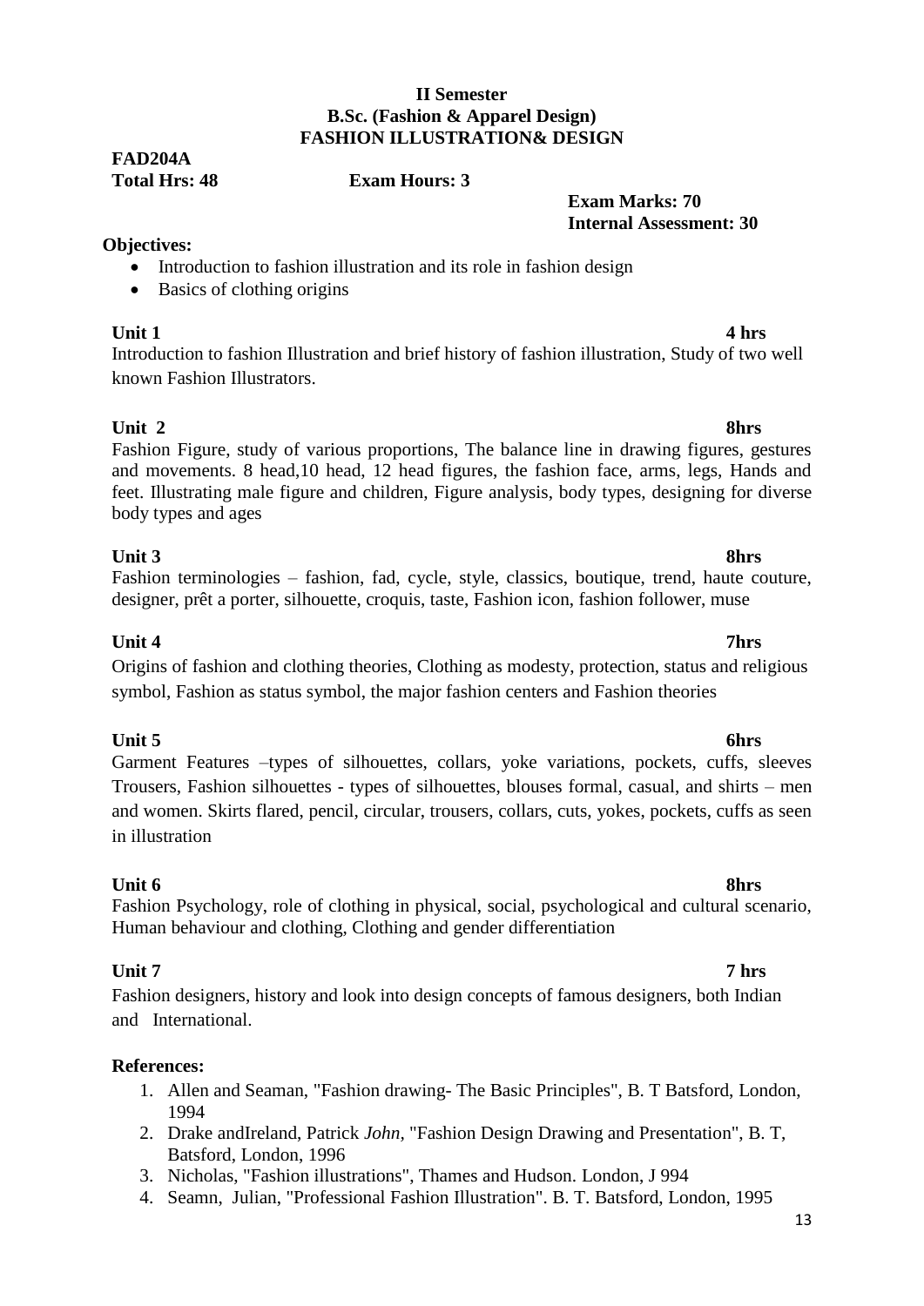**II Semester**
**B.Sc. (Fashion & Apparel Design)**
**FASHION ILLUSTRATION& DESIGN**

**FAD204A**
**Total Hrs: 48** **Exam Hours: 3**

**Exam Marks: 70**
**Internal Assessment: 30**

**Objectives:**

- Introduction to fashion illustration and its role in fashion design
- Basics of clothing origins

**Unit 1** **4 hrs**

Introduction to fashion Illustration and brief history of fashion illustration, Study of two well known Fashion Illustrators.

**Unit 2** **8hrs**

Fashion Figure, study of various proportions, The balance line in drawing figures, gestures and movements. 8 head,10 head, 12 head figures, the fashion face, arms, legs, Hands and feet. Illustrating male figure and children, Figure analysis, body types, designing for diverse body types and ages

**Unit 3** **8hrs**

Fashion terminologies – fashion, fad, cycle, style, classics, boutique, trend, haute couture, designer, prêt a porter, silhouette, croquis, taste, Fashion icon, fashion follower, muse

**Unit 4** **7hrs**

Origins of fashion and clothing theories, Clothing as modesty, protection, status and religious symbol, Fashion as status symbol, the major fashion centers and Fashion theories

**Unit 5** **6hrs**

Garment Features –types of silhouettes, collars, yoke variations, pockets, cuffs, sleeves Trousers, Fashion silhouettes - types of silhouettes, blouses formal, casual, and shirts – men and women. Skirts flared, pencil, circular, trousers, collars, cuts, yokes, pockets, cuffs as seen in illustration

**Unit 6** **8hrs**

Fashion Psychology, role of clothing in physical, social, psychological and cultural scenario, Human behaviour and clothing, Clothing and gender differentiation

**Unit 7** **7 hrs**

Fashion designers, history and look into design concepts of famous designers, both Indian and International.

**References:**

1. Allen and Seaman, "Fashion drawing- The Basic Principles", B. T Batsford, London, 1994
2. Drake andIreland, Patrick *John*, "Fashion Design Drawing and Presentation", B. T, Batsford, London, 1996
3. Nicholas, "Fashion illustrations", Thames and Hudson. London, J 994
4. Seamn, Julian, "Professional Fashion Illustration". B. T. Batsford, London, 1995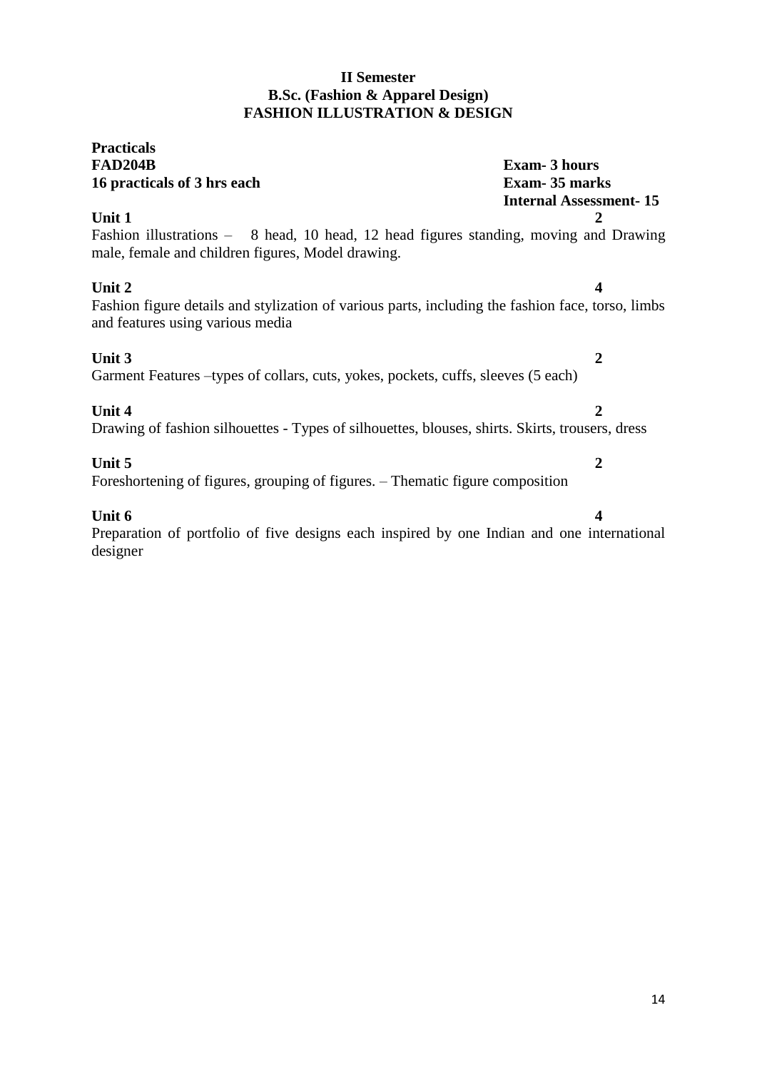**II Semester**
**B.Sc. (Fashion & Apparel Design)**
**FASHION ILLUSTRATION & DESIGN**

**Practicals**
**FAD204B** — **Exam- 3 hours**
**16 practicals of 3 hrs each** — **Exam- 35 marks**
**Internal Assessment- 15**

**Unit 1** — **2**

Fashion illustrations – 8 head, 10 head, 12 head figures standing, moving and Drawing male, female and children figures, Model drawing.

**Unit 2** — **4**

Fashion figure details and stylization of various parts, including the fashion face, torso, limbs and features using various media

**Unit 3** — **2**

Garment Features –types of collars, cuts, yokes, pockets, cuffs, sleeves (5 each)

**Unit 4** — **2**

Drawing of fashion silhouettes - Types of silhouettes, blouses, shirts. Skirts, trousers, dress

**Unit 5** — **2**

Foreshortening of figures, grouping of figures. – Thematic figure composition

**Unit 6** — **4**

Preparation of portfolio of five designs each inspired by one Indian and one international designer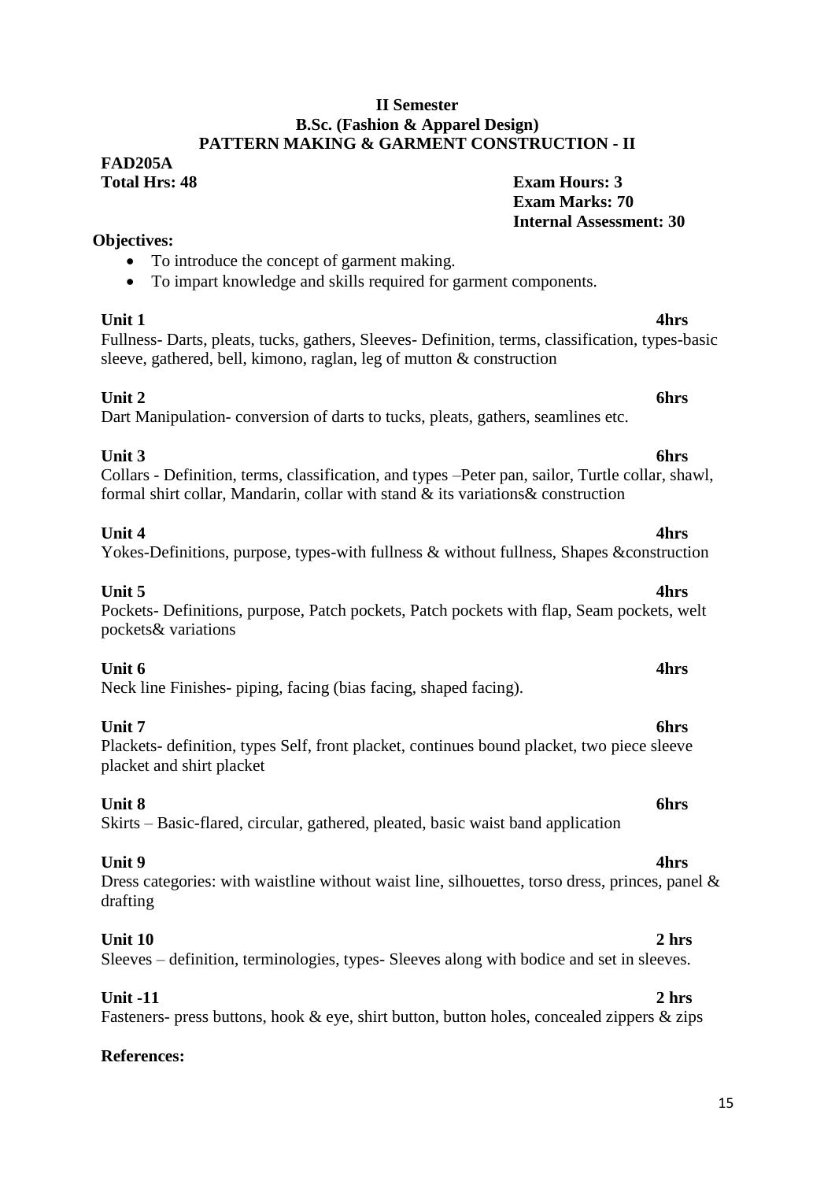**II Semester**
**B.Sc. (Fashion & Apparel Design)**
**PATTERN MAKING & GARMENT CONSTRUCTION - II**

**FAD205A**
**Total Hrs: 48**

**Exam Hours: 3**
**Exam Marks: 70**
**Internal Assessment: 30**

**Objectives:**

- To introduce the concept of garment making.
- To impart knowledge and skills required for garment components.

**Unit 1** **4hrs**
Fullness- Darts, pleats, tucks, gathers, Sleeves- Definition, terms, classification, types-basic sleeve, gathered, bell, kimono, raglan, leg of mutton & construction

**Unit 2** **6hrs**
Dart Manipulation- conversion of darts to tucks, pleats, gathers, seamlines etc.

**Unit 3** **6hrs**
Collars - Definition, terms, classification, and types –Peter pan, sailor, Turtle collar, shawl, formal shirt collar, Mandarin, collar with stand & its variations& construction

**Unit 4** **4hrs**
Yokes-Definitions, purpose, types-with fullness & without fullness, Shapes &construction

**Unit 5** **4hrs**
Pockets- Definitions, purpose, Patch pockets, Patch pockets with flap, Seam pockets, welt pockets& variations

**Unit 6** **4hrs**
Neck line Finishes- piping, facing (bias facing, shaped facing).

**Unit 7** **6hrs**
Plackets- definition, types Self, front placket, continues bound placket, two piece sleeve placket and shirt placket

**Unit 8** **6hrs**
Skirts – Basic-flared, circular, gathered, pleated, basic waist band application

**Unit 9** **4hrs**
Dress categories: with waistline without waist line, silhouettes, torso dress, princes, panel & drafting

**Unit 10** **2 hrs**
Sleeves – definition, terminologies, types- Sleeves along with bodice and set in sleeves.

**Unit -11** **2 hrs**
Fasteners- press buttons, hook & eye, shirt button, button holes, concealed zippers & zips

**References:**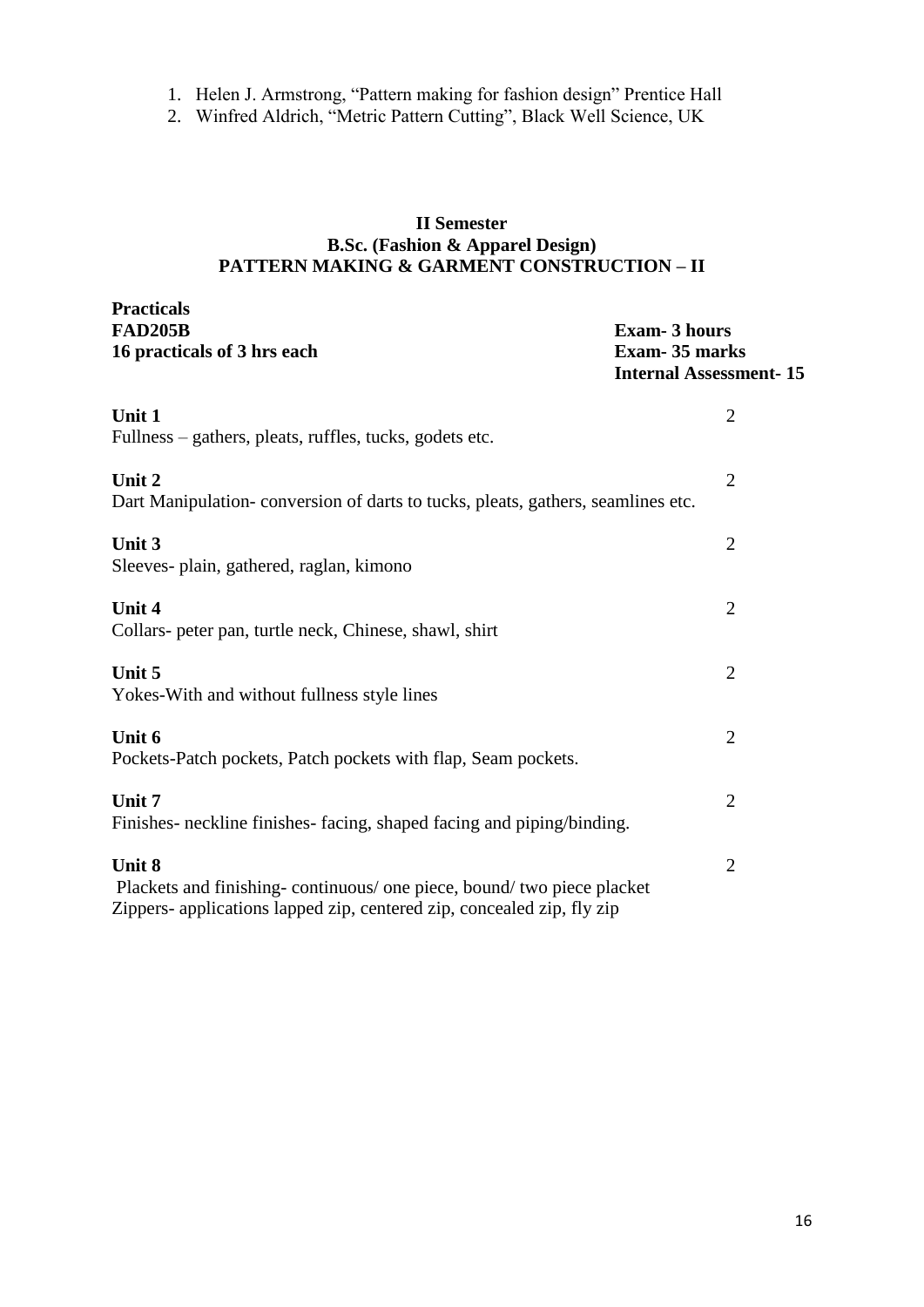1. Helen J. Armstrong, “Pattern making for fashion design” Prentice Hall
2. Winfred Aldrich, “Metric Pattern Cutting”, Black Well Science, UK

**II Semester**
**B.Sc. (Fashion & Apparel Design)**
**PATTERN MAKING & GARMENT CONSTRUCTION – II**

**Practicals**
**FAD205B** — **Exam- 3 hours**
**16 practicals of 3 hrs each** — **Exam- 35 marks**
**Internal Assessment- 15**

**Unit 1** — 2
Fullness – gathers, pleats, ruffles, tucks, godets etc.

**Unit 2** — 2
Dart Manipulation- conversion of darts to tucks, pleats, gathers, seamlines etc.

**Unit 3** — 2
Sleeves- plain, gathered, raglan, kimono

**Unit 4** — 2
Collars- peter pan, turtle neck, Chinese, shawl, shirt

**Unit 5** — 2
Yokes-With and without fullness style lines

**Unit 6** — 2
Pockets-Patch pockets, Patch pockets with flap, Seam pockets.

**Unit 7** — 2
Finishes- neckline finishes- facing, shaped facing and piping/binding.

**Unit 8** — 2
Plackets and finishing- continuous/ one piece, bound/ two piece placket
Zippers- applications lapped zip, centered zip, concealed zip, fly zip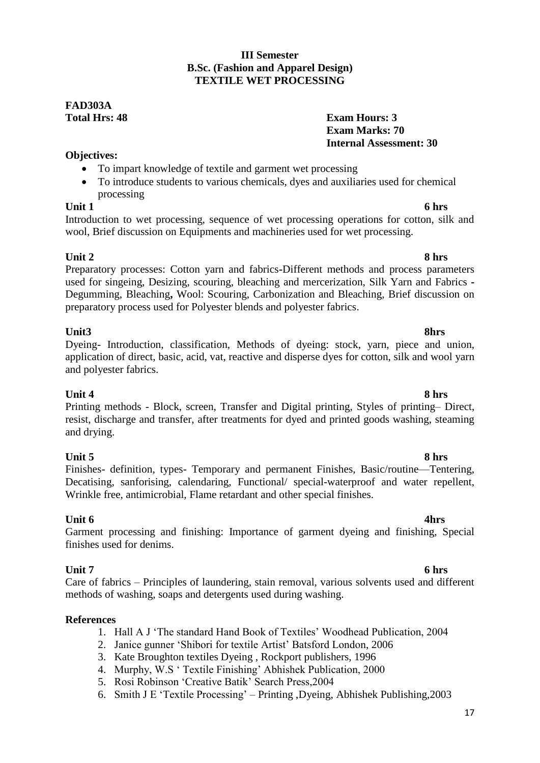**III Semester**
**B.Sc. (Fashion and Apparel Design)**
**TEXTILE WET PROCESSING**

**FAD303A**
**Total Hrs: 48**

**Exam Hours: 3**
**Exam Marks: 70**
**Internal Assessment: 30**

**Objectives:**

- To impart knowledge of textile and garment wet processing
- To introduce students to various chemicals, dyes and auxiliaries used for chemical processing

**Unit 1** **6 hrs**

Introduction to wet processing, sequence of wet processing operations for cotton, silk and wool, Brief discussion on Equipments and machineries used for wet processing.

**Unit 2** **8 hrs**

Preparatory processes: Cotton yarn and fabrics-Different methods and process parameters used for singeing, Desizing, scouring, bleaching and mercerization, Silk Yarn and Fabrics - Degumming, Bleaching**,** Wool: Scouring, Carbonization and Bleaching, Brief discussion on preparatory process used for Polyester blends and polyester fabrics.

**Unit3** **8hrs**

Dyeing- Introduction, classification, Methods of dyeing: stock, yarn, piece and union, application of direct, basic, acid, vat, reactive and disperse dyes for cotton, silk and wool yarn and polyester fabrics.

**Unit 4** **8 hrs**

Printing methods - Block, screen, Transfer and Digital printing, Styles of printing– Direct, resist, discharge and transfer, after treatments for dyed and printed goods washing, steaming and drying.

**Unit 5** **8 hrs**

Finishes- definition, types- Temporary and permanent Finishes, Basic/routine—Tentering, Decatising, sanforising, calendaring, Functional/ special-waterproof and water repellent, Wrinkle free, antimicrobial, Flame retardant and other special finishes.

**Unit 6** **4hrs**

Garment processing and finishing: Importance of garment dyeing and finishing, Special finishes used for denims.

**Unit 7** **6 hrs**

Care of fabrics – Principles of laundering, stain removal, various solvents used and different methods of washing, soaps and detergents used during washing.

**References**

1. Hall A J 'The standard Hand Book of Textiles' Woodhead Publication, 2004
2. Janice gunner 'Shibori for textile Artist' Batsford London, 2006
3. Kate Broughton textiles Dyeing , Rockport publishers, 1996
4. Murphy, W.S ' Textile Finishing' Abhishek Publication, 2000
5. Rosi Robinson 'Creative Batik' Search Press,2004
6. Smith J E 'Textile Processing' – Printing ,Dyeing, Abhishek Publishing,2003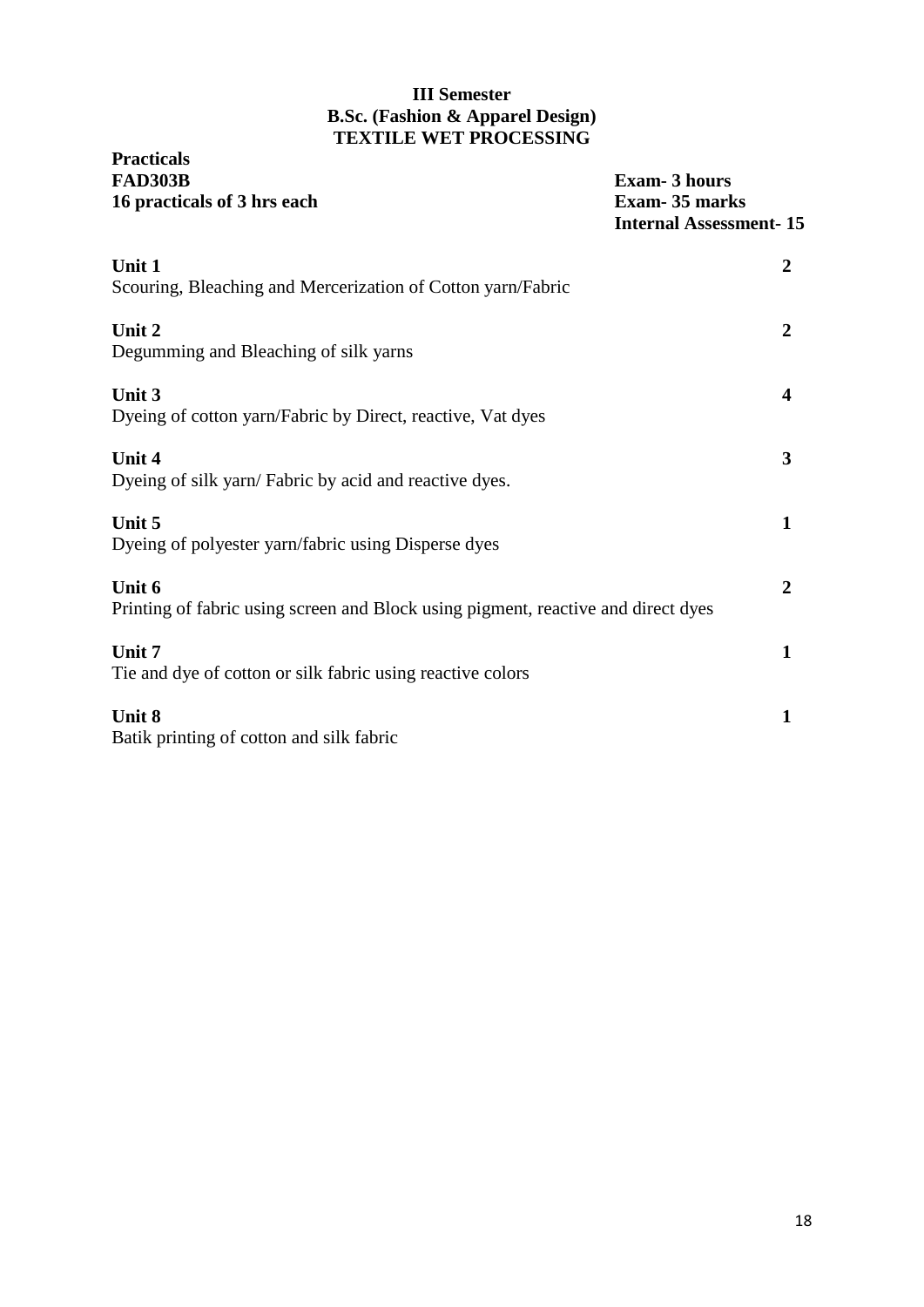**III Semester**
**B.Sc. (Fashion & Apparel Design)**
**TEXTILE WET PROCESSING**

**Practicals**
**FAD303B**
**16 practicals of 3 hrs each**

**Exam- 3 hours**
**Exam- 35 marks**
**Internal Assessment- 15**

**Unit 1** **2**
Scouring, Bleaching and Mercerization of Cotton yarn/Fabric

**Unit 2** **2**
Degumming and Bleaching of silk yarns

**Unit 3** **4**
Dyeing of cotton yarn/Fabric by Direct, reactive, Vat dyes

**Unit 4** **3**
Dyeing of silk yarn/ Fabric by acid and reactive dyes.

**Unit 5** **1**
Dyeing of polyester yarn/fabric using Disperse dyes

**Unit 6** **2**
Printing of fabric using screen and Block using pigment, reactive and direct dyes

**Unit 7** **1**
Tie and dye of cotton or silk fabric using reactive colors

**Unit 8** **1**
Batik printing of cotton and silk fabric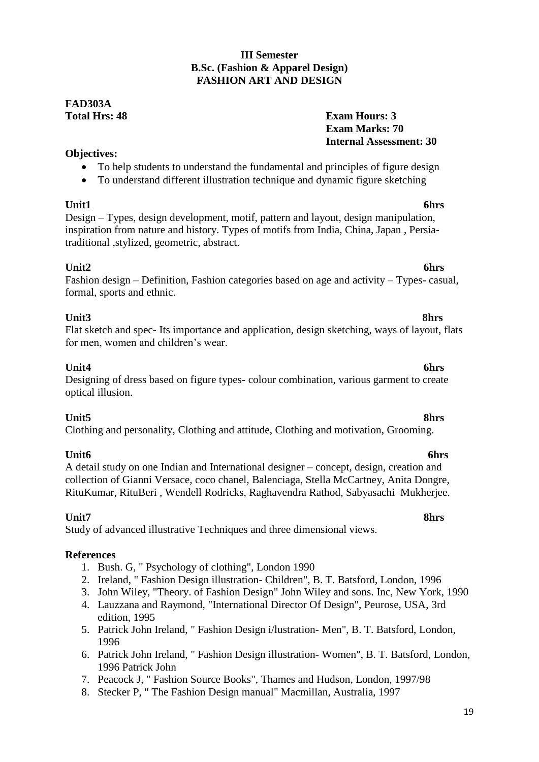**III Semester**
**B.Sc. (Fashion & Apparel Design)**
**FASHION ART AND DESIGN**

**FAD303A**
**Total Hrs: 48**

**Exam Hours: 3**
**Exam Marks: 70**
**Internal Assessment: 30**

**Objectives:**

- To help students to understand the fundamental and principles of figure design
- To understand different illustration technique and dynamic figure sketching

**Unit1** **6hrs**

Design – Types, design development, motif, pattern and layout, design manipulation, inspiration from nature and history. Types of motifs from India, China, Japan , Persia- traditional ,stylized, geometric, abstract.

**Unit2** **6hrs**

Fashion design – Definition, Fashion categories based on age and activity – Types- casual, formal, sports and ethnic.

**Unit3** **8hrs**

Flat sketch and spec- Its importance and application, design sketching, ways of layout, flats for men, women and children's wear.

**Unit4** **6hrs**

Designing of dress based on figure types- colour combination, various garment to create optical illusion.

**Unit5** **8hrs**

Clothing and personality, Clothing and attitude, Clothing and motivation, Grooming.

**Unit6** **6hrs**

A detail study on one Indian and International designer – concept, design, creation and collection of Gianni Versace, coco chanel, Balenciaga, Stella McCartney, Anita Dongre, RituKumar, RituBeri , Wendell Rodricks, Raghavendra Rathod, Sabyasachi Mukherjee.

**Unit7** **8hrs**

Study of advanced illustrative Techniques and three dimensional views.

**References**

1. Bush. G, " Psychology of clothing", London 1990
2. Ireland, " Fashion Design illustration- Children", B. T. Batsford, London, 1996
3. John Wiley, "Theory. of Fashion Design" John Wiley and sons. Inc, New York, 1990
4. Lauzzana and Raymond, "International Director Of Design", Peurose, USA, 3rd edition, 1995
5. Patrick John Ireland, " Fashion Design i/lustration- Men", B. T. Batsford, London, 1996
6. Patrick John Ireland, " Fashion Design illustration- Women", B. T. Batsford, London, 1996 Patrick John
7. Peacock J, " Fashion Source Books", Thames and Hudson, London, 1997/98
8. Stecker P, " The Fashion Design manual" Macmillan, Australia, 1997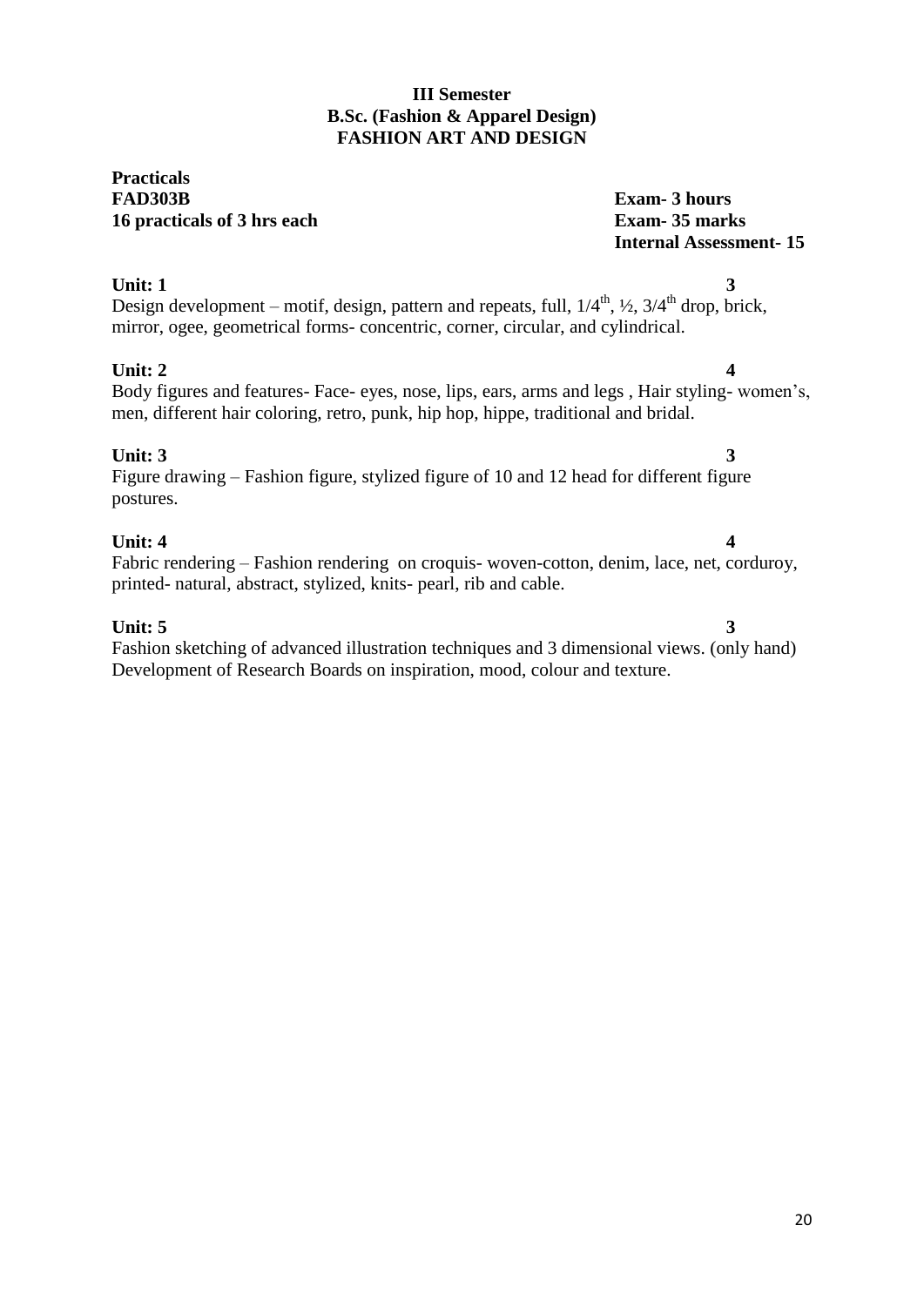**III Semester**
**B.Sc. (Fashion & Apparel Design)**
**FASHION ART AND DESIGN**

**Practicals**
**FAD303B** — **Exam- 3 hours**
**16 practicals of 3 hrs each** — **Exam- 35 marks**
**Internal Assessment- 15**

**Unit: 1** **3**
Design development – motif, design, pattern and repeats, full, 1/4$^{th}$, ½, 3/4$^{th}$ drop, brick, mirror, ogee, geometrical forms- concentric, corner, circular, and cylindrical.

**Unit: 2** **4**
Body figures and features- Face- eyes, nose, lips, ears, arms and legs , Hair styling- women's, men, different hair coloring, retro, punk, hip hop, hippe, traditional and bridal.

**Unit: 3** **3**
Figure drawing – Fashion figure, stylized figure of 10 and 12 head for different figure postures.

**Unit: 4** **4**
Fabric rendering – Fashion rendering on croquis- woven-cotton, denim, lace, net, corduroy, printed- natural, abstract, stylized, knits- pearl, rib and cable.

**Unit: 5** **3**
Fashion sketching of advanced illustration techniques and 3 dimensional views. (only hand)
Development of Research Boards on inspiration, mood, colour and texture.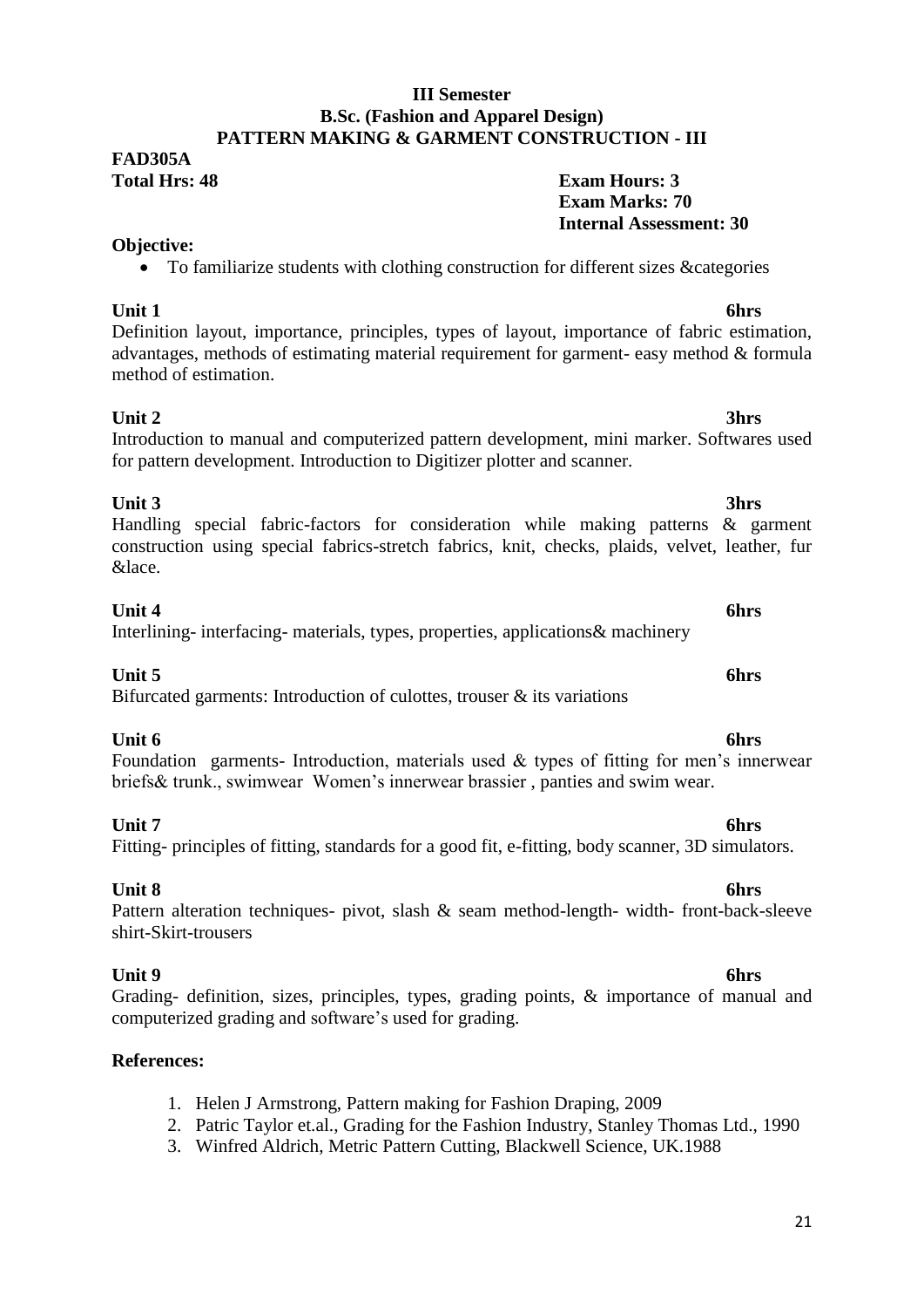# III Semester
## B.Sc. (Fashion and Apparel Design)
## PATTERN MAKING & GARMENT CONSTRUCTION - III

**FAD305A**

**Total Hrs: 48**

**Exam Hours: 3**
**Exam Marks: 70**
**Internal Assessment: 30**

**Objective:**

- To familiarize students with clothing construction for different sizes &categories

**Unit 1** **6hrs**

Definition layout, importance, principles, types of layout, importance of fabric estimation, advantages, methods of estimating material requirement for garment- easy method & formula method of estimation.

**Unit 2** **3hrs**

Introduction to manual and computerized pattern development, mini marker. Softwares used for pattern development. Introduction to Digitizer plotter and scanner.

**Unit 3** **3hrs**

Handling special fabric-factors for consideration while making patterns & garment construction using special fabrics-stretch fabrics, knit, checks, plaids, velvet, leather, fur &lace.

**Unit 4** **6hrs**

Interlining- interfacing- materials, types, properties, applications& machinery

**Unit 5** **6hrs**

Bifurcated garments: Introduction of culottes, trouser & its variations

**Unit 6** **6hrs**

Foundation garments- Introduction, materials used & types of fitting for men's innerwear briefs& trunk., swimwear Women's innerwear brassier , panties and swim wear.

**Unit 7** **6hrs**

Fitting- principles of fitting, standards for a good fit, e-fitting, body scanner, 3D simulators.

**Unit 8** **6hrs**

Pattern alteration techniques- pivot, slash & seam method-length- width- front-back-sleeve shirt-Skirt-trousers

**Unit 9** **6hrs**

Grading- definition, sizes, principles, types, grading points, & importance of manual and computerized grading and software's used for grading.

**References:**

1. Helen J Armstrong, Pattern making for Fashion Draping, 2009
2. Patric Taylor et.al., Grading for the Fashion Industry, Stanley Thomas Ltd., 1990
3. Winfred Aldrich, Metric Pattern Cutting, Blackwell Science, UK.1988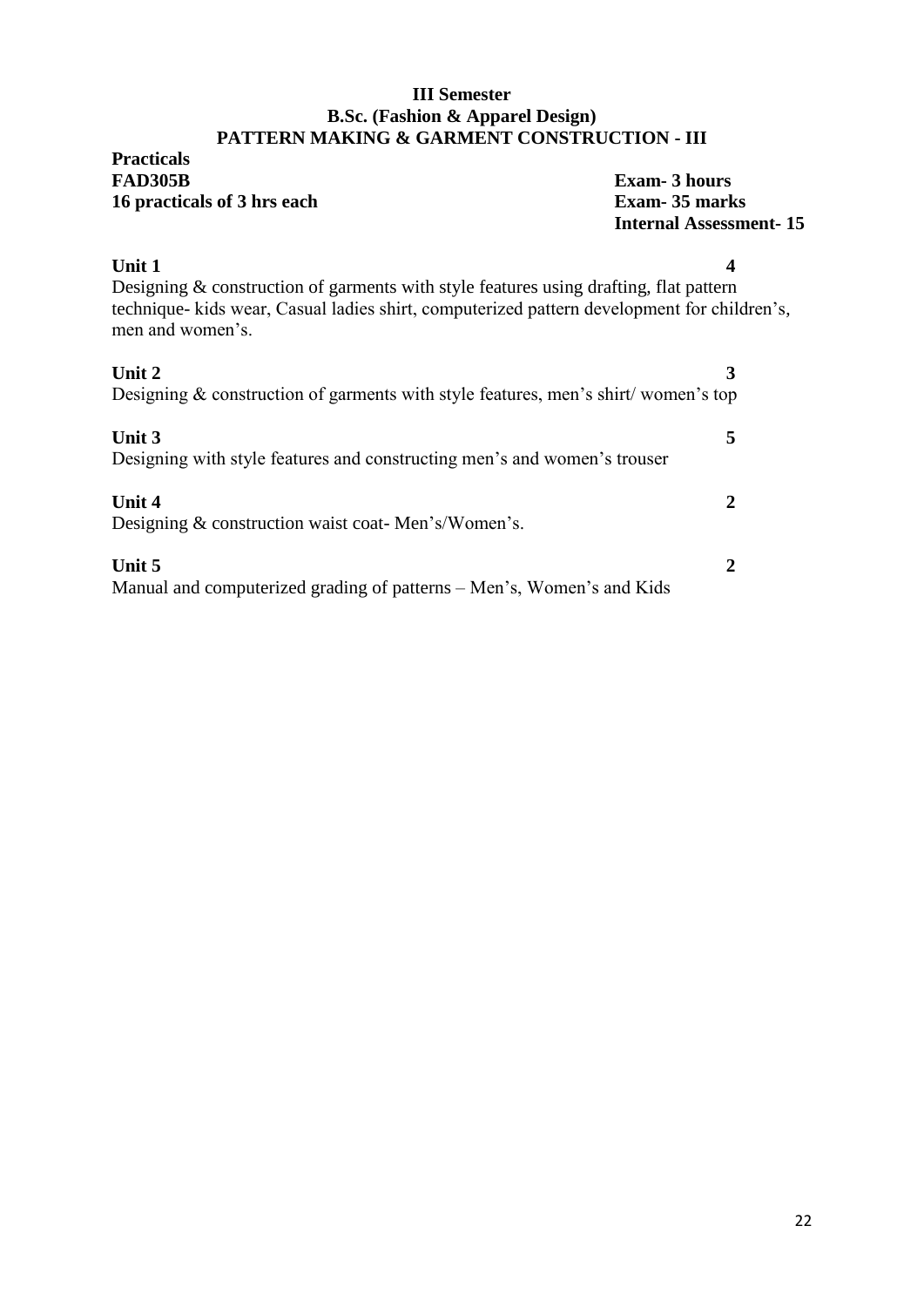**III Semester**
**B.Sc. (Fashion & Apparel Design)**
**PATTERN MAKING & GARMENT CONSTRUCTION - III**

**Practicals**

**FAD305B** — **Exam- 3 hours**

**16 practicals of 3 hrs each** — **Exam- 35 marks**

**Internal Assessment- 15**

| Unit | Content | Practicals |
|---|---|---|
| **Unit 1** | Designing & construction of garments with style features using drafting, flat pattern technique- kids wear, Casual ladies shirt, computerized pattern development for children's, men and women's. | **4** |
| **Unit 2** | Designing & construction of garments with style features, men's shirt/ women's top | **3** |
| **Unit 3** | Designing with style features and constructing men's and women's trouser | **5** |
| **Unit 4** | Designing & construction waist coat- Men's/Women's. | **2** |
| **Unit 5** | Manual and computerized grading of patterns – Men's, Women's and Kids | **2** |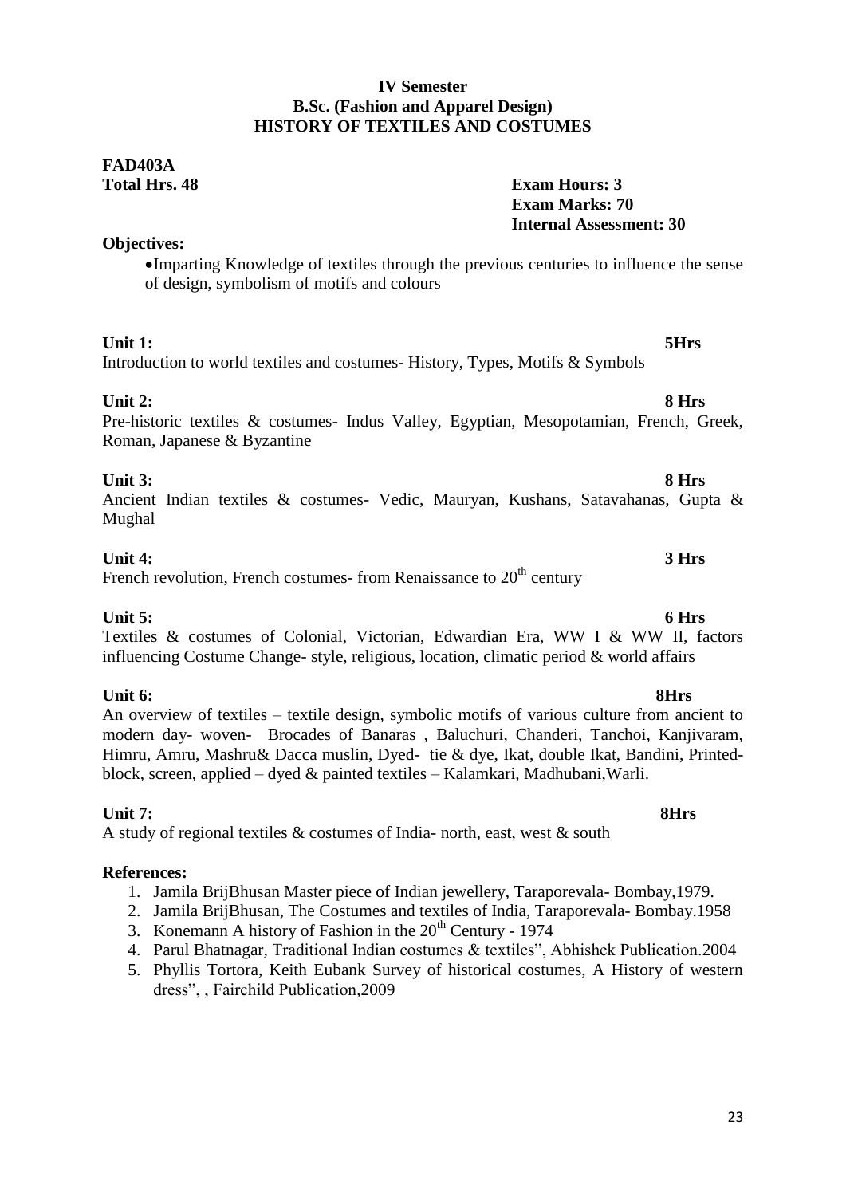**IV Semester**
**B.Sc. (Fashion and Apparel Design)**
**HISTORY OF TEXTILES AND COSTUMES**

**FAD403A**
**Total Hrs. 48**

**Exam Hours: 3**
**Exam Marks: 70**
**Internal Assessment: 30**

**Objectives:**

- Imparting Knowledge of textiles through the previous centuries to influence the sense of design, symbolism of motifs and colours

**Unit 1:** **5Hrs**
Introduction to world textiles and costumes- History, Types, Motifs & Symbols

**Unit 2:** **8 Hrs**
Pre-historic textiles & costumes- Indus Valley, Egyptian, Mesopotamian, French, Greek, Roman, Japanese & Byzantine

**Unit 3:** **8 Hrs**
Ancient Indian textiles & costumes- Vedic, Mauryan, Kushans, Satavahanas, Gupta & Mughal

**Unit 4:** **3 Hrs**
French revolution, French costumes- from Renaissance to 20th century

**Unit 5:** **6 Hrs**
Textiles & costumes of Colonial, Victorian, Edwardian Era, WW I & WW II, factors influencing Costume Change- style, religious, location, climatic period & world affairs

**Unit 6:** **8Hrs**
An overview of textiles – textile design, symbolic motifs of various culture from ancient to modern day- woven- Brocades of Banaras , Baluchuri, Chanderi, Tanchoi, Kanjivaram, Himru, Amru, Mashru& Dacca muslin, Dyed- tie & dye, Ikat, double Ikat, Bandini, Printed- block, screen, applied – dyed & painted textiles – Kalamkari, Madhubani,Warli.

**Unit 7:** **8Hrs**
A study of regional textiles & costumes of India- north, east, west & south

**References:**

1. Jamila BrijBhusan Master piece of Indian jewellery, Taraporevala- Bombay,1979.
2. Jamila BrijBhusan, The Costumes and textiles of India, Taraporevala- Bombay.1958
3. Konemann A history of Fashion in the 20th Century - 1974
4. Parul Bhatnagar, Traditional Indian costumes & textiles", Abhishek Publication.2004
5. Phyllis Tortora, Keith Eubank Survey of historical costumes, A History of western dress", , Fairchild Publication,2009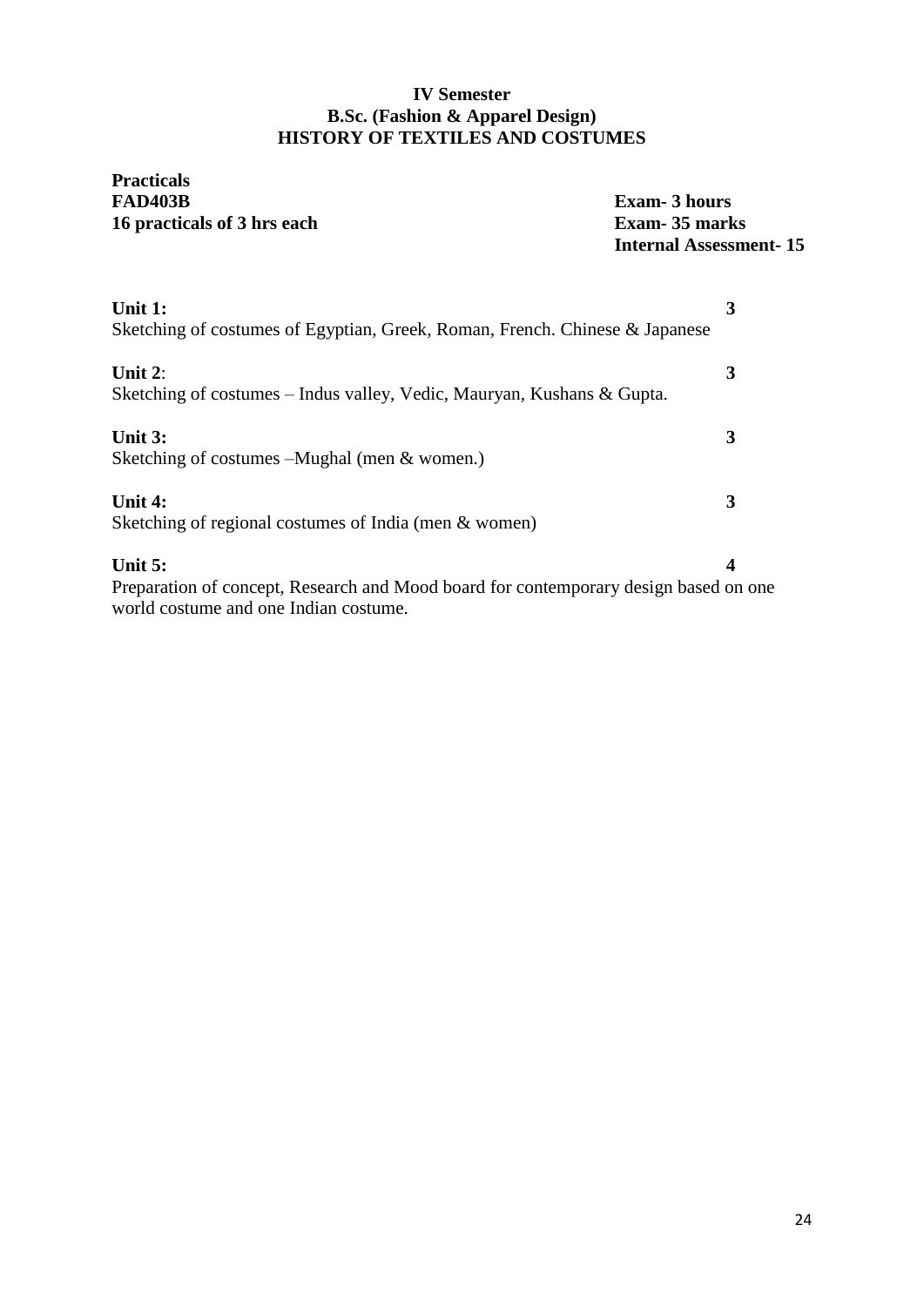**IV Semester**
**B.Sc. (Fashion & Apparel Design)**
**HISTORY OF TEXTILES AND COSTUMES**

**Practicals**
**FAD403B**
**16 practicals of 3 hrs each**

**Exam- 3 hours**
**Exam- 35 marks**
**Internal Assessment- 15**

**Unit 1:** **3**
Sketching of costumes of Egyptian, Greek, Roman, French. Chinese & Japanese

**Unit 2**: **3**
Sketching of costumes – Indus valley, Vedic, Mauryan, Kushans & Gupta.

**Unit 3:** **3**
Sketching of costumes –Mughal (men & women.)

**Unit 4:** **3**
Sketching of regional costumes of India (men & women)

**Unit 5:** **4**
Preparation of concept, Research and Mood board for contemporary design based on one world costume and one Indian costume.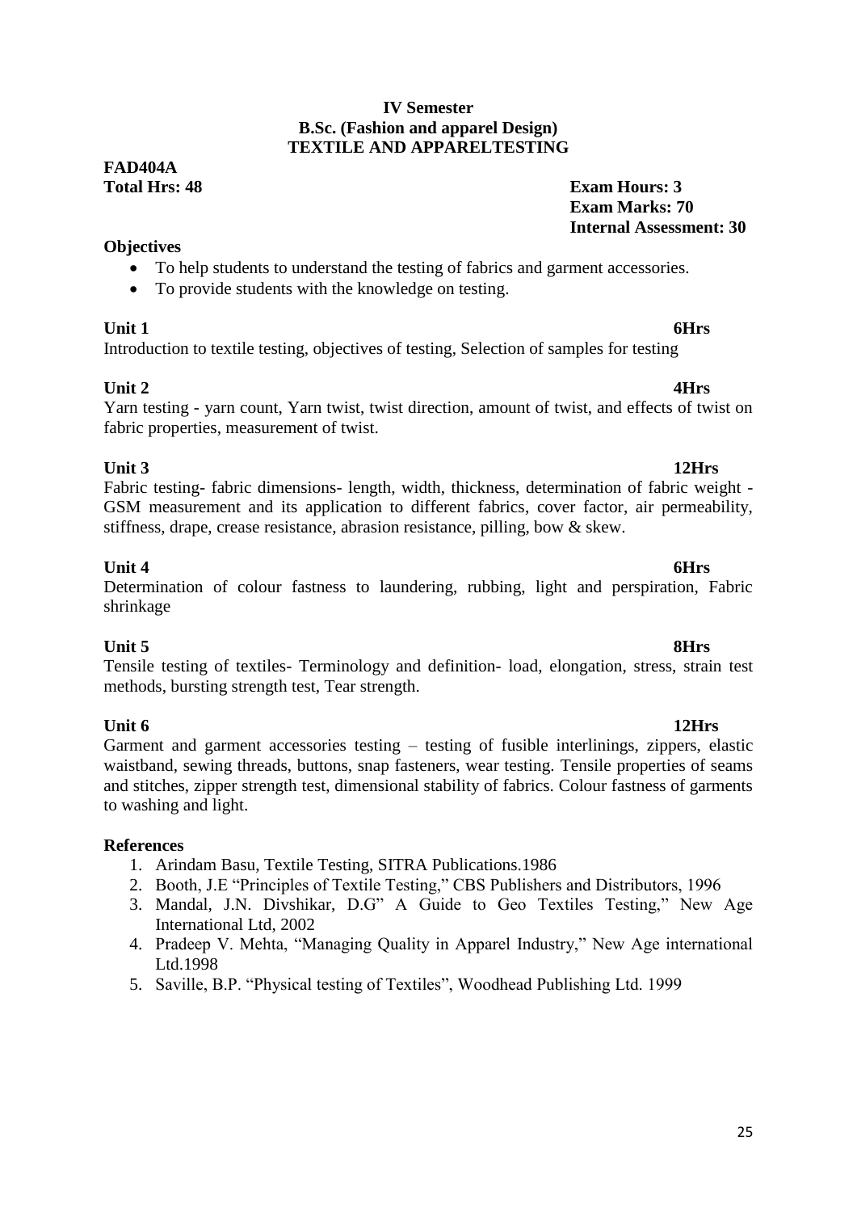**IV Semester**
**B.Sc. (Fashion and apparel Design)**
**TEXTILE AND APPARELTESTING**

**FAD404A**
**Total Hrs: 48**

**Exam Hours: 3**
**Exam Marks: 70**
**Internal Assessment: 30**

**Objectives**

- To help students to understand the testing of fabrics and garment accessories.
- To provide students with the knowledge on testing.

**Unit 1** **6Hrs**

Introduction to textile testing, objectives of testing, Selection of samples for testing

**Unit 2** **4Hrs**

Yarn testing - yarn count, Yarn twist, twist direction, amount of twist, and effects of twist on fabric properties, measurement of twist.

**Unit 3** **12Hrs**

Fabric testing- fabric dimensions- length, width, thickness, determination of fabric weight - GSM measurement and its application to different fabrics, cover factor, air permeability, stiffness, drape, crease resistance, abrasion resistance, pilling, bow & skew.

**Unit 4** **6Hrs**

Determination of colour fastness to laundering, rubbing, light and perspiration, Fabric shrinkage

**Unit 5** **8Hrs**

Tensile testing of textiles- Terminology and definition- load, elongation, stress, strain test methods, bursting strength test, Tear strength.

**Unit 6** **12Hrs**

Garment and garment accessories testing – testing of fusible interlinings, zippers, elastic waistband, sewing threads, buttons, snap fasteners, wear testing. Tensile properties of seams and stitches, zipper strength test, dimensional stability of fabrics. Colour fastness of garments to washing and light.

**References**

1. Arindam Basu, Textile Testing, SITRA Publications.1986
2. Booth, J.E "Principles of Textile Testing," CBS Publishers and Distributors, 1996
3. Mandal, J.N. Divshikar, D.G" A Guide to Geo Textiles Testing," New Age International Ltd, 2002
4. Pradeep V. Mehta, "Managing Quality in Apparel Industry," New Age international Ltd.1998
5. Saville, B.P. "Physical testing of Textiles", Woodhead Publishing Ltd. 1999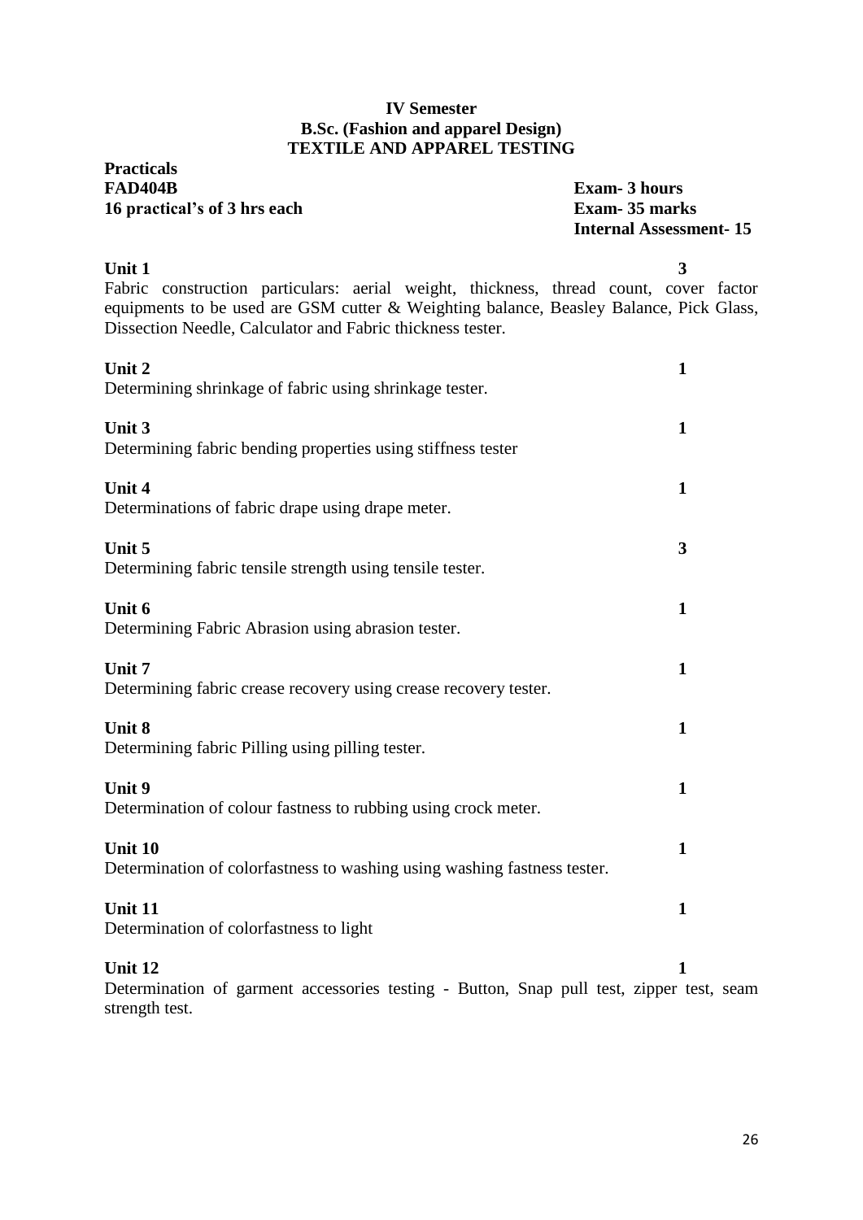**IV Semester**
**B.Sc. (Fashion and apparel Design)**
**TEXTILE AND APPAREL TESTING**

**Practicals**
**FAD404B** — **Exam- 3 hours**
**16 practical's of 3 hrs each** — **Exam- 35 marks**
**Internal Assessment- 15**

**Unit 1** — **3**
Fabric construction particulars: aerial weight, thickness, thread count, cover factor equipments to be used are GSM cutter & Weighting balance, Beasley Balance, Pick Glass, Dissection Needle, Calculator and Fabric thickness tester.

**Unit 2** — **1**
Determining shrinkage of fabric using shrinkage tester.

**Unit 3** — **1**
Determining fabric bending properties using stiffness tester

**Unit 4** — **1**
Determinations of fabric drape using drape meter.

**Unit 5** — **3**
Determining fabric tensile strength using tensile tester.

**Unit 6** — **1**
Determining Fabric Abrasion using abrasion tester.

**Unit 7** — **1**
Determining fabric crease recovery using crease recovery tester.

**Unit 8** — **1**
Determining fabric Pilling using pilling tester.

**Unit 9** — **1**
Determination of colour fastness to rubbing using crock meter.

**Unit 10** — **1**
Determination of colorfastness to washing using washing fastness tester.

**Unit 11** — **1**
Determination of colorfastness to light

**Unit 12** — **1**
Determination of garment accessories testing - Button, Snap pull test, zipper test, seam strength test.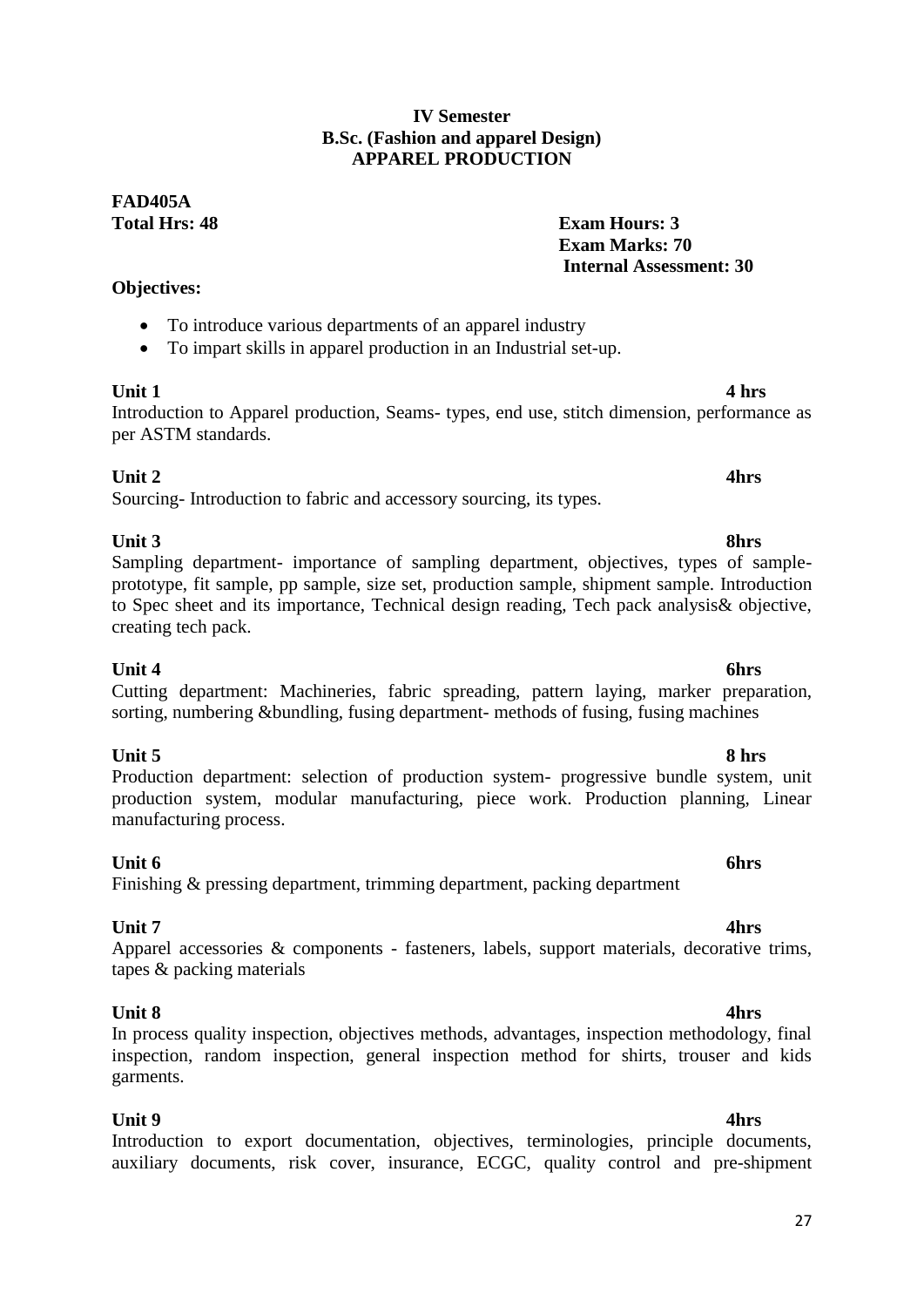**IV Semester**
**B.Sc. (Fashion and apparel Design)**
**APPAREL PRODUCTION**

**FAD405A**

**Total Hrs: 48**

**Exam Hours: 3**
**Exam Marks: 70**
**Internal Assessment: 30**

**Objectives:**

- To introduce various departments of an apparel industry
- To impart skills in apparel production in an Industrial set-up.

**Unit 1** **4 hrs**

Introduction to Apparel production, Seams- types, end use, stitch dimension, performance as per ASTM standards.

**Unit 2** **4hrs**

Sourcing- Introduction to fabric and accessory sourcing, its types.

**Unit 3** **8hrs**

Sampling department- importance of sampling department, objectives, types of sample- prototype, fit sample, pp sample, size set, production sample, shipment sample. Introduction to Spec sheet and its importance, Technical design reading, Tech pack analysis& objective, creating tech pack.

**Unit 4** **6hrs**

Cutting department: Machineries, fabric spreading, pattern laying, marker preparation, sorting, numbering &bundling, fusing department- methods of fusing, fusing machines

**Unit 5** **8 hrs**

Production department: selection of production system- progressive bundle system, unit production system, modular manufacturing, piece work. Production planning, Linear manufacturing process.

**Unit 6** **6hrs**

Finishing & pressing department, trimming department, packing department

**Unit 7** **4hrs**

Apparel accessories & components - fasteners, labels, support materials, decorative trims, tapes & packing materials

**Unit 8** **4hrs**

In process quality inspection, objectives methods, advantages, inspection methodology, final inspection, random inspection, general inspection method for shirts, trouser and kids garments.

**Unit 9** **4hrs**

Introduction to export documentation, objectives, terminologies, principle documents, auxiliary documents, risk cover, insurance, ECGC, quality control and pre-shipment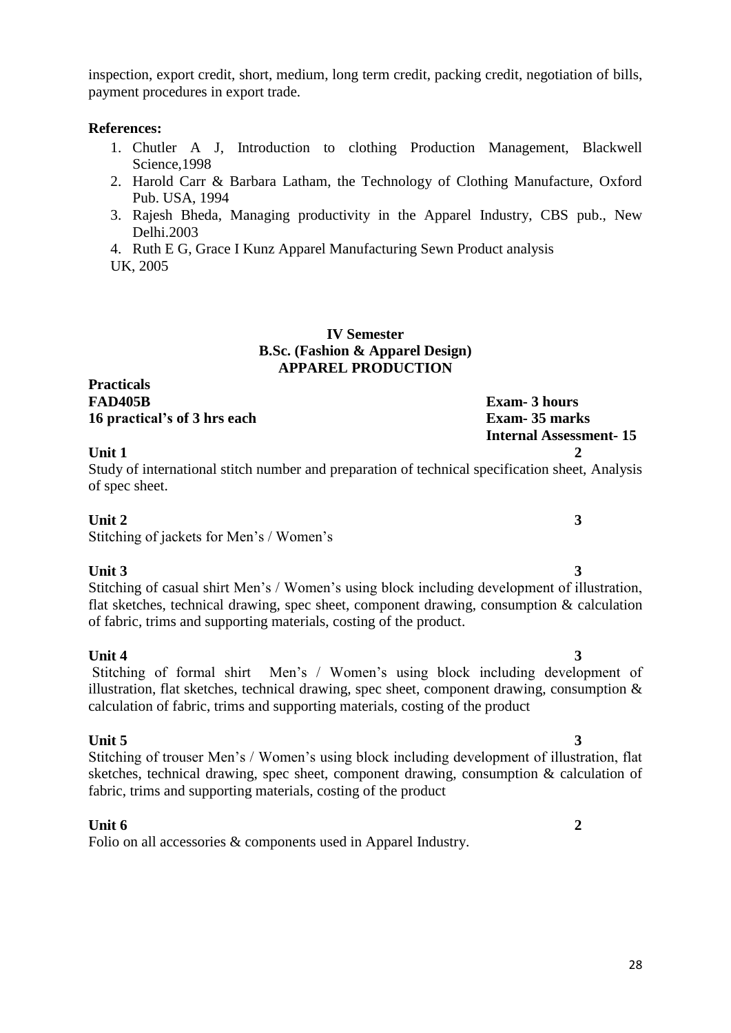inspection, export credit, short, medium, long term credit, packing credit, negotiation of bills, payment procedures in export trade.

**References:**

1. Chutler A J, Introduction to clothing Production Management, Blackwell Science,1998
2. Harold Carr & Barbara Latham, the Technology of Clothing Manufacture, Oxford Pub. USA, 1994
3. Rajesh Bheda, Managing productivity in the Apparel Industry, CBS pub., New Delhi.2003
4. Ruth E G, Grace I Kunz Apparel Manufacturing Sewn Product analysis UK, 2005

**IV Semester**
**B.Sc. (Fashion & Apparel Design)**
**APPAREL PRODUCTION**

**Practicals**

**FAD405B** — **Exam- 3 hours**

**16 practical's of 3 hrs each** — **Exam- 35 marks**

**Internal Assessment- 15**

**Unit 1** — **2**

Study of international stitch number and preparation of technical specification sheet, Analysis of spec sheet.

**Unit 2** — **3**

Stitching of jackets for Men's / Women's

**Unit 3** — **3**

Stitching of casual shirt Men's / Women's using block including development of illustration, flat sketches, technical drawing, spec sheet, component drawing, consumption & calculation of fabric, trims and supporting materials, costing of the product.

**Unit 4** — **3**

Stitching of formal shirt Men's / Women's using block including development of illustration, flat sketches, technical drawing, spec sheet, component drawing, consumption & calculation of fabric, trims and supporting materials, costing of the product

**Unit 5** — **3**

Stitching of trouser Men's / Women's using block including development of illustration, flat sketches, technical drawing, spec sheet, component drawing, consumption & calculation of fabric, trims and supporting materials, costing of the product

**Unit 6** — **2**

Folio on all accessories & components used in Apparel Industry.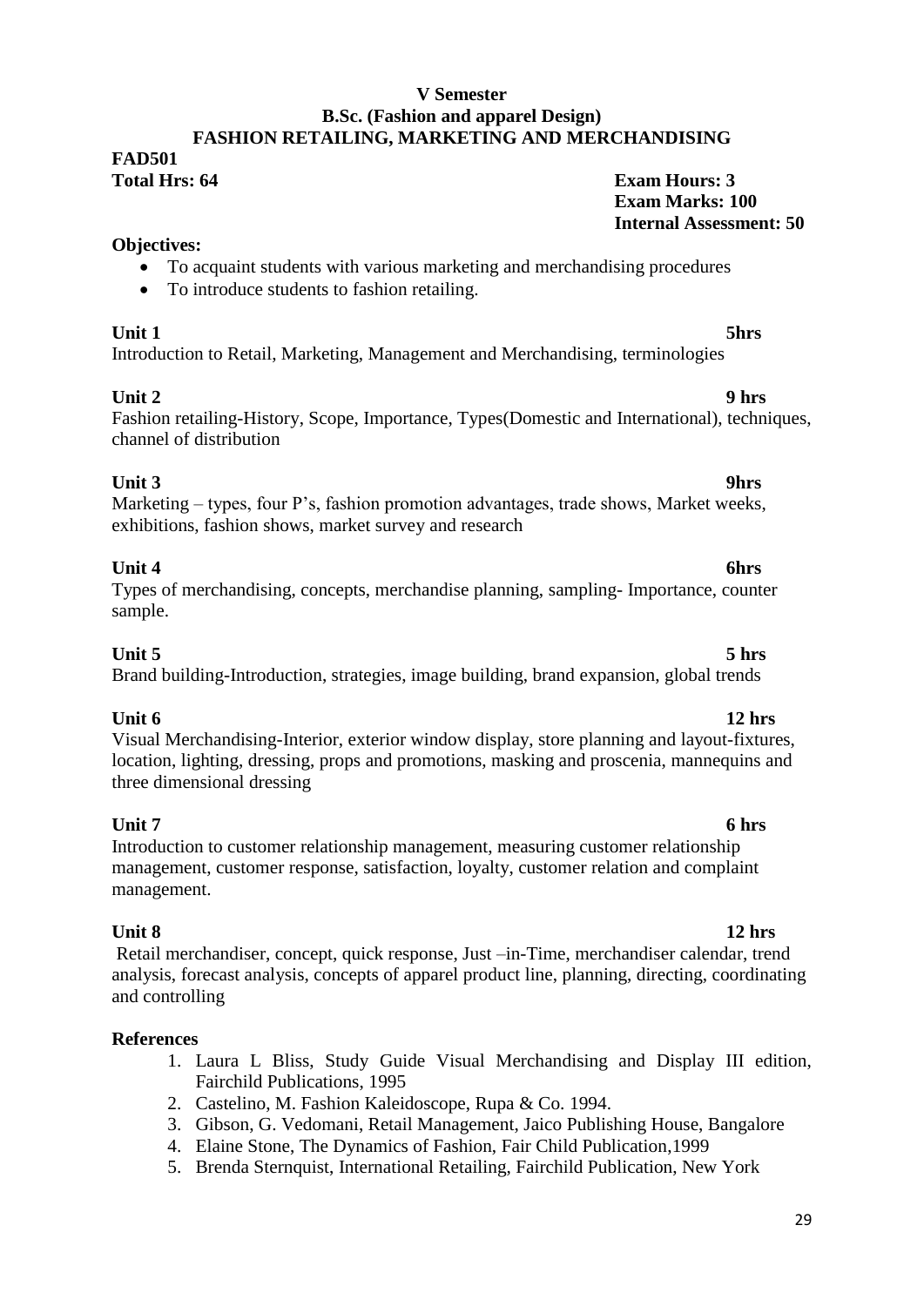**V Semester**
**B.Sc. (Fashion and apparel Design)**
**FASHION RETAILING, MARKETING AND MERCHANDISING**

**FAD501**
**Total Hrs: 64** **Exam Hours: 3**
**Exam Marks: 100**
**Internal Assessment: 50**

**Objectives:**

- To acquaint students with various marketing and merchandising procedures
- To introduce students to fashion retailing.

**Unit 1** **5hrs**
Introduction to Retail, Marketing, Management and Merchandising, terminologies

**Unit 2** **9 hrs**
Fashion retailing-History, Scope, Importance, Types(Domestic and International), techniques, channel of distribution

**Unit 3** **9hrs**
Marketing – types, four P's, fashion promotion advantages, trade shows, Market weeks, exhibitions, fashion shows, market survey and research

**Unit 4** **6hrs**
Types of merchandising, concepts, merchandise planning, sampling- Importance, counter sample.

**Unit 5** **5 hrs**
Brand building-Introduction, strategies, image building, brand expansion, global trends

**Unit 6** **12 hrs**
Visual Merchandising-Interior, exterior window display, store planning and layout-fixtures, location, lighting, dressing, props and promotions, masking and proscenia, mannequins and three dimensional dressing

**Unit 7** **6 hrs**
Introduction to customer relationship management, measuring customer relationship management, customer response, satisfaction, loyalty, customer relation and complaint management.

**Unit 8** **12 hrs**
Retail merchandiser, concept, quick response, Just –in-Time, merchandiser calendar, trend analysis, forecast analysis, concepts of apparel product line, planning, directing, coordinating and controlling

**References**

1. Laura L Bliss, Study Guide Visual Merchandising and Display III edition, Fairchild Publications, 1995
2. Castelino, M. Fashion Kaleidoscope, Rupa & Co. 1994.
3. Gibson, G. Vedomani, Retail Management, Jaico Publishing House, Bangalore
4. Elaine Stone, The Dynamics of Fashion, Fair Child Publication,1999
5. Brenda Sternquist, International Retailing, Fairchild Publication, New York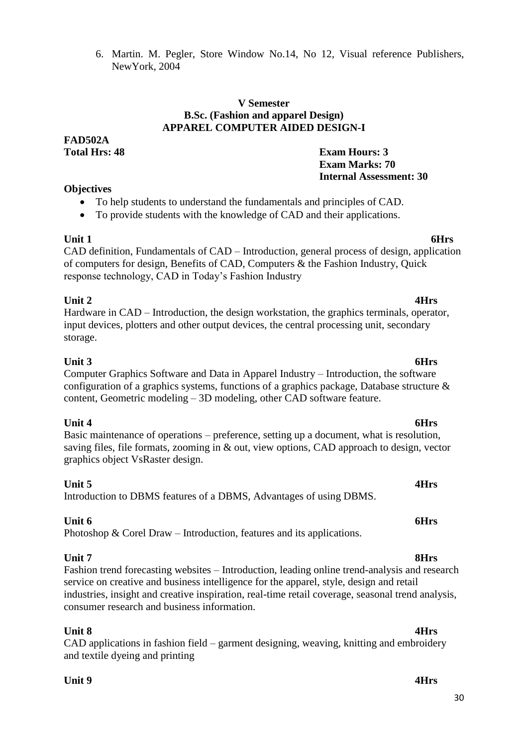6. Martin. M. Pegler, Store Window No.14, No 12, Visual reference Publishers, NewYork, 2004

**V Semester**
**B.Sc. (Fashion and apparel Design)**
**APPAREL COMPUTER AIDED DESIGN-I**

**FAD502A**
**Total Hrs: 48**

**Exam Hours: 3**
**Exam Marks: 70**
**Internal Assessment: 30**

**Objectives**

- To help students to understand the fundamentals and principles of CAD.
- To provide students with the knowledge of CAD and their applications.

**Unit 1** **6Hrs**

CAD definition, Fundamentals of CAD – Introduction, general process of design, application of computers for design, Benefits of CAD, Computers & the Fashion Industry, Quick response technology, CAD in Today's Fashion Industry

**Unit 2** **4Hrs**

Hardware in CAD – Introduction, the design workstation, the graphics terminals, operator, input devices, plotters and other output devices, the central processing unit, secondary storage.

**Unit 3** **6Hrs**

Computer Graphics Software and Data in Apparel Industry – Introduction, the software configuration of a graphics systems, functions of a graphics package, Database structure & content, Geometric modeling – 3D modeling, other CAD software feature.

**Unit 4** **6Hrs**

Basic maintenance of operations – preference, setting up a document, what is resolution, saving files, file formats, zooming in & out, view options, CAD approach to design, vector graphics object VsRaster design.

**Unit 5** **4Hrs**

Introduction to DBMS features of a DBMS, Advantages of using DBMS.

**Unit 6** **6Hrs**

Photoshop & Corel Draw – Introduction, features and its applications.

**Unit 7** **8Hrs**

Fashion trend forecasting websites – Introduction, leading online trend-analysis and research service on creative and business intelligence for the apparel, style, design and retail industries, insight and creative inspiration, real-time retail coverage, seasonal trend analysis, consumer research and business information.

**Unit 8** **4Hrs**

CAD applications in fashion field – garment designing, weaving, knitting and embroidery and textile dyeing and printing

**Unit 9** **4Hrs**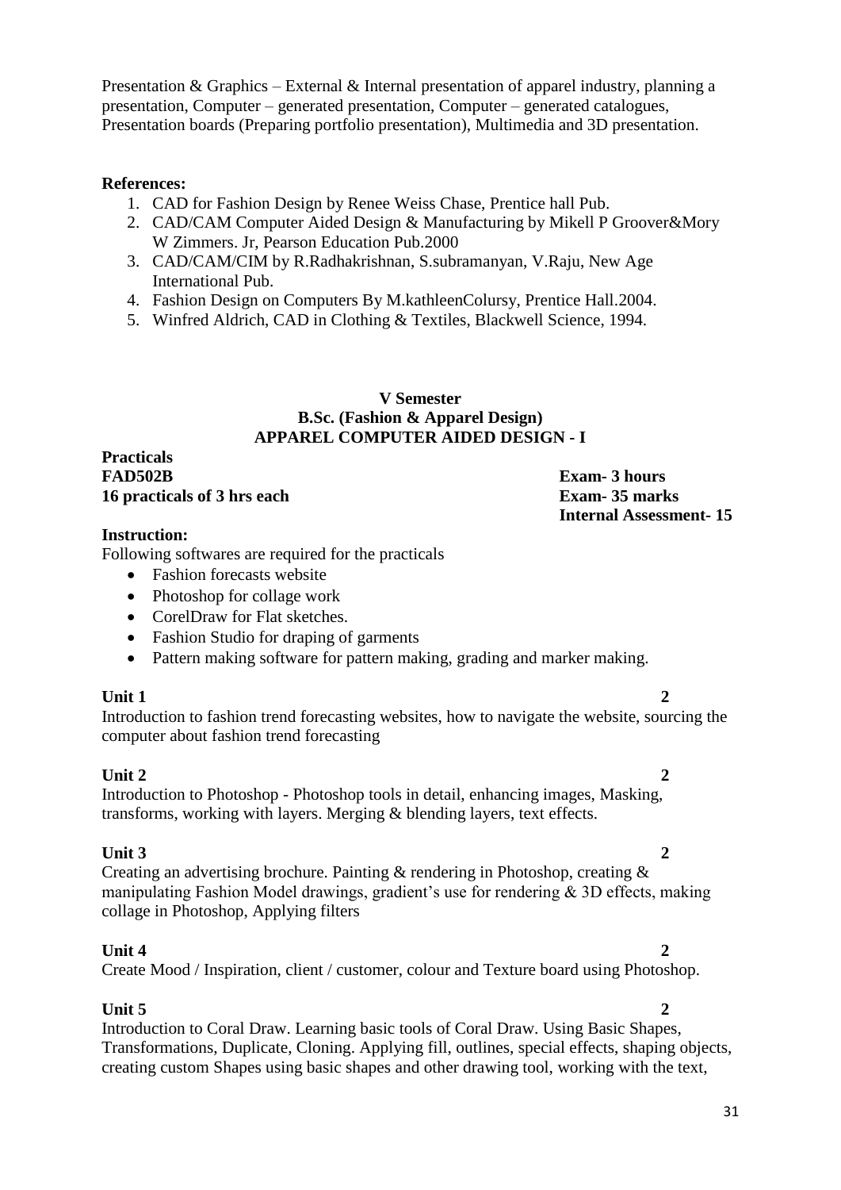Presentation & Graphics – External & Internal presentation of apparel industry, planning a presentation, Computer – generated presentation, Computer – generated catalogues, Presentation boards (Preparing portfolio presentation), Multimedia and 3D presentation.

**References:**

1. CAD for Fashion Design by Renee Weiss Chase, Prentice hall Pub.
2. CAD/CAM Computer Aided Design & Manufacturing by Mikell P Groover&Mory W Zimmers. Jr, Pearson Education Pub.2000
3. CAD/CAM/CIM by R.Radhakrishnan, S.subramanyan, V.Raju, New Age International Pub.
4. Fashion Design on Computers By M.kathleenColursy, Prentice Hall.2004.
5. Winfred Aldrich, CAD in Clothing & Textiles, Blackwell Science, 1994.

## V Semester
## B.Sc. (Fashion & Apparel Design)
## APPAREL COMPUTER AIDED DESIGN - I

**Practicals**
**FAD502B** — **Exam- 3 hours**
**16 practicals of 3 hrs each** — **Exam- 35 marks**
**Internal Assessment- 15**

**Instruction:**
Following softwares are required for the practicals

- Fashion forecasts website
- Photoshop for collage work
- CorelDraw for Flat sketches.
- Fashion Studio for draping of garments
- Pattern making software for pattern making, grading and marker making.

**Unit 1** **2**
Introduction to fashion trend forecasting websites, how to navigate the website, sourcing the computer about fashion trend forecasting

**Unit 2** **2**
Introduction to Photoshop - Photoshop tools in detail, enhancing images, Masking, transforms, working with layers. Merging & blending layers, text effects.

**Unit 3** **2**
Creating an advertising brochure. Painting & rendering in Photoshop, creating & manipulating Fashion Model drawings, gradient's use for rendering & 3D effects, making collage in Photoshop, Applying filters

**Unit 4** **2**
Create Mood / Inspiration, client / customer, colour and Texture board using Photoshop.

**Unit 5** **2**
Introduction to Coral Draw. Learning basic tools of Coral Draw. Using Basic Shapes, Transformations, Duplicate, Cloning. Applying fill, outlines, special effects, shaping objects, creating custom Shapes using basic shapes and other drawing tool, working with the text,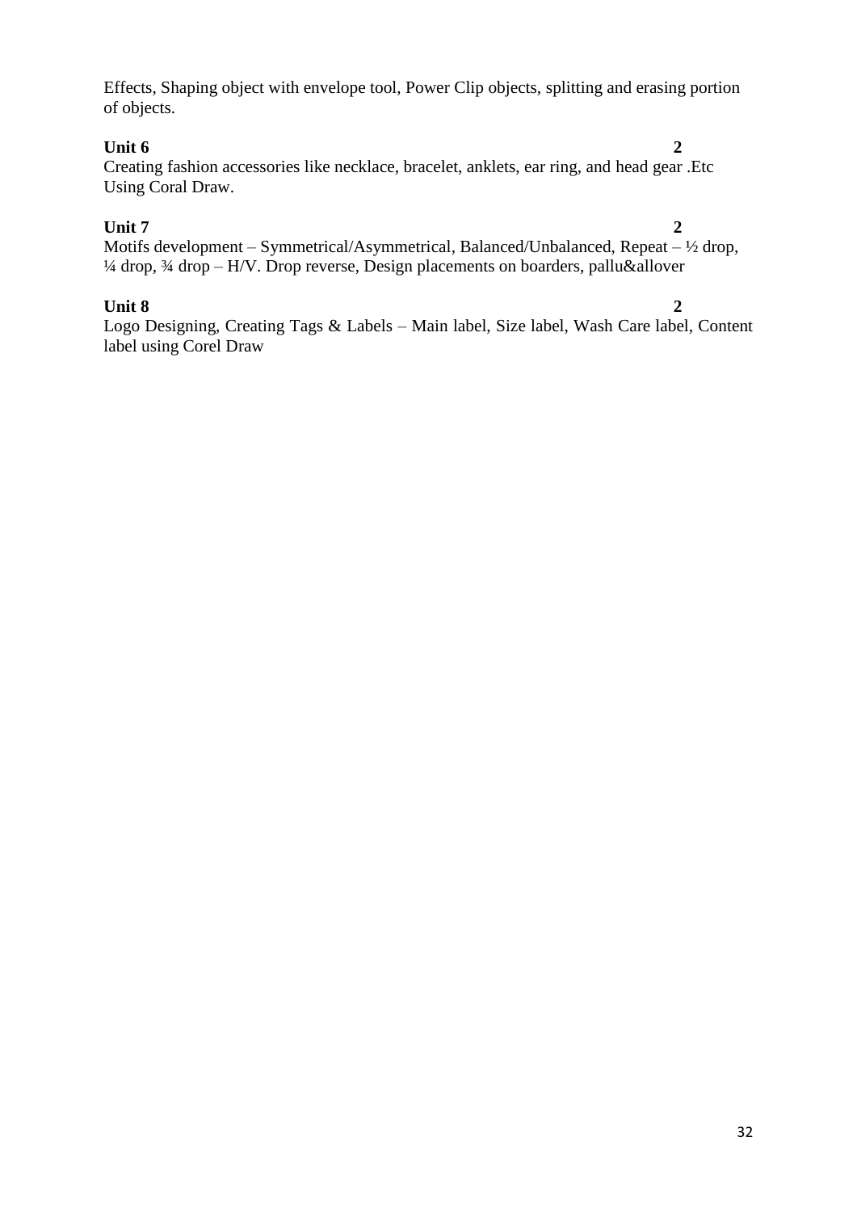Effects, Shaping object with envelope tool, Power Clip objects, splitting and erasing portion of objects.

**Unit 6** **2**

Creating fashion accessories like necklace, bracelet, anklets, ear ring, and head gear .Etc Using Coral Draw.

**Unit 7** **2**

Motifs development – Symmetrical/Asymmetrical, Balanced/Unbalanced, Repeat – ½ drop, ¼ drop, ¾ drop – H/V. Drop reverse, Design placements on boarders, pallu&allover

**Unit 8** **2**

Logo Designing, Creating Tags & Labels – Main label, Size label, Wash Care label, Content label using Corel Draw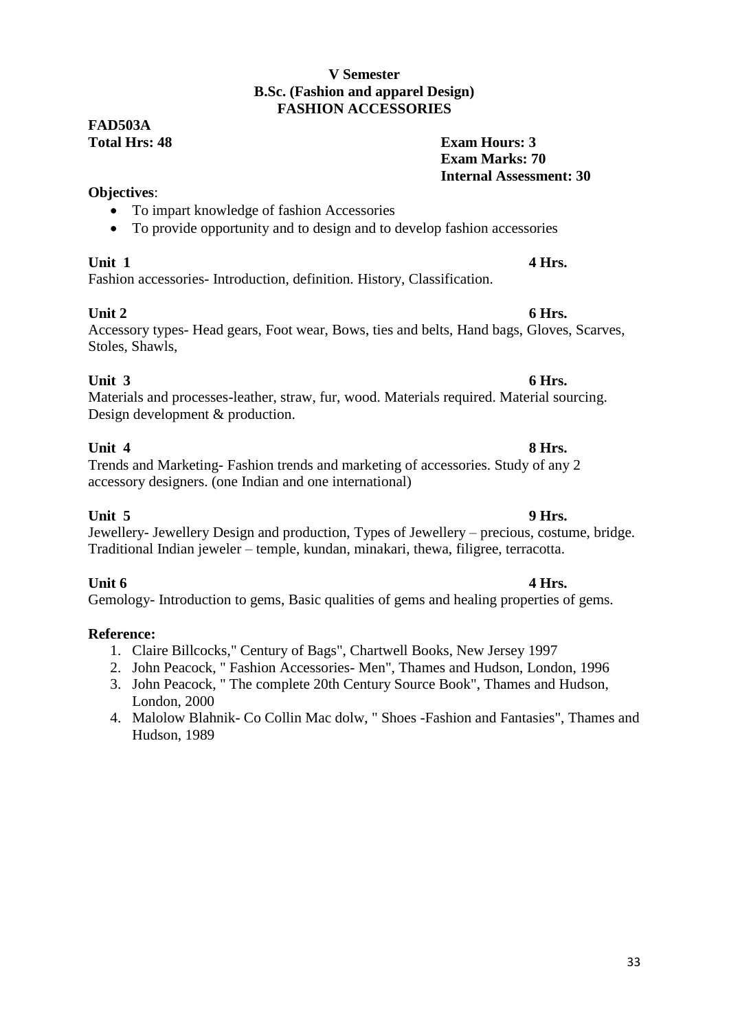**V Semester**
**B.Sc. (Fashion and apparel Design)**
**FASHION ACCESSORIES**

**FAD503A**

**Total Hrs: 48**

**Exam Hours: 3**
**Exam Marks: 70**
**Internal Assessment: 30**

**Objectives**:

- To impart knowledge of fashion Accessories
- To provide opportunity and to design and to develop fashion accessories

**Unit 1** **4 Hrs.**

Fashion accessories- Introduction, definition. History, Classification.

**Unit 2** **6 Hrs.**

Accessory types- Head gears, Foot wear, Bows, ties and belts, Hand bags, Gloves, Scarves, Stoles, Shawls,

**Unit 3** **6 Hrs.**

Materials and processes-leather, straw, fur, wood. Materials required. Material sourcing. Design development & production.

**Unit 4** **8 Hrs.**

Trends and Marketing- Fashion trends and marketing of accessories. Study of any 2 accessory designers. (one Indian and one international)

**Unit 5** **9 Hrs.**

Jewellery- Jewellery Design and production, Types of Jewellery – precious, costume, bridge. Traditional Indian jeweler – temple, kundan, minakari, thewa, filigree, terracotta.

**Unit 6** **4 Hrs.**

Gemology- Introduction to gems, Basic qualities of gems and healing properties of gems.

**Reference:**

1. Claire Billcocks," Century of Bags", Chartwell Books, New Jersey 1997
2. John Peacock, " Fashion Accessories- Men", Thames and Hudson, London, 1996
3. John Peacock, " The complete 20th Century Source Book", Thames and Hudson, London, 2000
4. Malolow Blahnik- Co Collin Mac dolw, " Shoes -Fashion and Fantasies", Thames and Hudson, 1989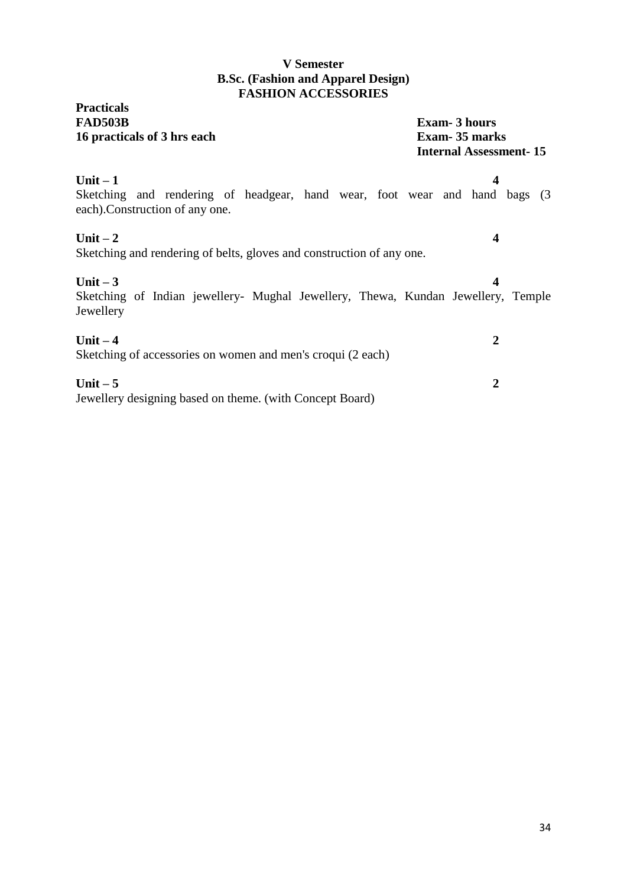**V Semester**
**B.Sc. (Fashion and Apparel Design)**
**FASHION ACCESSORIES**

**Practicals**
**FAD503B** — **Exam- 3 hours**
**16 practicals of 3 hrs each** — **Exam- 35 marks**
**Internal Assessment- 15**

**Unit – 1** **4**
Sketching and rendering of headgear, hand wear, foot wear and hand bags (3 each).Construction of any one.

**Unit – 2** **4**
Sketching and rendering of belts, gloves and construction of any one.

**Unit – 3** **4**
Sketching of Indian jewellery- Mughal Jewellery, Thewa, Kundan Jewellery, Temple Jewellery

**Unit – 4** **2**
Sketching of accessories on women and men's croqui (2 each)

**Unit – 5** **2**
Jewellery designing based on theme. (with Concept Board)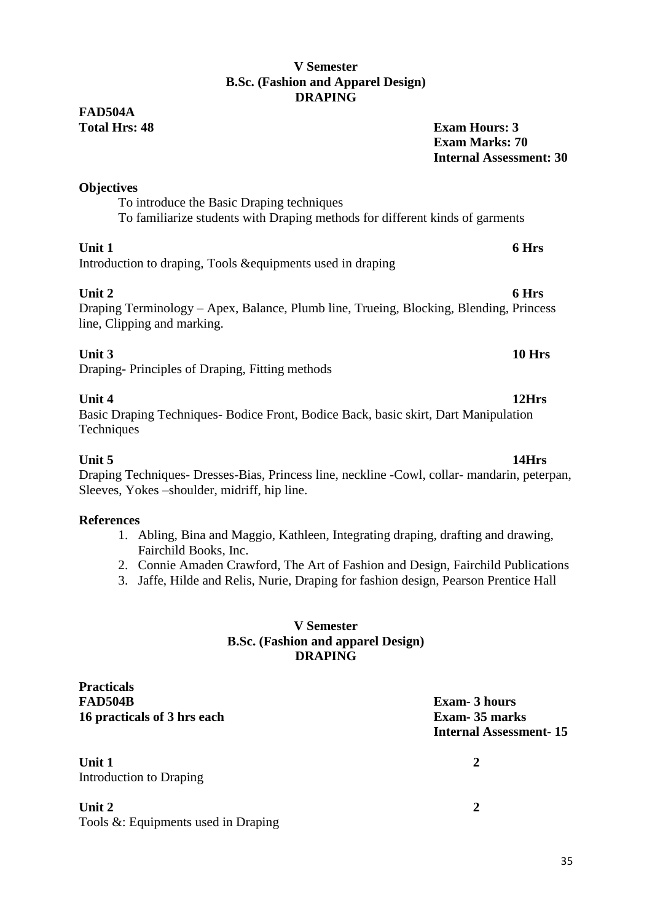**V Semester**
**B.Sc. (Fashion and Apparel Design)**
**DRAPING**

**FAD504A**
**Total Hrs: 48**

**Exam Hours: 3**
**Exam Marks: 70**
**Internal Assessment: 30**

**Objectives**

To introduce the Basic Draping techniques
To familiarize students with Draping methods for different kinds of garments

**Unit 1** **6 Hrs**
Introduction to draping, Tools &equipments used in draping

**Unit 2** **6 Hrs**
Draping Terminology – Apex, Balance, Plumb line, Trueing, Blocking, Blending, Princess line, Clipping and marking.

**Unit 3** **10 Hrs**
Draping- Principles of Draping, Fitting methods

**Unit 4** **12Hrs**
Basic Draping Techniques- Bodice Front, Bodice Back, basic skirt, Dart Manipulation Techniques

**Unit 5** **14Hrs**
Draping Techniques- Dresses-Bias, Princess line, neckline -Cowl, collar- mandarin, peterpan, Sleeves, Yokes –shoulder, midriff, hip line.

**References**

1. Abling, Bina and Maggio, Kathleen, Integrating draping, drafting and drawing, Fairchild Books, Inc.
2. Connie Amaden Crawford, The Art of Fashion and Design, Fairchild Publications
3. Jaffe, Hilde and Relis, Nurie, Draping for fashion design, Pearson Prentice Hall

**V Semester**
**B.Sc. (Fashion and apparel Design)**
**DRAPING**

**Practicals**
**FAD504B**
**16 practicals of 3 hrs each**

**Exam- 3 hours**
**Exam- 35 marks**
**Internal Assessment- 15**

**Unit 1** **2**
Introduction to Draping

**Unit 2** **2**
Tools &: Equipments used in Draping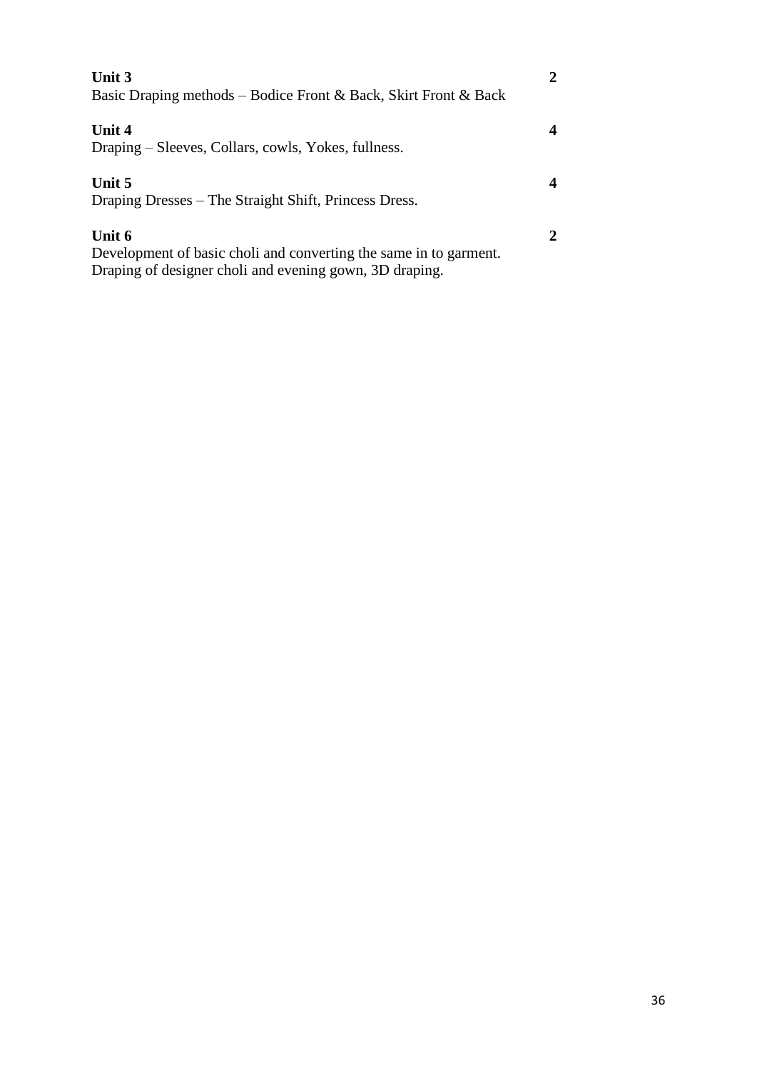**Unit 3** **2**

Basic Draping methods – Bodice Front & Back, Skirt Front & Back

**Unit 4** **4**

Draping – Sleeves, Collars, cowls, Yokes, fullness.

**Unit 5** **4**

Draping Dresses – The Straight Shift, Princess Dress.

**Unit 6** **2**

Development of basic choli and converting the same in to garment.
Draping of designer choli and evening gown, 3D draping.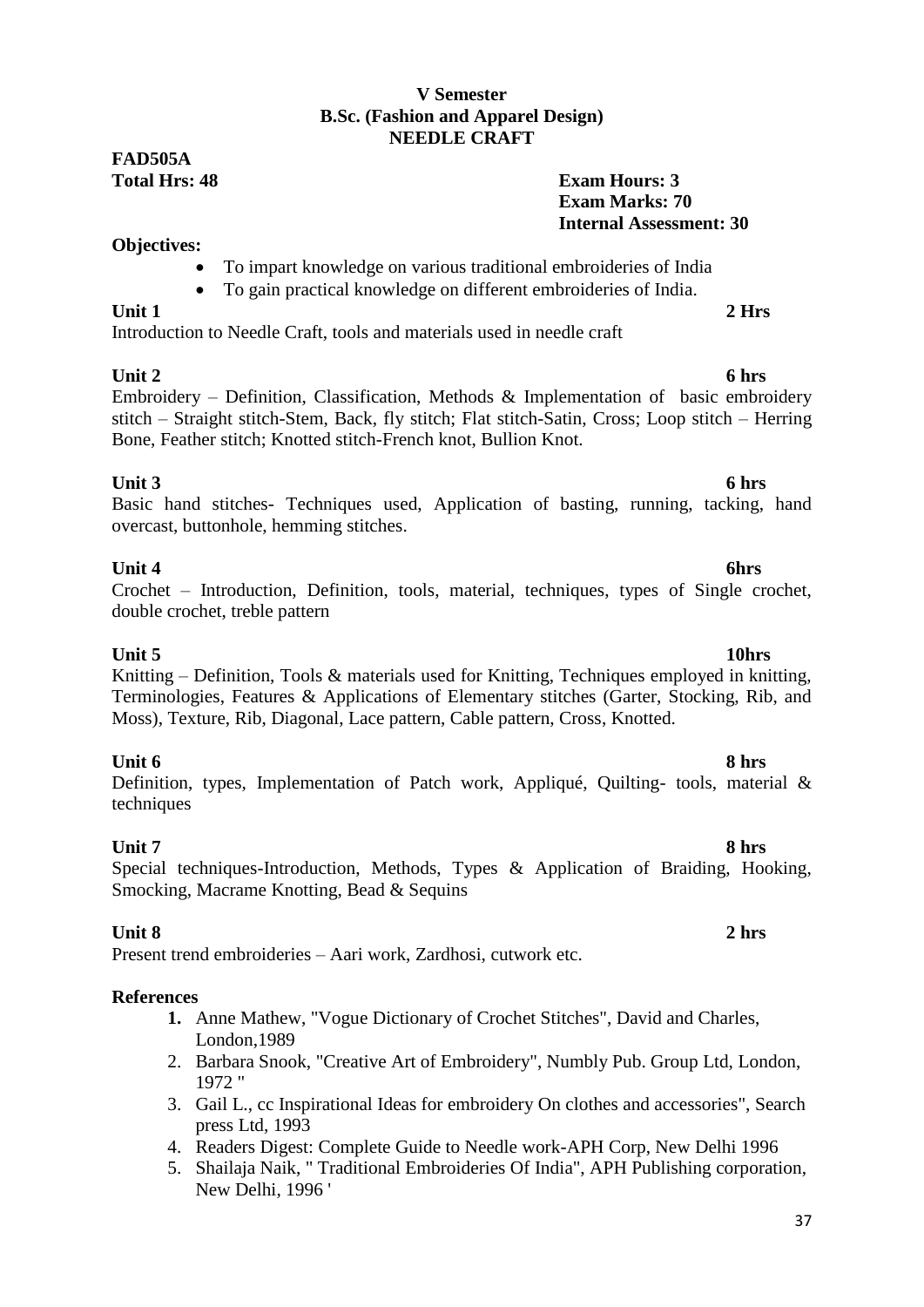**V Semester**
**B.Sc. (Fashion and Apparel Design)**
**NEEDLE CRAFT**

**FAD505A**
**Total Hrs: 48**

**Exam Hours: 3**
**Exam Marks: 70**
**Internal Assessment: 30**

**Objectives:**

- To impart knowledge on various traditional embroideries of India
- To gain practical knowledge on different embroideries of India.

**Unit 1** **2 Hrs**

Introduction to Needle Craft, tools and materials used in needle craft

**Unit 2** **6 hrs**

Embroidery – Definition, Classification, Methods & Implementation of basic embroidery stitch – Straight stitch-Stem, Back, fly stitch; Flat stitch-Satin, Cross; Loop stitch – Herring Bone, Feather stitch; Knotted stitch-French knot, Bullion Knot.

**Unit 3** **6 hrs**

Basic hand stitches- Techniques used, Application of basting, running, tacking, hand overcast, buttonhole, hemming stitches.

**Unit 4** **6hrs**

Crochet – Introduction, Definition, tools, material, techniques, types of Single crochet, double crochet, treble pattern

**Unit 5** **10hrs**

Knitting – Definition, Tools & materials used for Knitting, Techniques employed in knitting, Terminologies, Features & Applications of Elementary stitches (Garter, Stocking, Rib, and Moss), Texture, Rib, Diagonal, Lace pattern, Cable pattern, Cross, Knotted.

**Unit 6** **8 hrs**

Definition, types, Implementation of Patch work, Appliqué, Quilting- tools, material & techniques

**Unit 7** **8 hrs**

Special techniques-Introduction, Methods, Types & Application of Braiding, Hooking, Smocking, Macrame Knotting, Bead & Sequins

**Unit 8** **2 hrs**

Present trend embroideries – Aari work, Zardhosi, cutwork etc.

**References**

1. Anne Mathew, "Vogue Dictionary of Crochet Stitches", David and Charles, London,1989
2. Barbara Snook, "Creative Art of Embroidery", Numbly Pub. Group Ltd, London, 1972 "
3. Gail L., cc Inspirational Ideas for embroidery On clothes and accessories", Search press Ltd, 1993
4. Readers Digest: Complete Guide to Needle work-APH Corp, New Delhi 1996
5. Shailaja Naik, " Traditional Embroideries Of India", APH Publishing corporation, New Delhi, 1996 '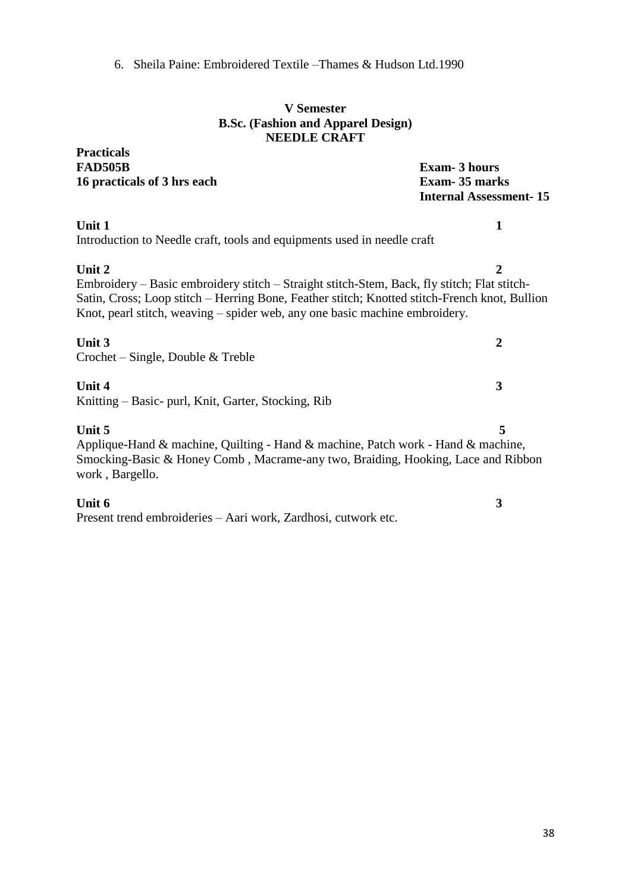6. Sheila Paine: Embroidered Textile –Thames & Hudson Ltd.1990

**V Semester**
**B.Sc. (Fashion and Apparel Design)**
**NEEDLE CRAFT**

**Practicals**
**FAD505B** — **Exam- 3 hours**
**16 practicals of 3 hrs each** — **Exam- 35 marks**
**Internal Assessment- 15**

**Unit 1** **1**
Introduction to Needle craft, tools and equipments used in needle craft

**Unit 2** **2**
Embroidery – Basic embroidery stitch – Straight stitch-Stem, Back, fly stitch; Flat stitch-Satin, Cross; Loop stitch – Herring Bone, Feather stitch; Knotted stitch-French knot, Bullion Knot, pearl stitch, weaving – spider web, any one basic machine embroidery.

**Unit 3** **2**
Crochet – Single, Double & Treble

**Unit 4** **3**
Knitting – Basic- purl, Knit, Garter, Stocking, Rib

**Unit 5** **5**
Applique-Hand & machine, Quilting - Hand & machine, Patch work - Hand & machine, Smocking-Basic & Honey Comb , Macrame-any two, Braiding, Hooking, Lace and Ribbon work , Bargello.

**Unit 6** **3**
Present trend embroideries – Aari work, Zardhosi, cutwork etc.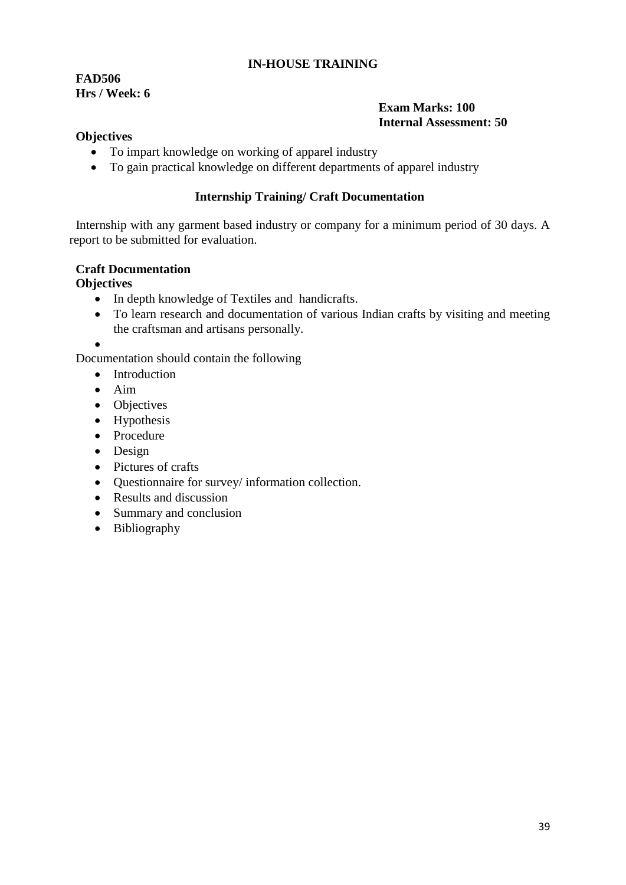## IN-HOUSE TRAINING

**FAD506**
**Hrs / Week: 6**

**Exam Marks: 100**
**Internal Assessment: 50**

**Objectives**

- To impart knowledge on working of apparel industry
- To gain practical knowledge on different departments of apparel industry

### Internship Training/ Craft Documentation

Internship with any garment based industry or company for a minimum period of 30 days. A report to be submitted for evaluation.

**Craft Documentation**
**Objectives**

- In depth knowledge of Textiles and handicrafts.
- To learn research and documentation of various Indian crafts by visiting and meeting the craftsman and artisans personally.

Documentation should contain the following

- Introduction
- Aim
- Objectives
- Hypothesis
- Procedure
- Design
- Pictures of crafts
- Questionnaire for survey/ information collection.
- Results and discussion
- Summary and conclusion
- Bibliography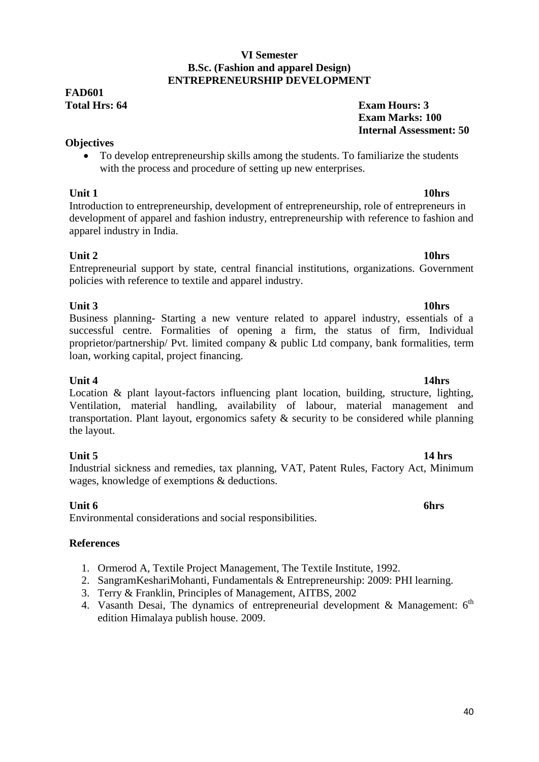**VI Semester**
**B.Sc. (Fashion and apparel Design)**
**ENTREPRENEURSHIP DEVELOPMENT**

**FAD601**

**Total Hrs: 64** | **Exam Hours: 3**
**Exam Marks: 100**
**Internal Assessment: 50**

**Objectives**

- To develop entrepreneurship skills among the students. To familiarize the students with the process and procedure of setting up new enterprises.

**Unit 1** **10hrs**

Introduction to entrepreneurship, development of entrepreneurship, role of entrepreneurs in development of apparel and fashion industry, entrepreneurship with reference to fashion and apparel industry in India.

**Unit 2** **10hrs**

Entrepreneurial support by state, central financial institutions, organizations. Government policies with reference to textile and apparel industry.

**Unit 3** **10hrs**

Business planning- Starting a new venture related to apparel industry, essentials of a successful centre. Formalities of opening a firm, the status of firm, Individual proprietor/partnership/ Pvt. limited company & public Ltd company, bank formalities, term loan, working capital, project financing.

**Unit 4** **14hrs**

Location & plant layout-factors influencing plant location, building, structure, lighting, Ventilation, material handling, availability of labour, material management and transportation. Plant layout, ergonomics safety & security to be considered while planning the layout.

**Unit 5** **14 hrs**

Industrial sickness and remedies, tax planning, VAT, Patent Rules, Factory Act, Minimum wages, knowledge of exemptions & deductions.

**Unit 6** **6hrs**

Environmental considerations and social responsibilities.

**References**

1. Ormerod A, Textile Project Management, The Textile Institute, 1992.
2. SangramKeshariMohanti, Fundamentals & Entrepreneurship: 2009: PHI learning.
3. Terry & Franklin, Principles of Management, AITBS, 2002
4. Vasanth Desai, The dynamics of entrepreneurial development & Management: 6th edition Himalaya publish house. 2009.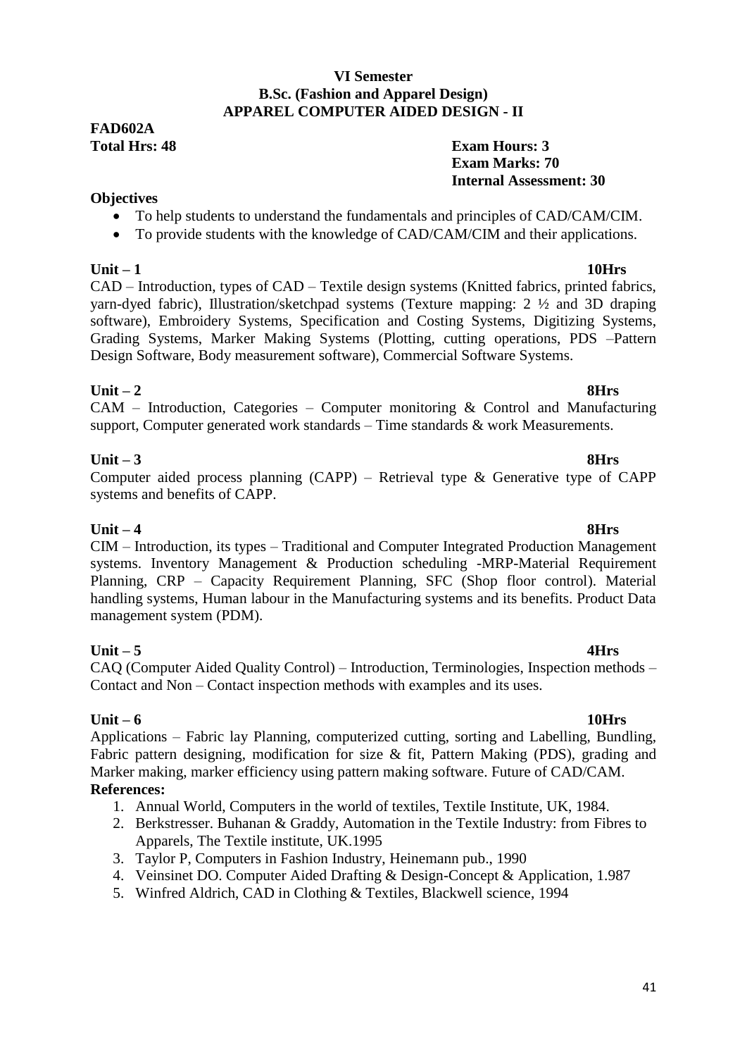**VI Semester**
**B.Sc. (Fashion and Apparel Design)**
**APPAREL COMPUTER AIDED DESIGN - II**

**FAD602A**

**Total Hrs: 48**

**Exam Hours: 3**
**Exam Marks: 70**
**Internal Assessment: 30**

**Objectives**

- To help students to understand the fundamentals and principles of CAD/CAM/CIM.
- To provide students with the knowledge of CAD/CAM/CIM and their applications.

**Unit – 1** **10Hrs**

CAD – Introduction, types of CAD – Textile design systems (Knitted fabrics, printed fabrics, yarn-dyed fabric), Illustration/sketchpad systems (Texture mapping: 2 ½ and 3D draping software), Embroidery Systems, Specification and Costing Systems, Digitizing Systems, Grading Systems, Marker Making Systems (Plotting, cutting operations, PDS –Pattern Design Software, Body measurement software), Commercial Software Systems.

**Unit – 2** **8Hrs**

CAM – Introduction, Categories – Computer monitoring & Control and Manufacturing support, Computer generated work standards – Time standards & work Measurements.

**Unit – 3** **8Hrs**

Computer aided process planning (CAPP) – Retrieval type & Generative type of CAPP systems and benefits of CAPP.

**Unit – 4** **8Hrs**

CIM – Introduction, its types – Traditional and Computer Integrated Production Management systems. Inventory Management & Production scheduling -MRP-Material Requirement Planning, CRP – Capacity Requirement Planning, SFC (Shop floor control). Material handling systems, Human labour in the Manufacturing systems and its benefits. Product Data management system (PDM).

**Unit – 5** **4Hrs**

CAQ (Computer Aided Quality Control) – Introduction, Terminologies, Inspection methods – Contact and Non – Contact inspection methods with examples and its uses.

**Unit – 6** **10Hrs**

Applications – Fabric lay Planning, computerized cutting, sorting and Labelling, Bundling, Fabric pattern designing, modification for size & fit, Pattern Making (PDS), grading and Marker making, marker efficiency using pattern making software. Future of CAD/CAM.

**References:**

1. Annual World, Computers in the world of textiles, Textile Institute, UK, 1984.
2. Berkstresser. Buhanan & Graddy, Automation in the Textile Industry: from Fibres to Apparels, The Textile institute, UK.1995
3. Taylor P, Computers in Fashion Industry, Heinemann pub., 1990
4. Veinsinet DO. Computer Aided Drafting & Design-Concept & Application, 1.987
5. Winfred Aldrich, CAD in Clothing & Textiles, Blackwell science, 1994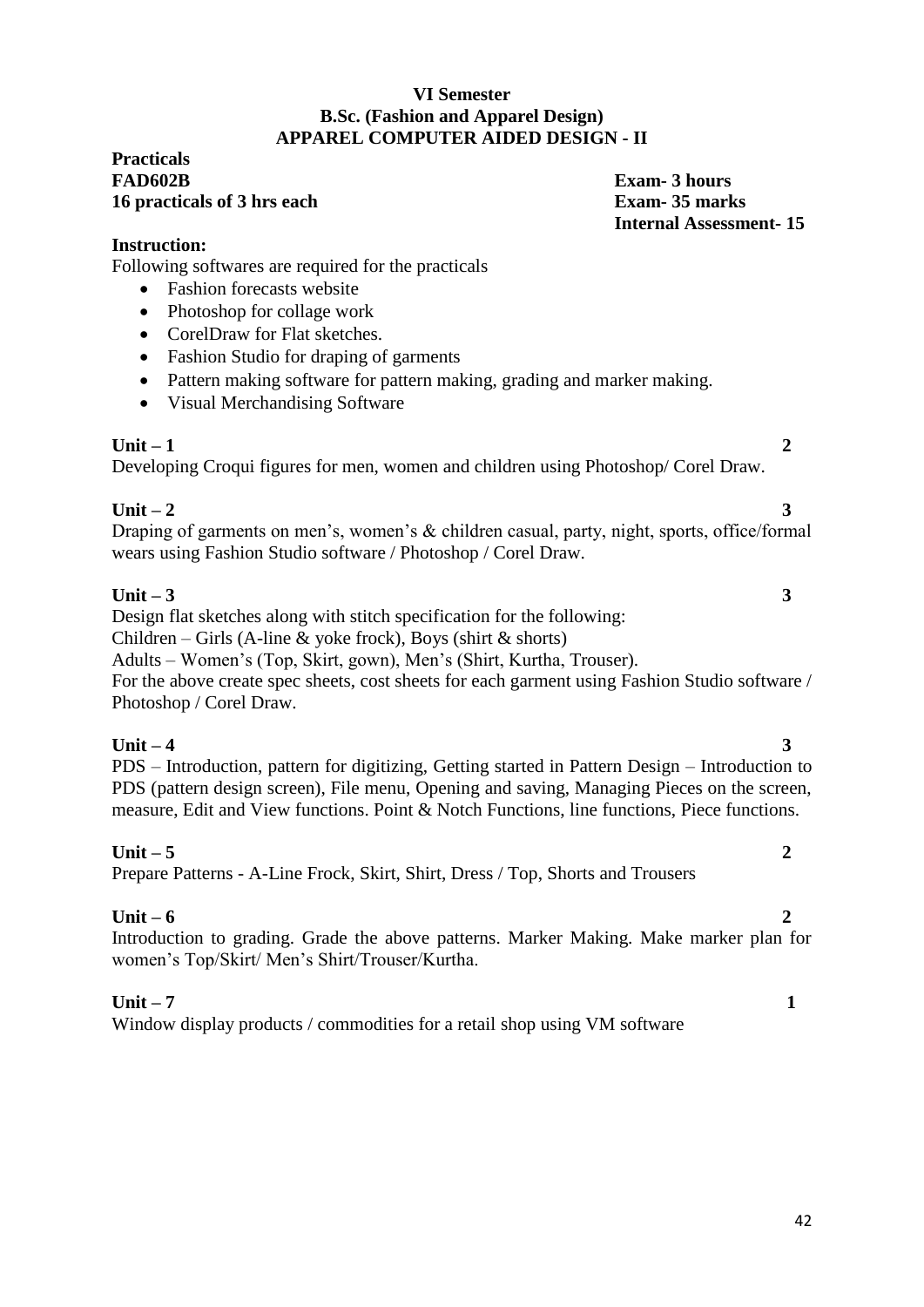**VI Semester**
**B.Sc. (Fashion and Apparel Design)**
**APPAREL COMPUTER AIDED DESIGN - II**

**Practicals**
**FAD602B** — **Exam- 3 hours**
**16 practicals of 3 hrs each** — **Exam- 35 marks**
**Internal Assessment- 15**

**Instruction:**

Following softwares are required for the practicals

- Fashion forecasts website
- Photoshop for collage work
- CorelDraw for Flat sketches.
- Fashion Studio for draping of garments
- Pattern making software for pattern making, grading and marker making.
- Visual Merchandising Software

**Unit – 1** **2**

Developing Croqui figures for men, women and children using Photoshop/ Corel Draw.

**Unit – 2** **3**

Draping of garments on men's, women's & children casual, party, night, sports, office/formal wears using Fashion Studio software / Photoshop / Corel Draw.

**Unit – 3** **3**

Design flat sketches along with stitch specification for the following:
Children – Girls (A-line & yoke frock), Boys (shirt & shorts)
Adults – Women's (Top, Skirt, gown), Men's (Shirt, Kurtha, Trouser).
For the above create spec sheets, cost sheets for each garment using Fashion Studio software / Photoshop / Corel Draw.

**Unit – 4** **3**

PDS – Introduction, pattern for digitizing, Getting started in Pattern Design – Introduction to PDS (pattern design screen), File menu, Opening and saving, Managing Pieces on the screen, measure, Edit and View functions. Point & Notch Functions, line functions, Piece functions.

**Unit – 5** **2**

Prepare Patterns - A-Line Frock, Skirt, Shirt, Dress / Top, Shorts and Trousers

**Unit – 6** **2**

Introduction to grading. Grade the above patterns. Marker Making. Make marker plan for women's Top/Skirt/ Men's Shirt/Trouser/Kurtha.

**Unit – 7** **1**

Window display products / commodities for a retail shop using VM software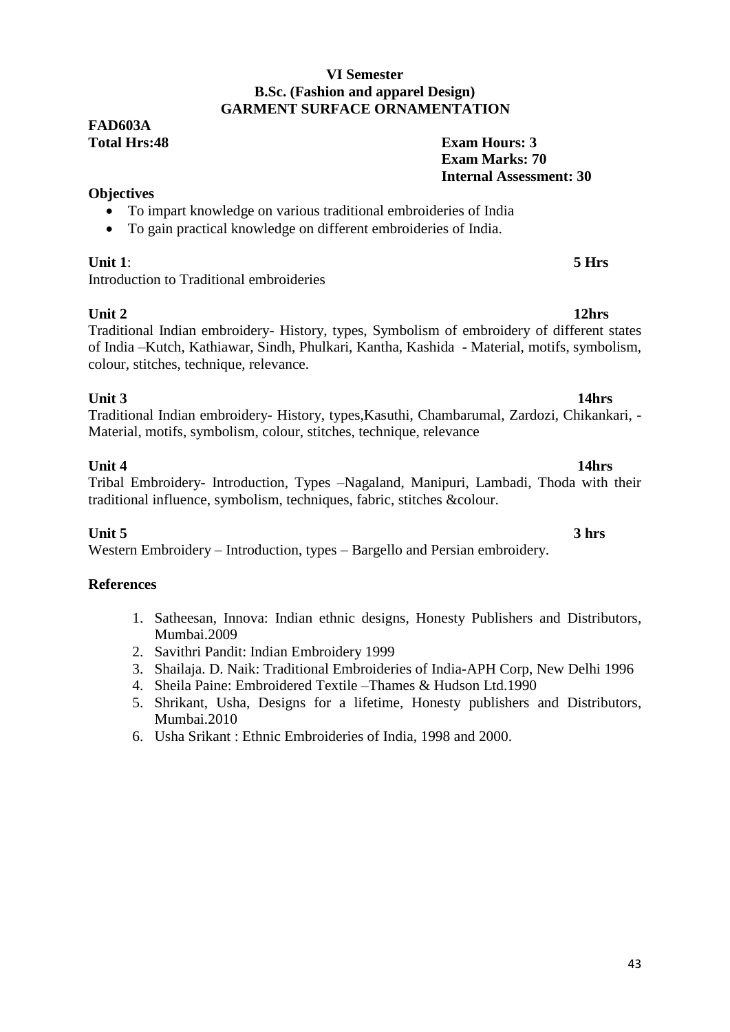**VI Semester**
**B.Sc. (Fashion and apparel Design)**
**GARMENT SURFACE ORNAMENTATION**

**FAD603A**

**Total Hrs:48**

**Exam Hours: 3**
**Exam Marks: 70**
**Internal Assessment: 30**

**Objectives**

- To impart knowledge on various traditional embroideries of India
- To gain practical knowledge on different embroideries of India.

**Unit 1**: **5 Hrs**

Introduction to Traditional embroideries

**Unit 2** **12hrs**

Traditional Indian embroidery- History, types, Symbolism of embroidery of different states of India –Kutch, Kathiawar, Sindh, Phulkari, Kantha, Kashida - Material, motifs, symbolism, colour, stitches, technique, relevance.

**Unit 3** **14hrs**

Traditional Indian embroidery- History, types,Kasuthi, Chambarumal, Zardozi, Chikankari, -Material, motifs, symbolism, colour, stitches, technique, relevance

**Unit 4** **14hrs**

Tribal Embroidery- Introduction, Types –Nagaland, Manipuri, Lambadi, Thoda with their traditional influence, symbolism, techniques, fabric, stitches &colour.

**Unit 5** **3 hrs**

Western Embroidery – Introduction, types – Bargello and Persian embroidery.

**References**

1. Satheesan, Innova: Indian ethnic designs, Honesty Publishers and Distributors, Mumbai.2009
2. Savithri Pandit: Indian Embroidery 1999
3. Shailaja. D. Naik: Traditional Embroideries of India-APH Corp, New Delhi 1996
4. Sheila Paine: Embroidered Textile –Thames & Hudson Ltd.1990
5. Shrikant, Usha, Designs for a lifetime, Honesty publishers and Distributors, Mumbai.2010
6. Usha Srikant : Ethnic Embroideries of India, 1998 and 2000.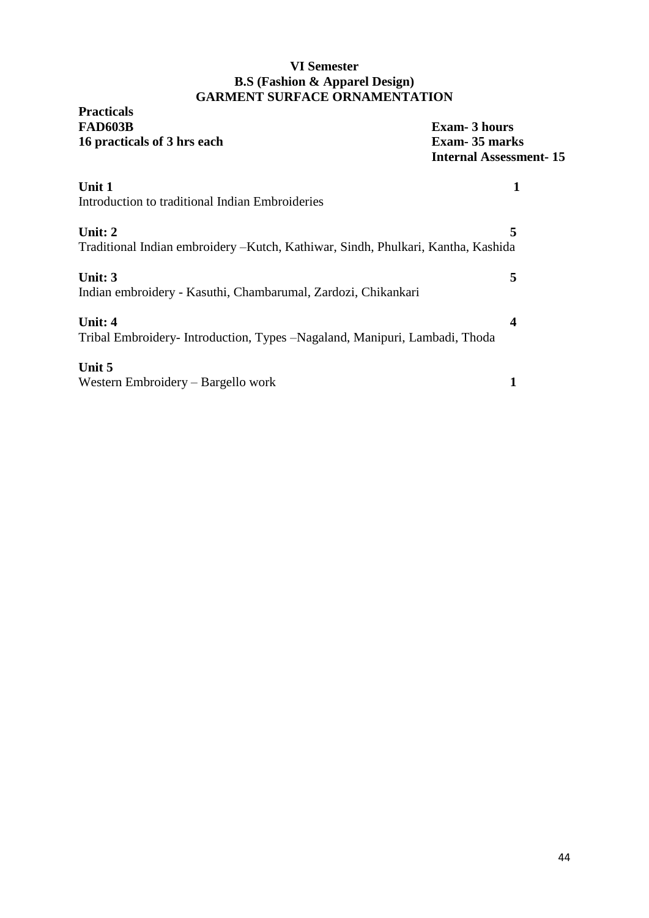**VI Semester**
**B.S (Fashion & Apparel Design)**
**GARMENT SURFACE ORNAMENTATION**

**Practicals**
**FAD603B** — **Exam- 3 hours**
**16 practicals of 3 hrs each** — **Exam- 35 marks**
**Internal Assessment- 15**

**Unit 1** — **1**
Introduction to traditional Indian Embroideries

**Unit: 2** — **5**
Traditional Indian embroidery –Kutch, Kathiwar, Sindh, Phulkari, Kantha, Kashida

**Unit: 3** — **5**
Indian embroidery - Kasuthi, Chambarumal, Zardozi, Chikankari

**Unit: 4** — **4**
Tribal Embroidery- Introduction, Types –Nagaland, Manipuri, Lambadi, Thoda

**Unit 5**
Western Embroidery – Bargello work — **1**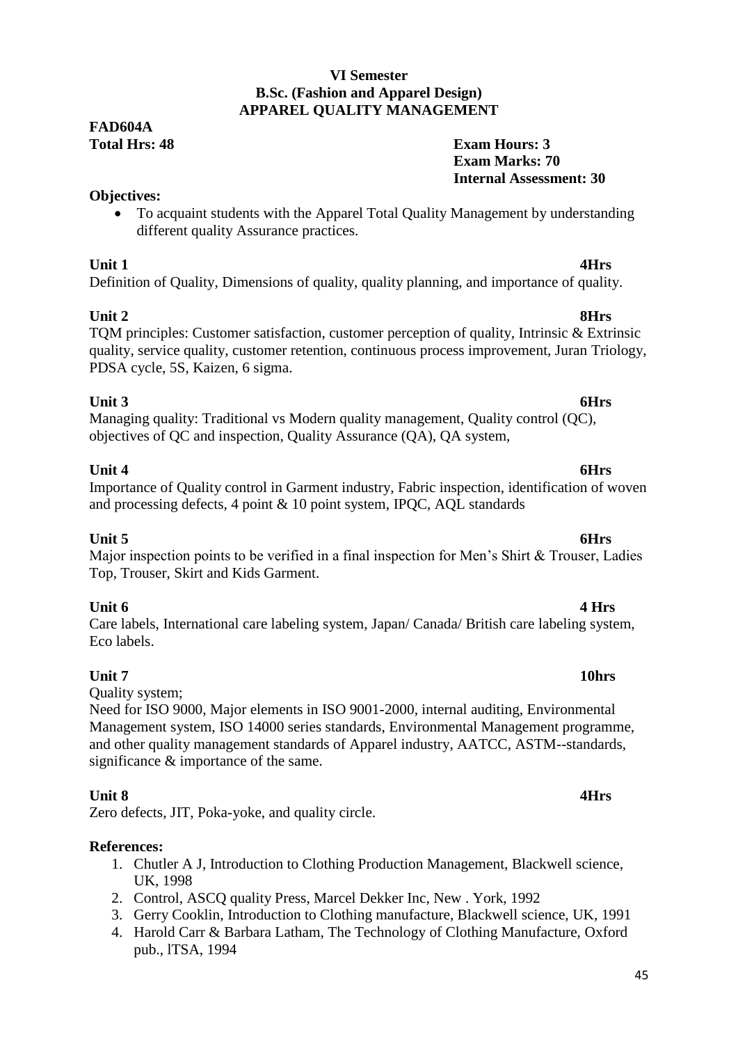**VI Semester**
**B.Sc. (Fashion and Apparel Design)**
**APPAREL QUALITY MANAGEMENT**

**FAD604A**
**Total Hrs: 48**

**Exam Hours: 3**
**Exam Marks: 70**
**Internal Assessment: 30**

**Objectives:**

- To acquaint students with the Apparel Total Quality Management by understanding different quality Assurance practices.

**Unit 1** **4Hrs**

Definition of Quality, Dimensions of quality, quality planning, and importance of quality.

**Unit 2** **8Hrs**

TQM principles: Customer satisfaction, customer perception of quality, Intrinsic & Extrinsic quality, service quality, customer retention, continuous process improvement, Juran Triology, PDSA cycle, 5S, Kaizen, 6 sigma.

**Unit 3** **6Hrs**

Managing quality: Traditional vs Modern quality management, Quality control (QC), objectives of QC and inspection, Quality Assurance (QA), QA system,

**Unit 4** **6Hrs**

Importance of Quality control in Garment industry, Fabric inspection, identification of woven and processing defects, 4 point & 10 point system, IPQC, AQL standards

**Unit 5** **6Hrs**

Major inspection points to be verified in a final inspection for Men's Shirt & Trouser, Ladies Top, Trouser, Skirt and Kids Garment.

**Unit 6** **4 Hrs**

Care labels, International care labeling system, Japan/ Canada/ British care labeling system, Eco labels.

**Unit 7** **10hrs**

Quality system;

Need for ISO 9000, Major elements in ISO 9001-2000, internal auditing, Environmental Management system, ISO 14000 series standards, Environmental Management programme, and other quality management standards of Apparel industry, AATCC, ASTM--standards, significance & importance of the same.

**Unit 8** **4Hrs**

Zero defects, JIT, Poka-yoke, and quality circle.

**References:**

1. Chutler A J, Introduction to Clothing Production Management, Blackwell science, UK, 1998
2. Control, ASCQ quality Press, Marcel Dekker Inc, New . York, 1992
3. Gerry Cooklin, Introduction to Clothing manufacture, Blackwell science, UK, 1991
4. Harold Carr & Barbara Latham, The Technology of Clothing Manufacture, Oxford pub., lTSA, 1994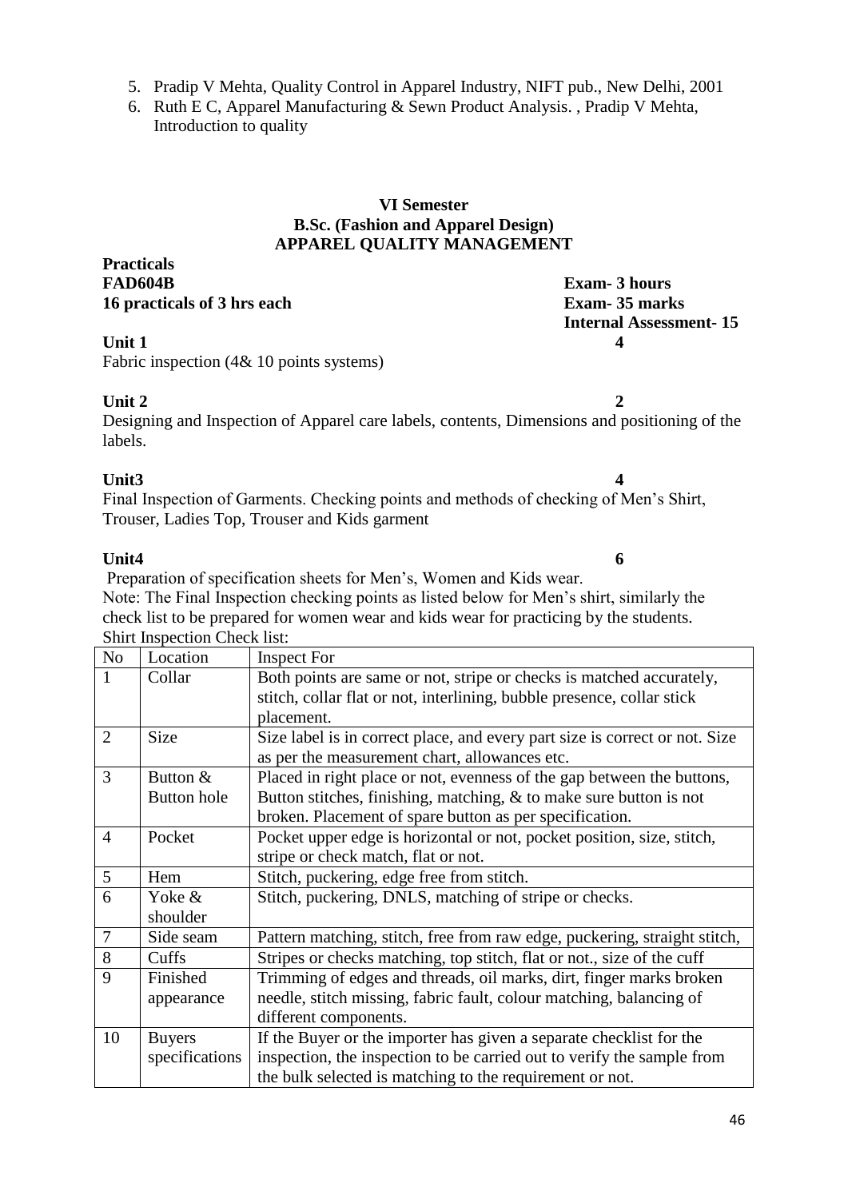5. Pradip V Mehta, Quality Control in Apparel Industry, NIFT pub., New Delhi, 2001
6. Ruth E C, Apparel Manufacturing & Sewn Product Analysis. , Pradip V Mehta, Introduction to quality

**VI Semester**
**B.Sc. (Fashion and Apparel Design)**
**APPAREL QUALITY MANAGEMENT**

**Practicals**

**FAD604B** — **Exam- 3 hours**

**16 practicals of 3 hrs each** — **Exam- 35 marks**

**Internal Assessment- 15**

**Unit 1** — **4**

Fabric inspection (4& 10 points systems)

**Unit 2** — **2**

Designing and Inspection of Apparel care labels, contents, Dimensions and positioning of the labels.

**Unit3** — **4**

Final Inspection of Garments. Checking points and methods of checking of Men's Shirt, Trouser, Ladies Top, Trouser and Kids garment

**Unit4** — **6**

Preparation of specification sheets for Men's, Women and Kids wear.

Note: The Final Inspection checking points as listed below for Men's shirt, similarly the check list to be prepared for women wear and kids wear for practicing by the students.

Shirt Inspection Check list:

| No | Location | Inspect For |
|---|---|---|
| 1 | Collar | Both points are same or not, stripe or checks is matched accurately, stitch, collar flat or not, interlining, bubble presence, collar stick placement. |
| 2 | Size | Size label is in correct place, and every part size is correct or not. Size as per the measurement chart, allowances etc. |
| 3 | Button & Button hole | Placed in right place or not, evenness of the gap between the buttons, Button stitches, finishing, matching, & to make sure button is not broken. Placement of spare button as per specification. |
| 4 | Pocket | Pocket upper edge is horizontal or not, pocket position, size, stitch, stripe or check match, flat or not. |
| 5 | Hem | Stitch, puckering, edge free from stitch. |
| 6 | Yoke & shoulder | Stitch, puckering, DNLS, matching of stripe or checks. |
| 7 | Side seam | Pattern matching, stitch, free from raw edge, puckering, straight stitch, |
| 8 | Cuffs | Stripes or checks matching, top stitch, flat or not., size of the cuff |
| 9 | Finished appearance | Trimming of edges and threads, oil marks, dirt, finger marks broken needle, stitch missing, fabric fault, colour matching, balancing of different components. |
| 10 | Buyers specifications | If the Buyer or the importer has given a separate checklist for the inspection, the inspection to be carried out to verify the sample from the bulk selected is matching to the requirement or not. |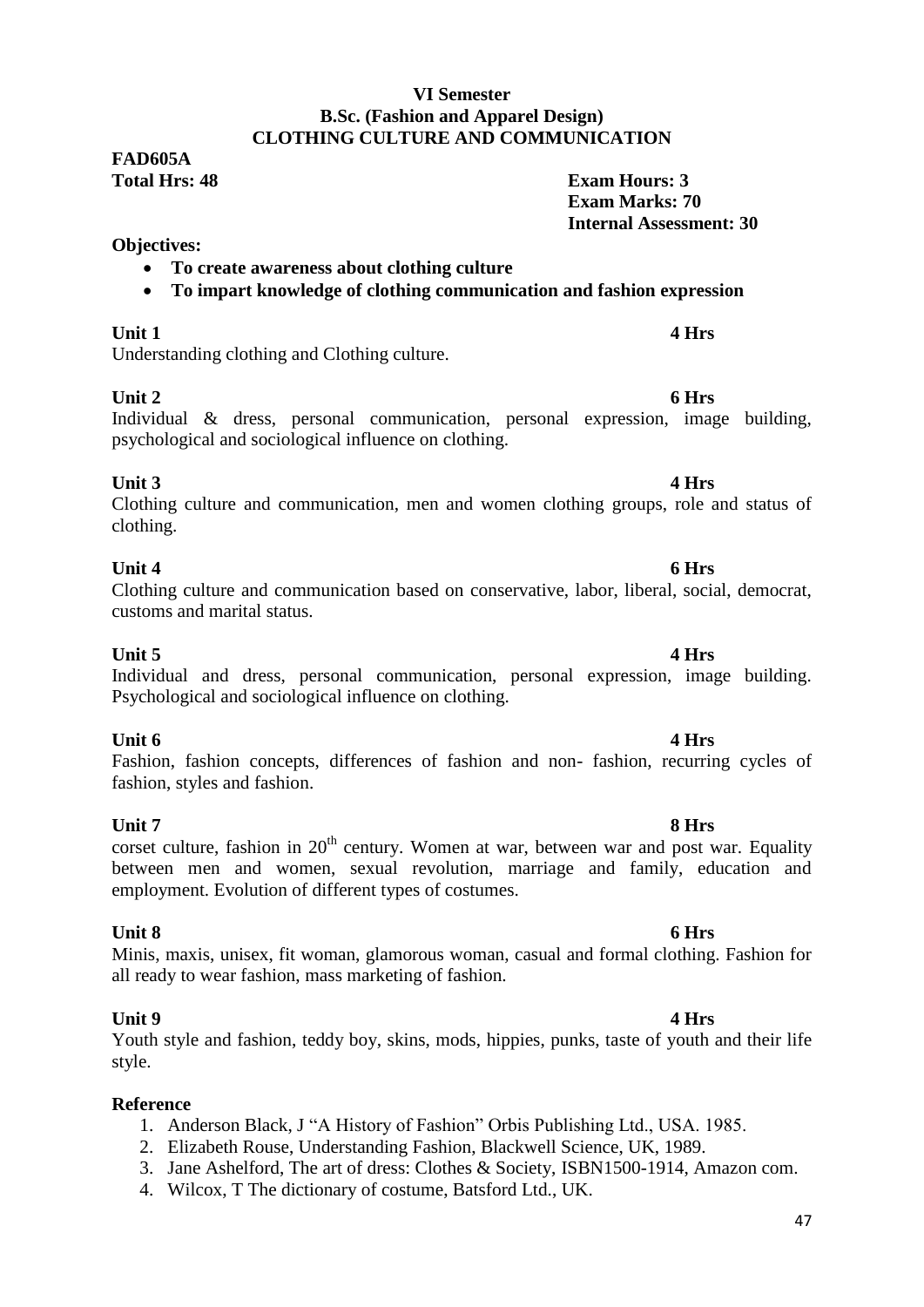**VI Semester**
**B.Sc. (Fashion and Apparel Design)**
**CLOTHING CULTURE AND COMMUNICATION**

**FAD605A**

**Total Hrs: 48**

**Exam Hours: 3**
**Exam Marks: 70**
**Internal Assessment: 30**

**Objectives:**

- **To create awareness about clothing culture**
- **To impart knowledge of clothing communication and fashion expression**

**Unit 1** **4 Hrs**

Understanding clothing and Clothing culture.

**Unit 2** **6 Hrs**

Individual & dress, personal communication, personal expression, image building, psychological and sociological influence on clothing.

**Unit 3** **4 Hrs**

Clothing culture and communication, men and women clothing groups, role and status of clothing.

**Unit 4** **6 Hrs**

Clothing culture and communication based on conservative, labor, liberal, social, democrat, customs and marital status.

**Unit 5** **4 Hrs**

Individual and dress, personal communication, personal expression, image building. Psychological and sociological influence on clothing.

**Unit 6** **4 Hrs**

Fashion, fashion concepts, differences of fashion and non- fashion, recurring cycles of fashion, styles and fashion.

**Unit 7** **8 Hrs**

corset culture, fashion in $20^{th}$ century. Women at war, between war and post war. Equality between men and women, sexual revolution, marriage and family, education and employment. Evolution of different types of costumes.

**Unit 8** **6 Hrs**

Minis, maxis, unisex, fit woman, glamorous woman, casual and formal clothing. Fashion for all ready to wear fashion, mass marketing of fashion.

**Unit 9** **4 Hrs**

Youth style and fashion, teddy boy, skins, mods, hippies, punks, taste of youth and their life style.

**Reference**

1. Anderson Black, J "A History of Fashion" Orbis Publishing Ltd., USA. 1985.
2. Elizabeth Rouse, Understanding Fashion, Blackwell Science, UK, 1989.
3. Jane Ashelford, The art of dress: Clothes & Society, ISBN1500-1914, Amazon com.
4. Wilcox, T The dictionary of costume, Batsford Ltd., UK.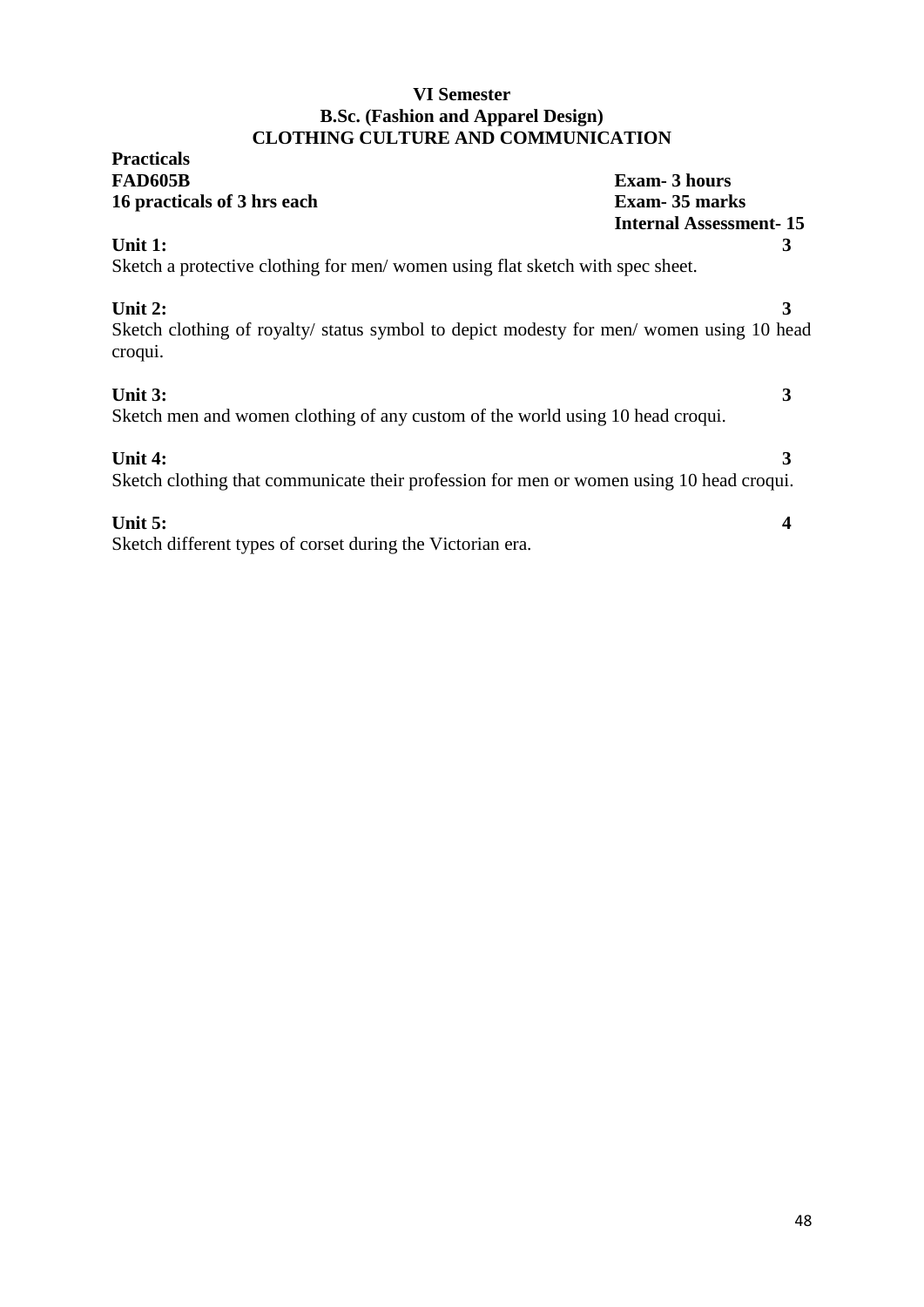**VI Semester**
**B.Sc. (Fashion and Apparel Design)**
**CLOTHING CULTURE AND COMMUNICATION**

**Practicals**

**FAD605B** — **Exam- 3 hours**

**16 practicals of 3 hrs each** — **Exam- 35 marks**

**Internal Assessment- 15**

**Unit 1:** **3**

Sketch a protective clothing for men/ women using flat sketch with spec sheet.

**Unit 2:** **3**

Sketch clothing of royalty/ status symbol to depict modesty for men/ women using 10 head croqui.

**Unit 3:** **3**

Sketch men and women clothing of any custom of the world using 10 head croqui.

**Unit 4:** **3**

Sketch clothing that communicate their profession for men or women using 10 head croqui.

**Unit 5:** **4**

Sketch different types of corset during the Victorian era.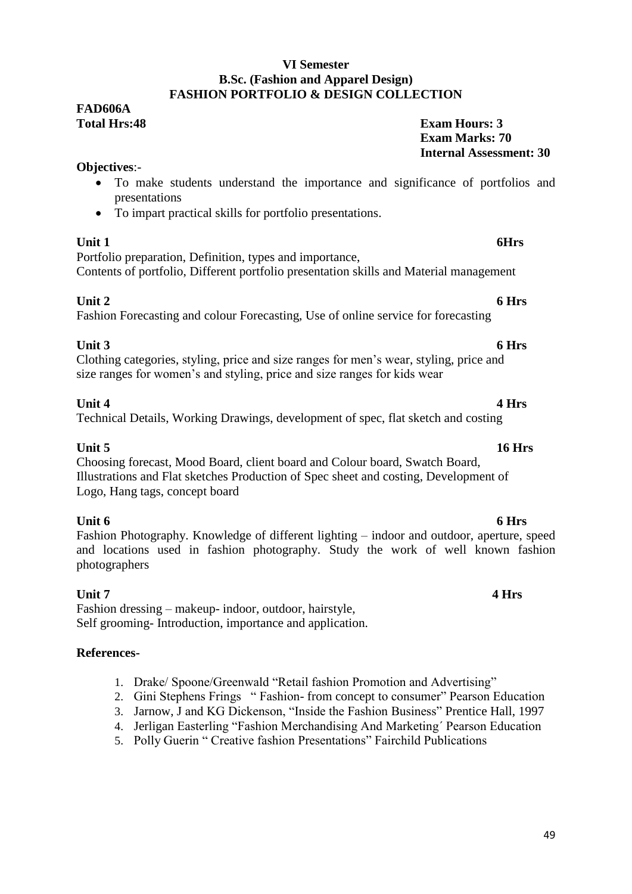**VI Semester**
**B.Sc. (Fashion and Apparel Design)**
**FASHION PORTFOLIO & DESIGN COLLECTION**

**FAD606A**
**Total Hrs:48**

**Exam Hours: 3**
**Exam Marks: 70**
**Internal Assessment: 30**

**Objectives**:-

- To make students understand the importance and significance of portfolios and presentations
- To impart practical skills for portfolio presentations.

**Unit 1** **6Hrs**

Portfolio preparation, Definition, types and importance,
Contents of portfolio, Different portfolio presentation skills and Material management

**Unit 2** **6 Hrs**

Fashion Forecasting and colour Forecasting, Use of online service for forecasting

**Unit 3** **6 Hrs**

Clothing categories, styling, price and size ranges for men's wear, styling, price and size ranges for women's and styling, price and size ranges for kids wear

**Unit 4** **4 Hrs**

Technical Details, Working Drawings, development of spec, flat sketch and costing

**Unit 5** **16 Hrs**

Choosing forecast, Mood Board, client board and Colour board, Swatch Board, Illustrations and Flat sketches Production of Spec sheet and costing, Development of Logo, Hang tags, concept board

**Unit 6** **6 Hrs**

Fashion Photography. Knowledge of different lighting – indoor and outdoor, aperture, speed and locations used in fashion photography. Study the work of well known fashion photographers

**Unit 7** **4 Hrs**

Fashion dressing – makeup- indoor, outdoor, hairstyle,
Self grooming- Introduction, importance and application.

**References-**

1. Drake/ Spoone/Greenwald "Retail fashion Promotion and Advertising"
2. Gini Stephens Frings " Fashion- from concept to consumer" Pearson Education
3. Jarnow, J and KG Dickenson, "Inside the Fashion Business" Prentice Hall, 1997
4. Jerligan Easterling "Fashion Merchandising And Marketing´ Pearson Education
5. Polly Guerin " Creative fashion Presentations" Fairchild Publications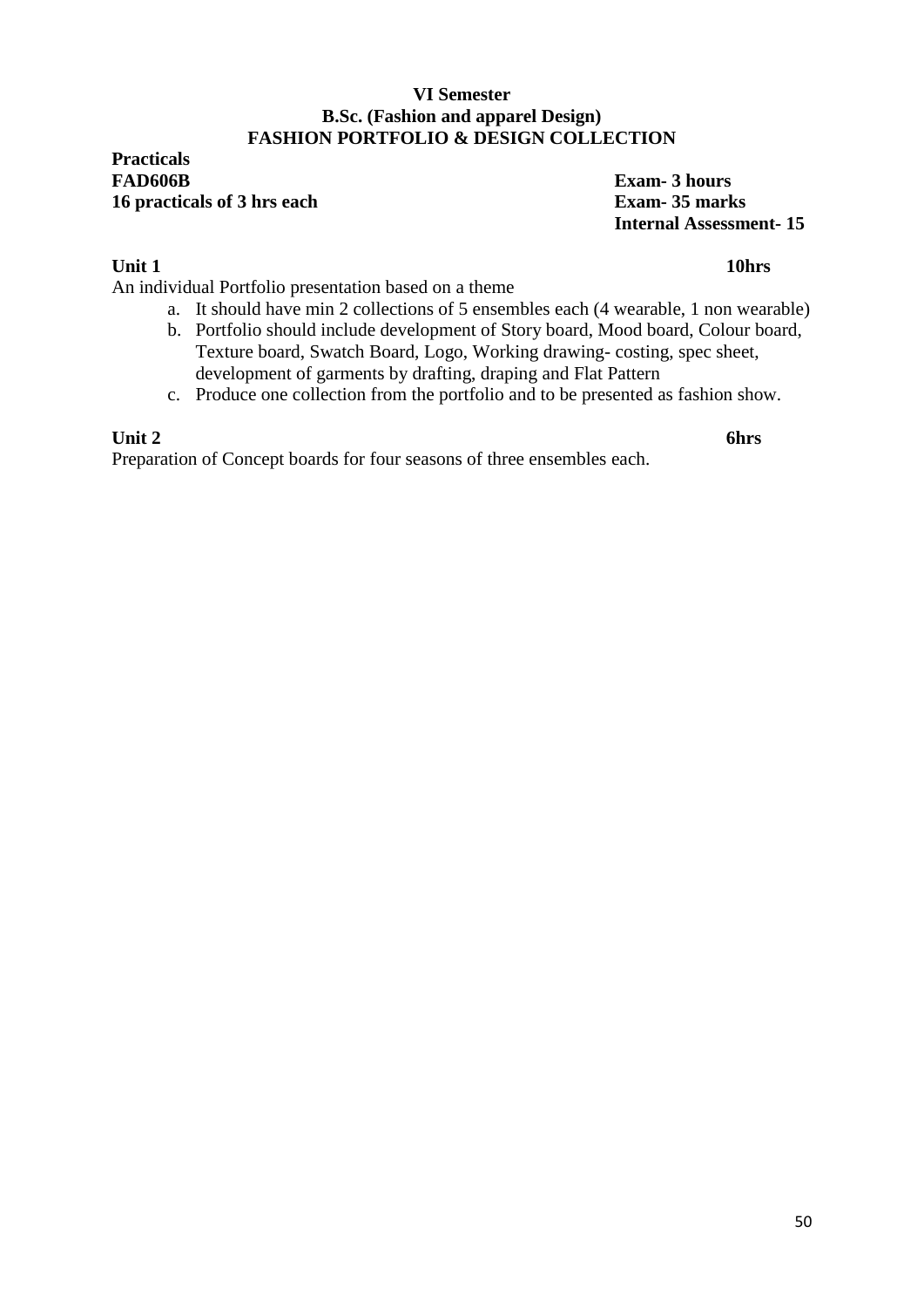**VI Semester**
**B.Sc. (Fashion and apparel Design)**
**FASHION PORTFOLIO & DESIGN COLLECTION**

**Practicals**
**FAD606B** **Exam- 3 hours**
**16 practicals of 3 hrs each** **Exam- 35 marks**
**Internal Assessment- 15**

**Unit 1** **10hrs**

An individual Portfolio presentation based on a theme

a. It should have min 2 collections of 5 ensembles each (4 wearable, 1 non wearable)
b. Portfolio should include development of Story board, Mood board, Colour board, Texture board, Swatch Board, Logo, Working drawing- costing, spec sheet, development of garments by drafting, draping and Flat Pattern
c. Produce one collection from the portfolio and to be presented as fashion show.

**Unit 2** **6hrs**

Preparation of Concept boards for four seasons of three ensembles each.